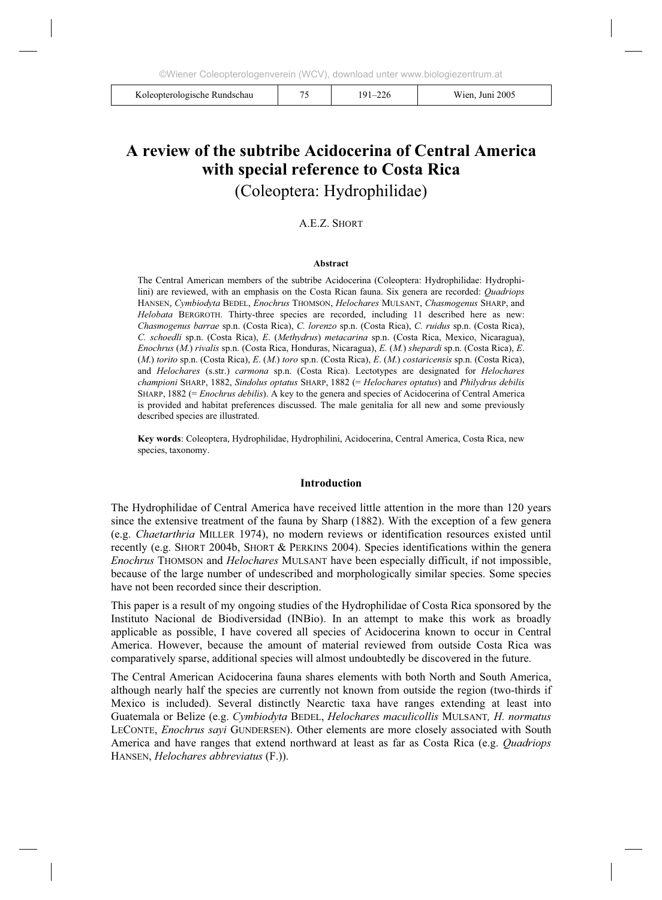# A review of the subtribe Acidocerina of Central America with special reference to Costa Rica

(Coleoptera: Hydrophilidae)

A.E.Z. SHORT

**Abstract**

The Central American members of the subtribe Acidocerina (Coleoptera: Hydrophilidae: Hydrophilini) are reviewed, with an emphasis on the Costa Rican fauna. Six genera are recorded: *Quadriops* HANSEN, *Cymbiodyta* BEDEL, *Enochrus* THOMSON, *Helochares* MULSANT, *Chasmogenus* SHARP, and *Helobata* BERGROTH. Thirty-three species are recorded, including 11 described here as new: *Chasmogenus barrae* sp.n. (Costa Rica), *C. lorenzo* sp.n. (Costa Rica), *C. ruidus* sp.n. (Costa Rica), *C. schoedli* sp.n. (Costa Rica), *E.* (*Methydrus*) *metacarina* sp.n. (Costa Rica, Mexico, Nicaragua), *Enochrus* (*M.*) *rivalis* sp.n. (Costa Rica, Honduras, Nicaragua), *E.* (*M.*) *shepardi* sp.n. (Costa Rica), *E.* (*M.*) *torito* sp.n. (Costa Rica), *E.* (*M.*) *toro* sp.n. (Costa Rica), *E.* (*M.*) *costaricensis* sp.n. (Costa Rica), and *Helochares* (s.str.) *carmona* sp.n. (Costa Rica). Lectotypes are designated for *Helochares championi* SHARP, 1882, *Sindolus optatus* SHARP, 1882 (= *Helochares optatus*) and *Philydrus debilis* SHARP, 1882 (= *Enochrus debilis*). A key to the genera and species of Acidocerina of Central America is provided and habitat preferences discussed. The male genitalia for all new and some previously described species are illustrated.

**Key words**: Coleoptera, Hydrophilidae, Hydrophilini, Acidocerina, Central America, Costa Rica, new species, taxonomy.

## Introduction

The Hydrophilidae of Central America have received little attention in the more than 120 years since the extensive treatment of the fauna by Sharp (1882). With the exception of a few genera (e.g. *Chaetarthria* MILLER 1974), no modern reviews or identification resources existed until recently (e.g. SHORT 2004b, SHORT & PERKINS 2004). Species identifications within the genera *Enochrus* THOMSON and *Helochares* MULSANT have been especially difficult, if not impossible, because of the large number of undescribed and morphologically similar species. Some species have not been recorded since their description.

This paper is a result of my ongoing studies of the Hydrophilidae of Costa Rica sponsored by the Instituto Nacional de Biodiversidad (INBio). In an attempt to make this work as broadly applicable as possible, I have covered all species of Acidocerina known to occur in Central America. However, because the amount of material reviewed from outside Costa Rica was comparatively sparse, additional species will almost undoubtedly be discovered in the future.

The Central American Acidocerina fauna shares elements with both North and South America, although nearly half the species are currently not known from outside the region (two-thirds if Mexico is included). Several distinctly Nearctic taxa have ranges extending at least into Guatemala or Belize (e.g. *Cymbiodyta* BEDEL, *Helochares maculicollis* MULSANT*, H. normatus* LECONTE, *Enochrus sayi* GUNDERSEN). Other elements are more closely associated with South America and have ranges that extend northward at least as far as Costa Rica (e.g. *Quadriops* HANSEN, *Helochares abbreviatus* (F.)).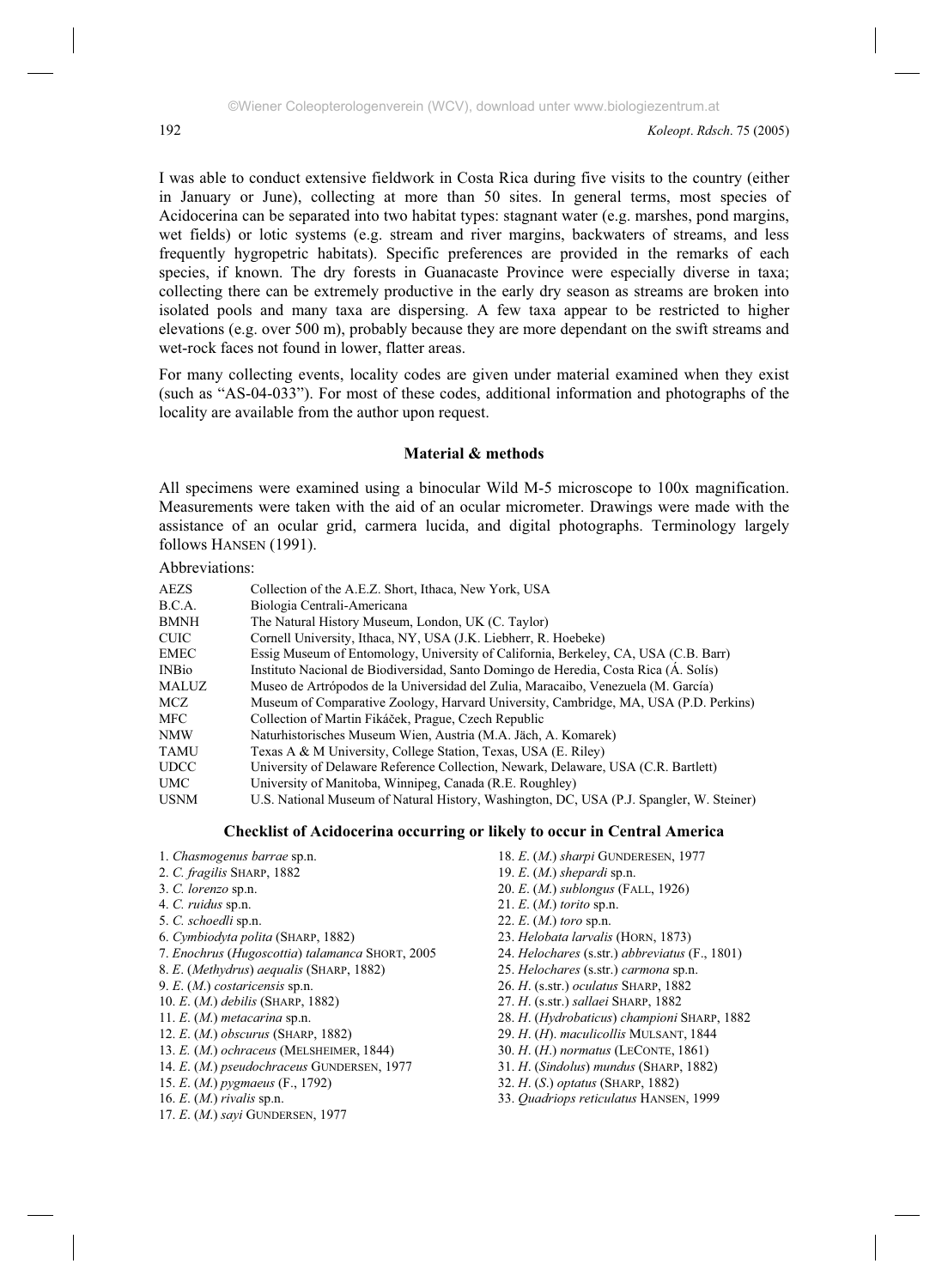I was able to conduct extensive fieldwork in Costa Rica during five visits to the country (either in January or June), collecting at more than 50 sites. In general terms, most species of Acidocerina can be separated into two habitat types: stagnant water (e.g. marshes, pond margins, wet fields) or lotic systems (e.g. stream and river margins, backwaters of streams, and less frequently hygropetric habitats). Specific preferences are provided in the remarks of each species, if known. The dry forests in Guanacaste Province were especially diverse in taxa; collecting there can be extremely productive in the early dry season as streams are broken into isolated pools and many taxa are dispersing. A few taxa appear to be restricted to higher elevations (e.g. over 500 m), probably because they are more dependant on the swift streams and wet-rock faces not found in lower, flatter areas.

For many collecting events, locality codes are given under material examined when they exist (such as "AS-04-033"). For most of these codes, additional information and photographs of the locality are available from the author upon request.

## Material & methods

All specimens were examined using a binocular Wild M-5 microscope to 100x magnification. Measurements were taken with the aid of an ocular micrometer. Drawings were made with the assistance of an ocular grid, carmera lucida, and digital photographs. Terminology largely follows HANSEN (1991).

Abbreviations:

| | |
|---|---|
| AEZS | Collection of the A.E.Z. Short, Ithaca, New York, USA |
| B.C.A. | Biologia Centrali-Americana |
| BMNH | The Natural History Museum, London, UK (C. Taylor) |
| CUIC | Cornell University, Ithaca, NY, USA (J.K. Liebherr, R. Hoebeke) |
| EMEC | Essig Museum of Entomology, University of California, Berkeley, CA, USA (C.B. Barr) |
| INBio | Instituto Nacional de Biodiversidad, Santo Domingo de Heredia, Costa Rica (Á. Solís) |
| MALUZ | Museo de Artrópodos de la Universidad del Zulia, Maracaibo, Venezuela (M. García) |
| MCZ | Museum of Comparative Zoology, Harvard University, Cambridge, MA, USA (P.D. Perkins) |
| MFC | Collection of Martin Fikáček, Prague, Czech Republic |
| NMW | Naturhistorisches Museum Wien, Austria (M.A. Jäch, A. Komarek) |
| TAMU | Texas A & M University, College Station, Texas, USA (E. Riley) |
| UDCC | University of Delaware Reference Collection, Newark, Delaware, USA (C.R. Bartlett) |
| UMC | University of Manitoba, Winnipeg, Canada (R.E. Roughley) |
| USNM | U.S. National Museum of Natural History, Washington, DC, USA (P.J. Spangler, W. Steiner) |

## Checklist of Acidocerina occurring or likely to occur in Central America

1. *Chasmogenus barrae* sp.n.
2. *C. fragilis* SHARP, 1882
3. *C. lorenzo* sp.n.
4. *C. ruidus* sp.n.
5. *C. schoedli* sp.n.
6. *Cymbiodyta polita* (SHARP, 1882)
7. *Enochrus* (*Hugoscottia*) *talamanca* SHORT, 2005
8. *E*. (*Methydrus*) *aequalis* (SHARP, 1882)
9. *E*. (*M*.) *costaricensis* sp.n.
10. *E*. (*M*.) *debilis* (SHARP, 1882)
11. *E*. (*M*.) *metacarina* sp.n.
12. *E*. (*M*.) *obscurus* (SHARP, 1882)
13. *E*. (*M*.) *ochraceus* (MELSHEIMER, 1844)
14. *E*. (*M*.) *pseudochraceus* GUNDERSEN, 1977
15. *E*. (*M*.) *pygmaeus* (F., 1792)
16. *E*. (*M*.) *rivalis* sp.n.
17. *E*. (*M*.) *sayi* GUNDERSEN, 1977
18. *E*. (*M*.) *sharpi* GUNDERESEN, 1977
19. *E*. (*M*.) *shepardi* sp.n.
20. *E*. (*M*.) *sublongus* (FALL, 1926)
21. *E*. (*M*.) *torito* sp.n.
22. *E*. (*M*.) *toro* sp.n.
23. *Helobata larvalis* (HORN, 1873)
24. *Helochares* (s.str.) *abbreviatus* (F., 1801)
25. *Helochares* (s.str.) *carmona* sp.n.
26. *H*. (s.str.) *oculatus* SHARP, 1882
27. *H*. (s.str.) *sallaei* SHARP, 1882
28. *H*. (*Hydrobaticus*) *championi* SHARP, 1882
29. *H*. (*H*). *maculicollis* MULSANT, 1844
30. *H*. (*H*.) *normatus* (LECONTE, 1861)
31. *H*. (*Sindolus*) *mundus* (SHARP, 1882)
32. *H*. (*S*.) *optatus* (SHARP, 1882)
33. *Quadriops reticulatus* HANSEN, 1999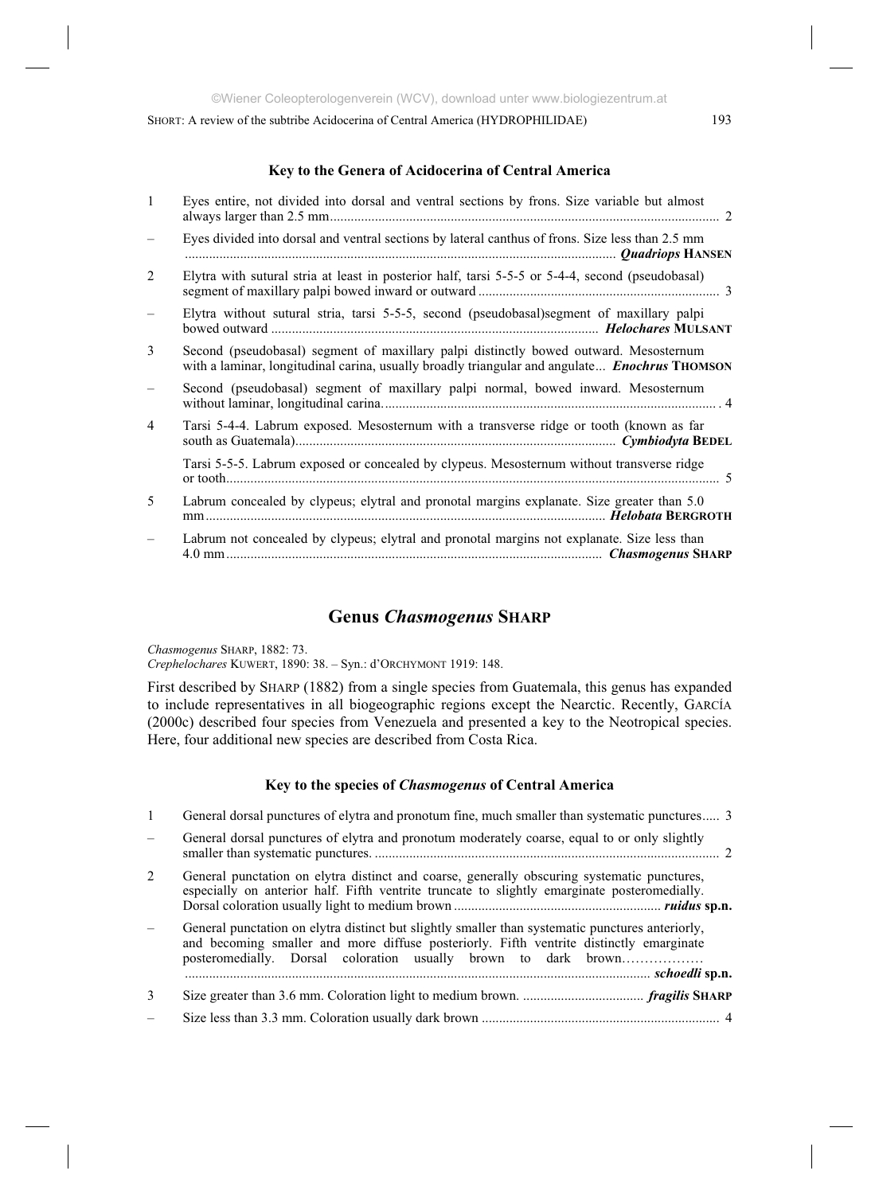### Key to the Genera of Acidocerina of Central America

1 Eyes entire, not divided into dorsal and ventral sections by frons. Size variable but almost always larger than 2.5 mm .................................................................................................................. 2

– Eyes divided into dorsal and ventral sections by lateral canthus of frons. Size less than 2.5 mm ............................................................................................................................ ***Quadriops*** **HANSEN**

2 Elytra with sutural stria at least in posterior half, tarsi 5-5-5 or 5-4-4, second (pseudobasal) segment of maxillary palpi bowed inward or outward ..................................................................... 3

– Elytra without sutural stria, tarsi 5-5-5, second (pseudobasal)segment of maxillary palpi bowed outward ............................................................................................... ***Helochares*** **MULSANT**

3 Second (pseudobasal) segment of maxillary palpi distinctly bowed outward. Mesosternum with a laminar, longitudinal carina, usually broadly triangular and angulate... ***Enochrus*** **THOMSON**

– Second (pseudobasal) segment of maxillary palpi normal, bowed inward. Mesosternum without laminar, longitudinal carina. .................................................................................................. . 4

4 Tarsi 5-4-4. Labrum exposed. Mesosternum with a transverse ridge or tooth (known as far south as Guatemala)............................................................................................ ***Cymbiodyta*** **BEDEL**

Tarsi 5-5-5. Labrum exposed or concealed by clypeus. Mesosternum without transverse ridge or tooth.............................................................................................................................................. 5

5 Labrum concealed by clypeus; elytral and pronotal margins explanate. Size greater than 5.0 mm.................................................................................................................... ***Helobata*** **BERGROTH**

– Labrum not concealed by clypeus; elytral and pronotal margins not explanate. Size less than 4.0 mm............................................................................................................. ***Chasmogenus*** **SHARP**

## Genus *Chasmogenus* SHARP

*Chasmogenus* SHARP, 1882: 73.
*Crephelochares* KUWERT, 1890: 38. – Syn.: d'ORCHYMONT 1919: 148.

First described by SHARP (1882) from a single species from Guatemala, this genus has expanded to include representatives in all biogeographic regions except the Nearctic. Recently, GARCÍA (2000c) described four species from Venezuela and presented a key to the Neotropical species. Here, four additional new species are described from Costa Rica.

### Key to the species of *Chasmogenus* of Central America

1 General dorsal punctures of elytra and pronotum fine, much smaller than systematic punctures..... 3

– General dorsal punctures of elytra and pronotum moderately coarse, equal to or only slightly smaller than systematic punctures. ..................................................................................................... 2

2 General punctation on elytra distinct and coarse, generally obscuring systematic punctures, especially on anterior half. Fifth ventrite truncate to slightly emarginate posteromedially. Dorsal coloration usually light to medium brown ............................................................ ***ruidus*** **sp.n.**

– General punctation on elytra distinct but slightly smaller than systematic punctures anteriorly, and becoming smaller and more diffuse posteriorly. Fifth ventrite distinctly emarginate posteromedially. Dorsal coloration usually brown to dark brown……………… ........................................................................................................................... ***schoedli*** **sp.n.**

3 Size greater than 3.6 mm. Coloration light to medium brown. .................................. ***fragilis*** **SHARP**

– Size less than 3.3 mm. Coloration usually dark brown ..................................................................... 4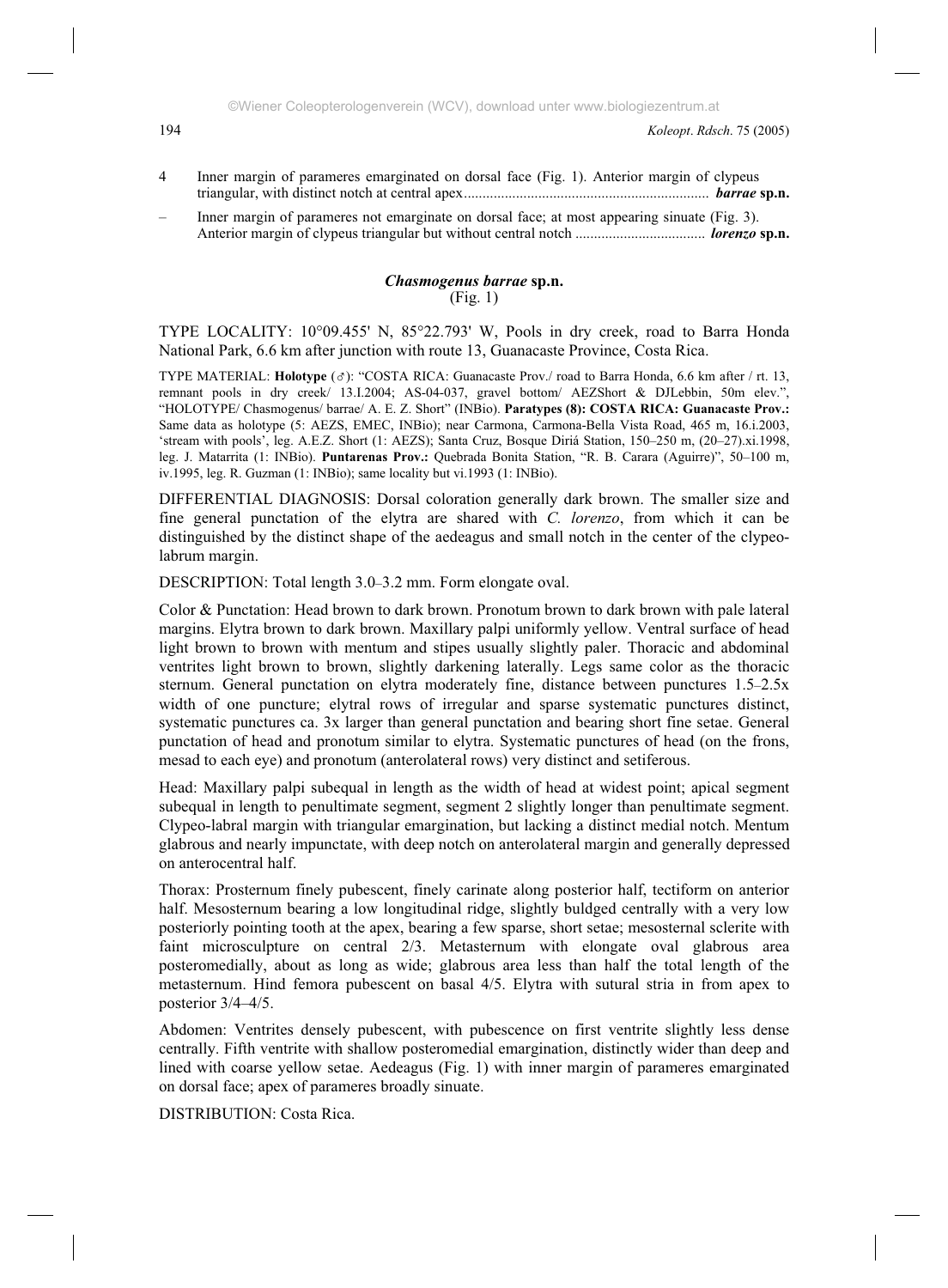4 Inner margin of parameres emarginated on dorsal face (Fig. 1). Anterior margin of clypeus triangular, with distinct notch at central apex.................................................................. ***barrae* sp.n.**

– Inner margin of parameres not emarginate on dorsal face; at most appearing sinuate (Fig. 3). Anterior margin of clypeus triangular but without central notch ................................... ***lorenzo* sp.n.**

## ***Chasmogenus barrae* sp.n.**
(Fig. 1)

TYPE LOCALITY: 10°09.455' N, 85°22.793' W, Pools in dry creek, road to Barra Honda National Park, 6.6 km after junction with route 13, Guanacaste Province, Costa Rica.

TYPE MATERIAL: **Holotype** (♂): "COSTA RICA: Guanacaste Prov./ road to Barra Honda, 6.6 km after / rt. 13, remnant pools in dry creek/ 13.I.2004; AS-04-037, gravel bottom/ AEZShort & DJLebbin, 50m elev.", "HOLOTYPE/ Chasmogenus/ barrae/ A. E. Z. Short" (INBio). **Paratypes (8): COSTA RICA: Guanacaste Prov.:** Same data as holotype (5: AEZS, EMEC, INBio); near Carmona, Carmona-Bella Vista Road, 465 m, 16.i.2003, 'stream with pools', leg. A.E.Z. Short (1: AEZS); Santa Cruz, Bosque Diriá Station, 150–250 m, (20–27).xi.1998, leg. J. Matarrita (1: INBio). **Puntarenas Prov.:** Quebrada Bonita Station, "R. B. Carara (Aguirre)", 50–100 m, iv.1995, leg. R. Guzman (1: INBio); same locality but vi.1993 (1: INBio).

DIFFERENTIAL DIAGNOSIS: Dorsal coloration generally dark brown. The smaller size and fine general punctation of the elytra are shared with *C. lorenzo*, from which it can be distinguished by the distinct shape of the aedeagus and small notch in the center of the clypeo-labrum margin.

DESCRIPTION: Total length 3.0–3.2 mm. Form elongate oval.

Color & Punctation: Head brown to dark brown. Pronotum brown to dark brown with pale lateral margins. Elytra brown to dark brown. Maxillary palpi uniformly yellow. Ventral surface of head light brown to brown with mentum and stipes usually slightly paler. Thoracic and abdominal ventrites light brown to brown, slightly darkening laterally. Legs same color as the thoracic sternum. General punctation on elytra moderately fine, distance between punctures 1.5–2.5x width of one puncture; elytral rows of irregular and sparse systematic punctures distinct, systematic punctures ca. 3x larger than general punctation and bearing short fine setae. General punctation of head and pronotum similar to elytra. Systematic punctures of head (on the frons, mesad to each eye) and pronotum (anterolateral rows) very distinct and setiferous.

Head: Maxillary palpi subequal in length as the width of head at widest point; apical segment subequal in length to penultimate segment, segment 2 slightly longer than penultimate segment. Clypeo-labral margin with triangular emargination, but lacking a distinct medial notch. Mentum glabrous and nearly impunctate, with deep notch on anterolateral margin and generally depressed on anterocentral half.

Thorax: Prosternum finely pubescent, finely carinate along posterior half, tectiform on anterior half. Mesosternum bearing a low longitudinal ridge, slightly buldged centrally with a very low posteriorly pointing tooth at the apex, bearing a few sparse, short setae; mesosternal sclerite with faint microsculpture on central 2/3. Metasternum with elongate oval glabrous area posteromedially, about as long as wide; glabrous area less than half the total length of the metasternum. Hind femora pubescent on basal 4/5. Elytra with sutural stria in from apex to posterior 3/4–4/5.

Abdomen: Ventrites densely pubescent, with pubescence on first ventrite slightly less dense centrally. Fifth ventrite with shallow posteromedial emargination, distinctly wider than deep and lined with coarse yellow setae. Aedeagus (Fig. 1) with inner margin of parameres emarginated on dorsal face; apex of parameres broadly sinuate.

DISTRIBUTION: Costa Rica.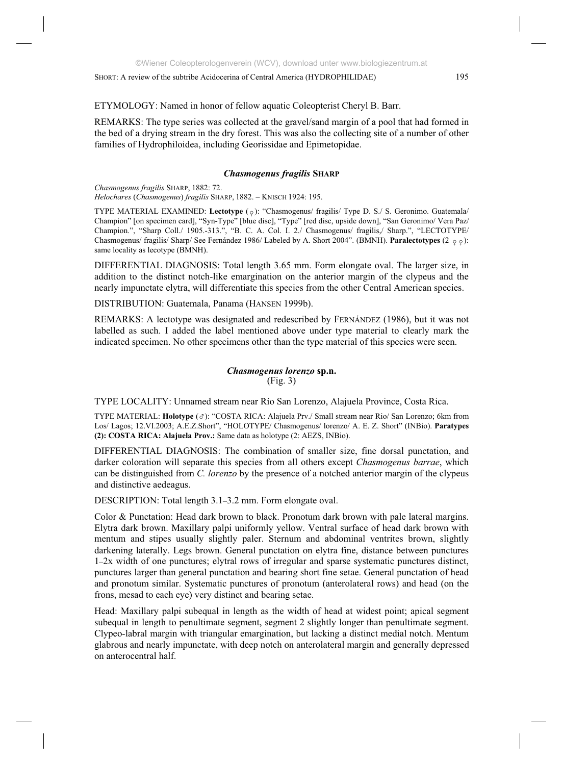ETYMOLOGY: Named in honor of fellow aquatic Coleopterist Cheryl B. Barr.

REMARKS: The type series was collected at the gravel/sand margin of a pool that had formed in the bed of a drying stream in the dry forest. This was also the collecting site of a number of other families of Hydrophiloidea, including Georissidae and Epimetopidae.

### *Chasmogenus fragilis* SHARP

*Chasmogenus fragilis* SHARP, 1882: 72.
*Helochares* (*Chasmogenus*) *fragilis* SHARP, 1882. – KNISCH 1924: 195.

TYPE MATERIAL EXAMINED: **Lectotype** (♀): "Chasmogenus/ fragilis/ Type D. S./ S. Geronimo. Guatemala/ Champion" [on specimen card], "Syn-Type" [blue disc], "Type" [red disc, upside down], "San Geronimo/ Vera Paz/ Champion.", "Sharp Coll./ 1905.-313.", "B. C. A. Col. I. 2./ Chasmogenus/ fragilis,/ Sharp.", "LECTOTYPE/ Chasmogenus/ fragilis/ Sharp/ See Fernández 1986/ Labeled by A. Short 2004". (BMNH). **Paralectotypes** (2 ♀♀): same locality as lecotype (BMNH).

DIFFERENTIAL DIAGNOSIS: Total length 3.65 mm. Form elongate oval. The larger size, in addition to the distinct notch-like emargination on the anterior margin of the clypeus and the nearly impunctate elytra, will differentiate this species from the other Central American species.

DISTRIBUTION: Guatemala, Panama (HANSEN 1999b).

REMARKS: A lectotype was designated and redescribed by FERNÁNDEZ (1986), but it was not labelled as such. I added the label mentioned above under type material to clearly mark the indicated specimen. No other specimens other than the type material of this species were seen.

### *Chasmogenus lorenzo* sp.n.
(Fig. 3)

TYPE LOCALITY: Unnamed stream near Río San Lorenzo, Alajuela Province, Costa Rica.

TYPE MATERIAL: **Holotype** (♂): "COSTA RICA: Alajuela Prv./ Small stream near Rio/ San Lorenzo; 6km from Los/ Lagos; 12.VI.2003; A.E.Z.Short", "HOLOTYPE/ Chasmogenus/ lorenzo/ A. E. Z. Short" (INBio). **Paratypes (2): COSTA RICA: Alajuela Prov.:** Same data as holotype (2: AEZS, INBio).

DIFFERENTIAL DIAGNOSIS: The combination of smaller size, fine dorsal punctation, and darker coloration will separate this species from all others except *Chasmogenus barrae*, which can be distinguished from *C. lorenzo* by the presence of a notched anterior margin of the clypeus and distinctive aedeagus.

DESCRIPTION: Total length 3.1–3.2 mm. Form elongate oval.

Color & Punctation: Head dark brown to black. Pronotum dark brown with pale lateral margins. Elytra dark brown. Maxillary palpi uniformly yellow. Ventral surface of head dark brown with mentum and stipes usually slightly paler. Sternum and abdominal ventrites brown, slightly darkening laterally. Legs brown. General punctation on elytra fine, distance between punctures 1–2x width of one punctures; elytral rows of irregular and sparse systematic punctures distinct, punctures larger than general punctation and bearing short fine setae. General punctation of head and pronotum similar. Systematic punctures of pronotum (anterolateral rows) and head (on the frons, mesad to each eye) very distinct and bearing setae.

Head: Maxillary palpi subequal in length as the width of head at widest point; apical segment subequal in length to penultimate segment, segment 2 slightly longer than penultimate segment. Clypeo-labral margin with triangular emargination, but lacking a distinct medial notch. Mentum glabrous and nearly impunctate, with deep notch on anterolateral margin and generally depressed on anterocentral half.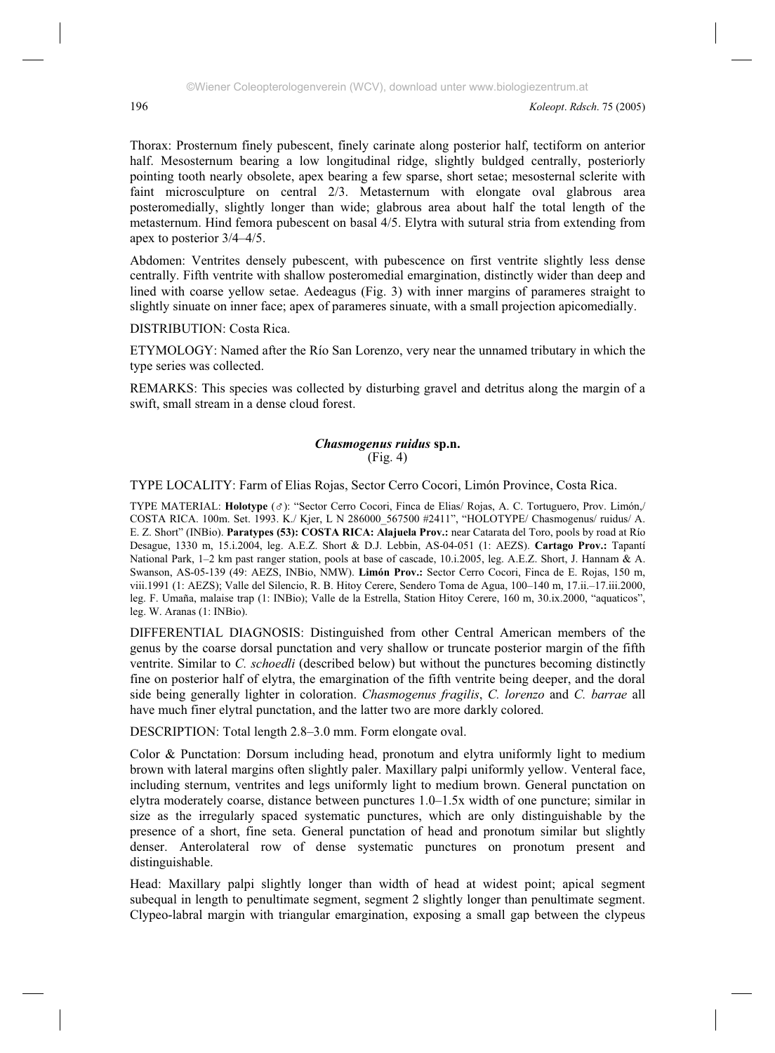Thorax: Prosternum finely pubescent, finely carinate along posterior half, tectiform on anterior half. Mesosternum bearing a low longitudinal ridge, slightly buldged centrally, posteriorly pointing tooth nearly obsolete, apex bearing a few sparse, short setae; mesosternal sclerite with faint microsculpture on central 2/3. Metasternum with elongate oval glabrous area posteromedially, slightly longer than wide; glabrous area about half the total length of the metasternum. Hind femora pubescent on basal 4/5. Elytra with sutural stria from extending from apex to posterior 3/4–4/5.

Abdomen: Ventrites densely pubescent, with pubescence on first ventrite slightly less dense centrally. Fifth ventrite with shallow posteromedial emargination, distinctly wider than deep and lined with coarse yellow setae. Aedeagus (Fig. 3) with inner margins of parameres straight to slightly sinuate on inner face; apex of parameres sinuate, with a small projection apicomedially.

DISTRIBUTION: Costa Rica.

ETYMOLOGY: Named after the Río San Lorenzo, very near the unnamed tributary in which the type series was collected.

REMARKS: This species was collected by disturbing gravel and detritus along the margin of a swift, small stream in a dense cloud forest.

## *Chasmogenus ruidus* sp.n.
(Fig. 4)

TYPE LOCALITY: Farm of Elias Rojas, Sector Cerro Cocori, Limón Province, Costa Rica.

TYPE MATERIAL: **Holotype** (♂): "Sector Cerro Cocori, Finca de Elias/ Rojas, A. C. Tortuguero, Prov. Limón,/ COSTA RICA. 100m. Set. 1993. K./ Kjer, L N 286000_567500 #2411", "HOLOTYPE/ Chasmogenus/ ruidus/ A. E. Z. Short" (INBio). **Paratypes (53): COSTA RICA: Alajuela Prov.:** near Catarata del Toro, pools by road at Río Desague, 1330 m, 15.i.2004, leg. A.E.Z. Short & D.J. Lebbin, AS-04-051 (1: AEZS). **Cartago Prov.:** Tapantí National Park, 1–2 km past ranger station, pools at base of cascade, 10.i.2005, leg. A.E.Z. Short, J. Hannam & A. Swanson, AS-05-139 (49: AEZS, INBio, NMW). **Limón Prov.:** Sector Cerro Cocori, Finca de E. Rojas, 150 m, viii.1991 (1: AEZS); Valle del Silencio, R. B. Hitoy Cerere, Sendero Toma de Agua, 100–140 m, 17.ii.–17.iii.2000, leg. F. Umaña, malaise trap (1: INBio); Valle de la Estrella, Station Hitoy Cerere, 160 m, 30.ix.2000, "aquaticos", leg. W. Aranas (1: INBio).

DIFFERENTIAL DIAGNOSIS: Distinguished from other Central American members of the genus by the coarse dorsal punctation and very shallow or truncate posterior margin of the fifth ventrite. Similar to *C. schoedli* (described below) but without the punctures becoming distinctly fine on posterior half of elytra, the emargination of the fifth ventrite being deeper, and the doral side being generally lighter in coloration. *Chasmogenus fragilis*, *C. lorenzo* and *C. barrae* all have much finer elytral punctation, and the latter two are more darkly colored.

DESCRIPTION: Total length 2.8–3.0 mm. Form elongate oval.

Color & Punctation: Dorsum including head, pronotum and elytra uniformly light to medium brown with lateral margins often slightly paler. Maxillary palpi uniformly yellow. Venteral face, including sternum, ventrites and legs uniformly light to medium brown. General punctation on elytra moderately coarse, distance between punctures 1.0–1.5x width of one puncture; similar in size as the irregularly spaced systematic punctures, which are only distinguishable by the presence of a short, fine seta. General punctation of head and pronotum similar but slightly denser. Anterolateral row of dense systematic punctures on pronotum present and distinguishable.

Head: Maxillary palpi slightly longer than width of head at widest point; apical segment subequal in length to penultimate segment, segment 2 slightly longer than penultimate segment. Clypeo-labral margin with triangular emargination, exposing a small gap between the clypeus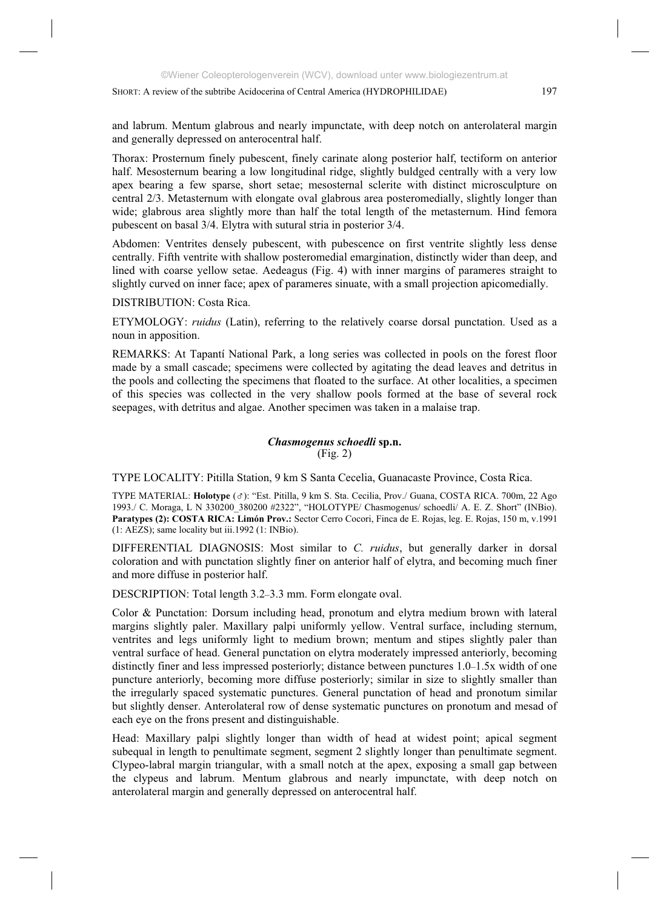and labrum. Mentum glabrous and nearly impunctate, with deep notch on anterolateral margin and generally depressed on anterocentral half.

Thorax: Prosternum finely pubescent, finely carinate along posterior half, tectiform on anterior half. Mesosternum bearing a low longitudinal ridge, slightly buldged centrally with a very low apex bearing a few sparse, short setae; mesosternal sclerite with distinct microsculpture on central 2/3. Metasternum with elongate oval glabrous area posteromedially, slightly longer than wide; glabrous area slightly more than half the total length of the metasternum. Hind femora pubescent on basal 3/4. Elytra with sutural stria in posterior 3/4.

Abdomen: Ventrites densely pubescent, with pubescence on first ventrite slightly less dense centrally. Fifth ventrite with shallow posteromedial emargination, distinctly wider than deep, and lined with coarse yellow setae. Aedeagus (Fig. 4) with inner margins of parameres straight to slightly curved on inner face; apex of parameres sinuate, with a small projection apicomedially.

DISTRIBUTION: Costa Rica.

ETYMOLOGY: *ruidus* (Latin), referring to the relatively coarse dorsal punctation. Used as a noun in apposition.

REMARKS: At Tapantí National Park, a long series was collected in pools on the forest floor made by a small cascade; specimens were collected by agitating the dead leaves and detritus in the pools and collecting the specimens that floated to the surface. At other localities, a specimen of this species was collected in the very shallow pools formed at the base of several rock seepages, with detritus and algae. Another specimen was taken in a malaise trap.

## *Chasmogenus schoedli* sp.n.
(Fig. 2)

TYPE LOCALITY: Pitilla Station, 9 km S Santa Cecelia, Guanacaste Province, Costa Rica.

TYPE MATERIAL: **Holotype** (♂): "Est. Pitilla, 9 km S. Sta. Cecilia, Prov./ Guana, COSTA RICA. 700m, 22 Ago 1993./ C. Moraga, L N 330200_380200 #2322", "HOLOTYPE/ Chasmogenus/ schoedli/ A. E. Z. Short" (INBio). **Paratypes (2): COSTA RICA: Limón Prov.:** Sector Cerro Cocori, Finca de E. Rojas, leg. E. Rojas, 150 m, v.1991 (1: AEZS); same locality but iii.1992 (1: INBio).

DIFFERENTIAL DIAGNOSIS: Most similar to *C. ruidus*, but generally darker in dorsal coloration and with punctation slightly finer on anterior half of elytra, and becoming much finer and more diffuse in posterior half.

DESCRIPTION: Total length 3.2–3.3 mm. Form elongate oval.

Color & Punctation: Dorsum including head, pronotum and elytra medium brown with lateral margins slightly paler. Maxillary palpi uniformly yellow. Ventral surface, including sternum, ventrites and legs uniformly light to medium brown; mentum and stipes slightly paler than ventral surface of head. General punctation on elytra moderately impressed anteriorly, becoming distinctly finer and less impressed posteriorly; distance between punctures 1.0–1.5x width of one puncture anteriorly, becoming more diffuse posteriorly; similar in size to slightly smaller than the irregularly spaced systematic punctures. General punctation of head and pronotum similar but slightly denser. Anterolateral row of dense systematic punctures on pronotum and mesad of each eye on the frons present and distinguishable.

Head: Maxillary palpi slightly longer than width of head at widest point; apical segment subequal in length to penultimate segment, segment 2 slightly longer than penultimate segment. Clypeo-labral margin triangular, with a small notch at the apex, exposing a small gap between the clypeus and labrum. Mentum glabrous and nearly impunctate, with deep notch on anterolateral margin and generally depressed on anterocentral half.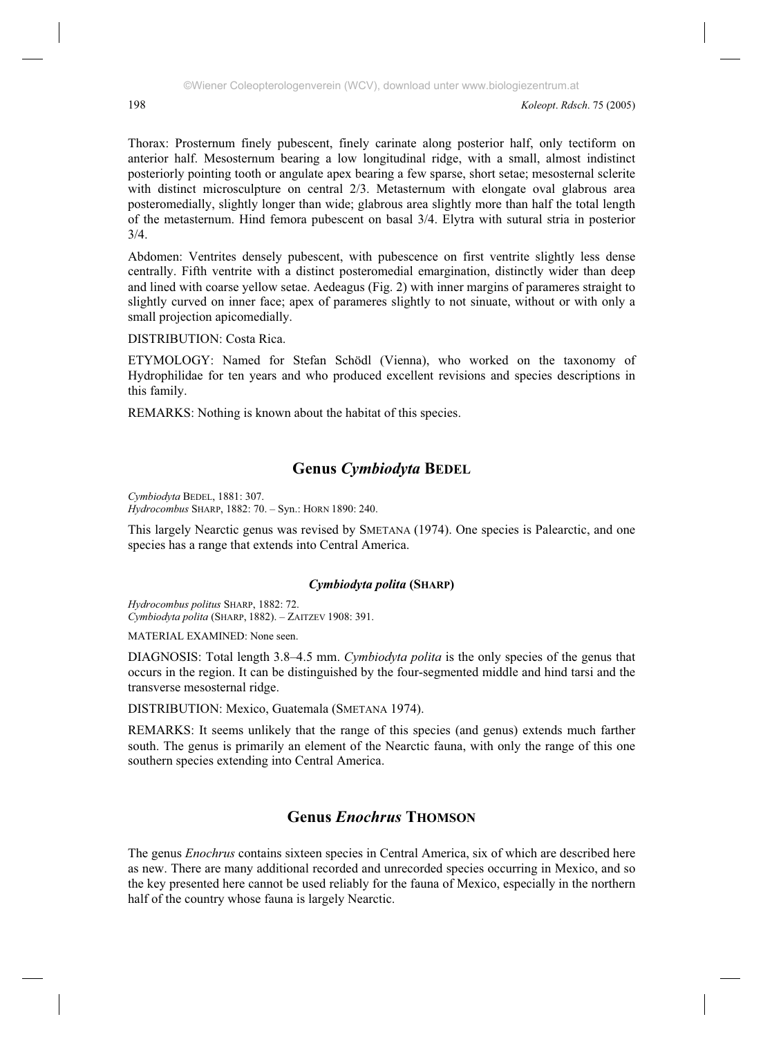Thorax: Prosternum finely pubescent, finely carinate along posterior half, only tectiform on anterior half. Mesosternum bearing a low longitudinal ridge, with a small, almost indistinct posteriorly pointing tooth or angulate apex bearing a few sparse, short setae; mesosternal sclerite with distinct microsculpture on central 2/3. Metasternum with elongate oval glabrous area posteromedially, slightly longer than wide; glabrous area slightly more than half the total length of the metasternum. Hind femora pubescent on basal 3/4. Elytra with sutural stria in posterior 3/4.

Abdomen: Ventrites densely pubescent, with pubescence on first ventrite slightly less dense centrally. Fifth ventrite with a distinct posteromedial emargination, distinctly wider than deep and lined with coarse yellow setae. Aedeagus (Fig. 2) with inner margins of parameres straight to slightly curved on inner face; apex of parameres slightly to not sinuate, without or with only a small projection apicomedially.

DISTRIBUTION: Costa Rica.

ETYMOLOGY: Named for Stefan Schödl (Vienna), who worked on the taxonomy of Hydrophilidae for ten years and who produced excellent revisions and species descriptions in this family.

REMARKS: Nothing is known about the habitat of this species.

## Genus *Cymbiodyta* BEDEL

*Cymbiodyta* BEDEL, 1881: 307.
*Hydrocombus* SHARP, 1882: 70. – Syn.: HORN 1890: 240.

This largely Nearctic genus was revised by SMETANA (1974). One species is Palearctic, and one species has a range that extends into Central America.

### *Cymbiodyta polita* (SHARP)

*Hydrocombus politus* SHARP, 1882: 72.
*Cymbiodyta polita* (SHARP, 1882). – ZAITZEV 1908: 391.

MATERIAL EXAMINED: None seen.

DIAGNOSIS: Total length 3.8–4.5 mm. *Cymbiodyta polita* is the only species of the genus that occurs in the region. It can be distinguished by the four-segmented middle and hind tarsi and the transverse mesosternal ridge.

DISTRIBUTION: Mexico, Guatemala (SMETANA 1974).

REMARKS: It seems unlikely that the range of this species (and genus) extends much farther south. The genus is primarily an element of the Nearctic fauna, with only the range of this one southern species extending into Central America.

## Genus *Enochrus* THOMSON

The genus *Enochrus* contains sixteen species in Central America, six of which are described here as new. There are many additional recorded and unrecorded species occurring in Mexico, and so the key presented here cannot be used reliably for the fauna of Mexico, especially in the northern half of the country whose fauna is largely Nearctic.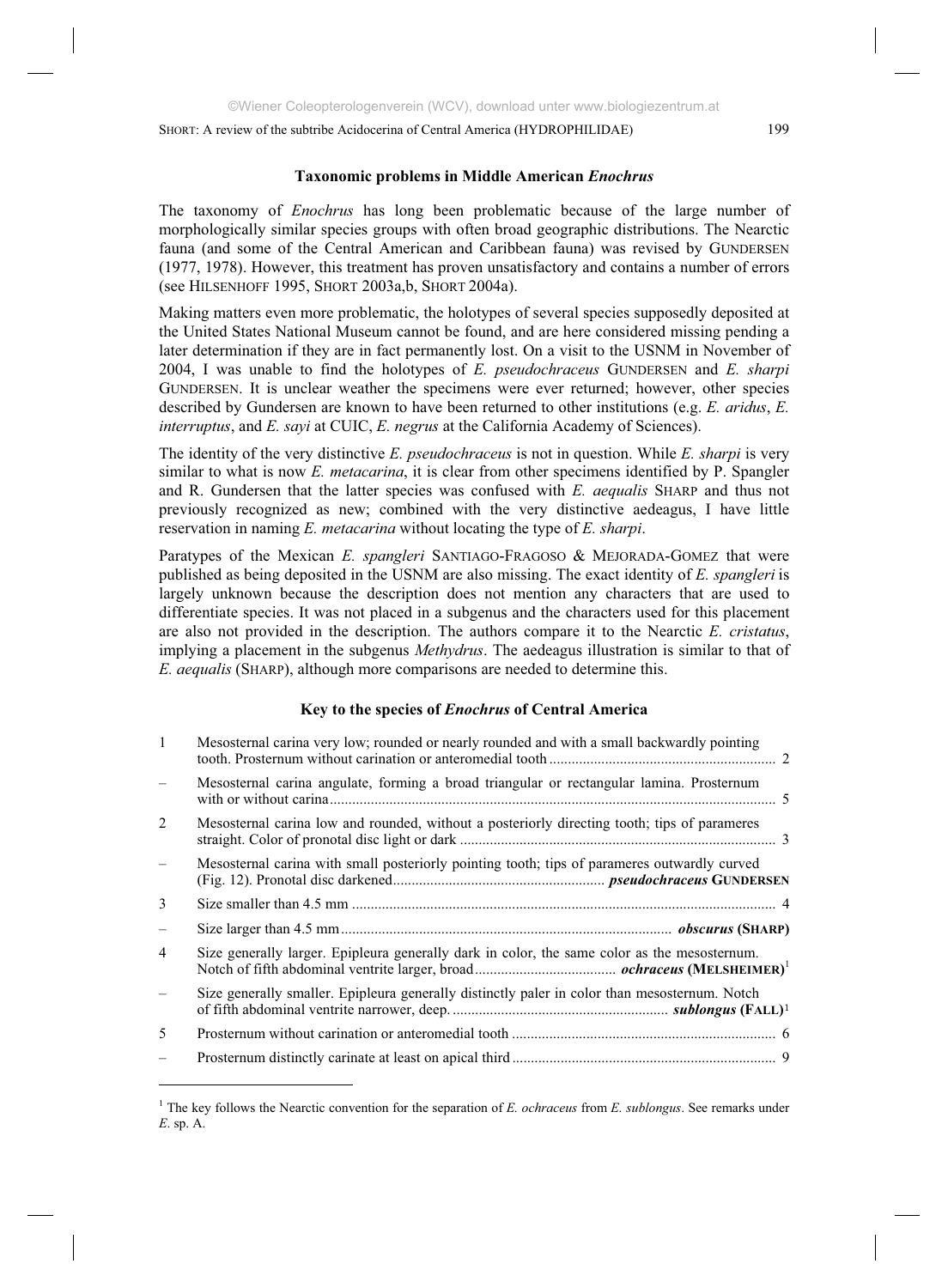## Taxonomic problems in Middle American *Enochrus*

The taxonomy of *Enochrus* has long been problematic because of the large number of morphologically similar species groups with often broad geographic distributions. The Nearctic fauna (and some of the Central American and Caribbean fauna) was revised by GUNDERSEN (1977, 1978). However, this treatment has proven unsatisfactory and contains a number of errors (see HILSENHOFF 1995, SHORT 2003a,b, SHORT 2004a).

Making matters even more problematic, the holotypes of several species supposedly deposited at the United States National Museum cannot be found, and are here considered missing pending a later determination if they are in fact permanently lost. On a visit to the USNM in November of 2004, I was unable to find the holotypes of *E. pseudochraceus* GUNDERSEN and *E. sharpi* GUNDERSEN. It is unclear weather the specimens were ever returned; however, other species described by Gundersen are known to have been returned to other institutions (e.g. *E. aridus*, *E. interruptus*, and *E. sayi* at CUIC, *E. negrus* at the California Academy of Sciences).

The identity of the very distinctive *E. pseudochraceus* is not in question. While *E. sharpi* is very similar to what is now *E. metacarina*, it is clear from other specimens identified by P. Spangler and R. Gundersen that the latter species was confused with *E. aequalis* SHARP and thus not previously recognized as new; combined with the very distinctive aedeagus, I have little reservation in naming *E. metacarina* without locating the type of *E. sharpi*.

Paratypes of the Mexican *E. spangleri* SANTIAGO-FRAGOSO & MEJORADA-GOMEZ that were published as being deposited in the USNM are also missing. The exact identity of *E. spangleri* is largely unknown because the description does not mention any characters that are used to differentiate species. It was not placed in a subgenus and the characters used for this placement are also not provided in the description. The authors compare it to the Nearctic *E. cristatus*, implying a placement in the subgenus *Methydrus*. The aedeagus illustration is similar to that of *E. aequalis* (SHARP), although more comparisons are needed to determine this.

## Key to the species of *Enochrus* of Central America

| | | |
|---|---|---|
| 1 | Mesosternal carina very low; rounded or nearly rounded and with a small backwardly pointing tooth. Prosternum without carination or anteromedial tooth | 2 |
| – | Mesosternal carina angulate, forming a broad triangular or rectangular lamina. Prosternum with or without carina | 5 |
| 2 | Mesosternal carina low and rounded, without a posteriorly directing tooth; tips of parameres straight. Color of pronotal disc light or dark | 3 |
| – | Mesosternal carina with small posteriorly pointing tooth; tips of parameres outwardly curved (Fig. 12). Pronotal disc darkened | ***pseudochraceus* GUNDERSEN** |
| 3 | Size smaller than 4.5 mm | 4 |
| – | Size larger than 4.5 mm | ***obscurus* (SHARP)** |
| 4 | Size generally larger. Epipleura generally dark in color, the same color as the mesosternum. Notch of fifth abdominal ventrite larger, broad | ***ochraceus* (MELSHEIMER)**[1] |
| – | Size generally smaller. Epipleura generally distinctly paler in color than mesosternum. Notch of fifth abdominal ventrite narrower, deep. | ***sublongus* (FALL)**[1] |
| 5 | Prosternum without carination or anteromedial tooth | 6 |
| – | Prosternum distinctly carinate at least on apical third | 9 |

[1] The key follows the Nearctic convention for the separation of *E. ochraceus* from *E. sublongus*. See remarks under *E*. sp. A.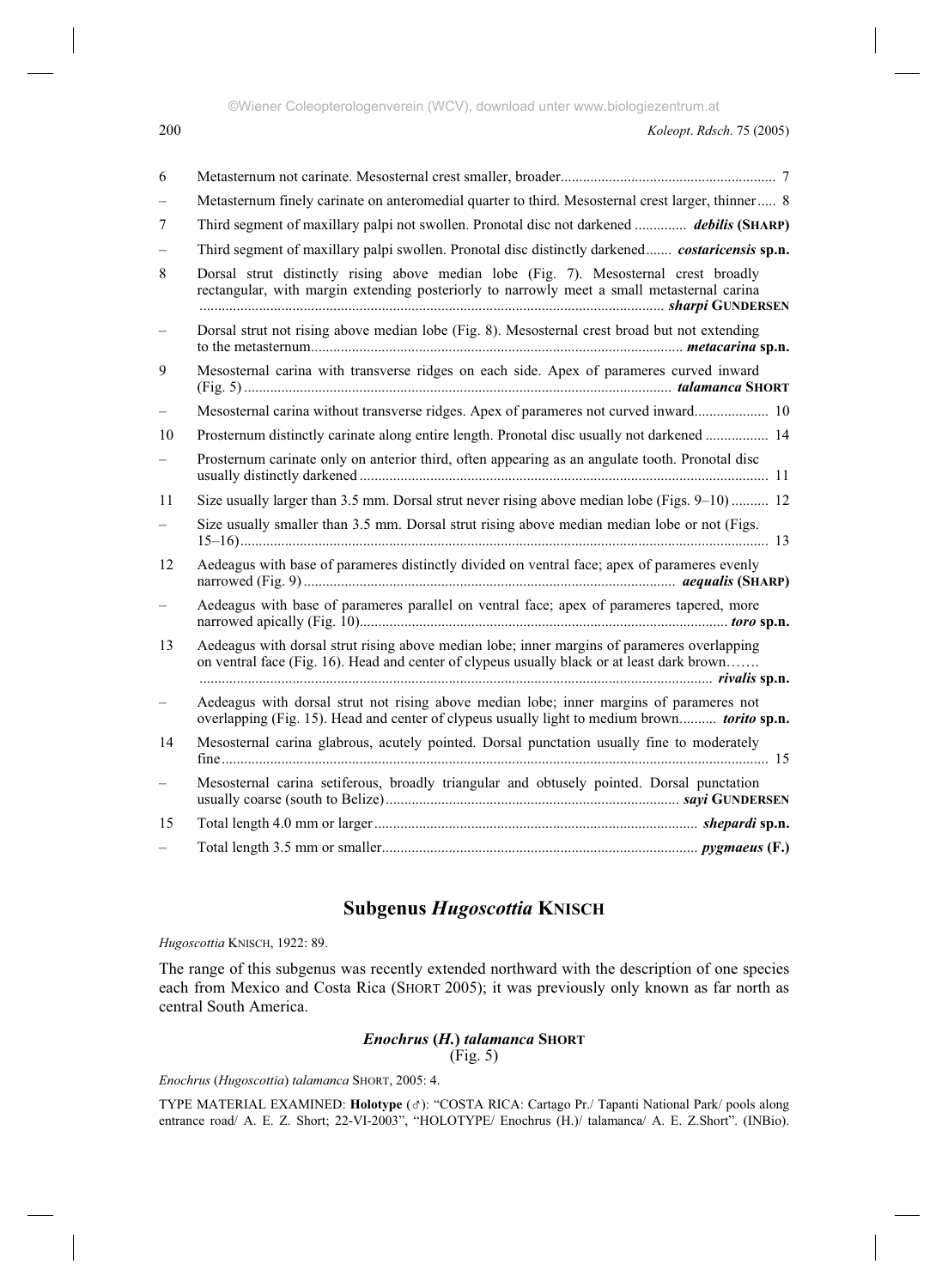| | | |
|---|---|---|
| 6 | Metasternum not carinate. Mesosternal crest smaller, broader | 7 |
| – | Metasternum finely carinate on anteromedial quarter to third. Mesosternal crest larger, thinner | 8 |
| 7 | Third segment of maxillary palpi not swollen. Pronotal disc not darkened | ***debilis* (SHARP)** |
| – | Third segment of maxillary palpi swollen. Pronotal disc distinctly darkened | ***costaricensis* sp.n.** |
| 8 | Dorsal strut distinctly rising above median lobe (Fig. 7). Mesosternal crest broadly rectangular, with margin extending posteriorly to narrowly meet a small metasternal carina | ***sharpi* GUNDERSEN** |
| – | Dorsal strut not rising above median lobe (Fig. 8). Mesosternal crest broad but not extending to the metasternum | ***metacarina* sp.n.** |
| 9 | Mesosternal carina with transverse ridges on each side. Apex of parameres curved inward (Fig. 5) | ***talamanca* SHORT** |
| – | Mesosternal carina without transverse ridges. Apex of parameres not curved inward | 10 |
| 10 | Prosternum distinctly carinate along entire length. Pronotal disc usually not darkened | 14 |
| – | Prosternum carinate only on anterior third, often appearing as an angulate tooth. Pronotal disc usually distinctly darkened | 11 |
| 11 | Size usually larger than 3.5 mm. Dorsal strut never rising above median lobe (Figs. 9–10) | 12 |
| – | Size usually smaller than 3.5 mm. Dorsal strut rising above median median lobe or not (Figs. 15–16) | 13 |
| 12 | Aedeagus with base of parameres distinctly divided on ventral face; apex of parameres evenly narrowed (Fig. 9) | ***aequalis* (SHARP)** |
| – | Aedeagus with base of parameres parallel on ventral face; apex of parameres tapered, more narrowed apically (Fig. 10) | ***toro* sp.n.** |
| 13 | Aedeagus with dorsal strut rising above median lobe; inner margins of parameres overlapping on ventral face (Fig. 16). Head and center of clypeus usually black or at least dark brown | ***rivalis* sp.n.** |
| – | Aedeagus with dorsal strut not rising above median lobe; inner margins of parameres not overlapping (Fig. 15). Head and center of clypeus usually light to medium brown | ***torito* sp.n.** |
| 14 | Mesosternal carina glabrous, acutely pointed. Dorsal punctation usually fine to moderately fine | 15 |
| – | Mesosternal carina setiferous, broadly triangular and obtusely pointed. Dorsal punctation usually coarse (south to Belize) | ***sayi* GUNDERSEN** |
| 15 | Total length 4.0 mm or larger | ***shepardi* sp.n.** |
| – | Total length 3.5 mm or smaller | ***pygmaeus* (F.)** |

## Subgenus *Hugoscottia* KNISCH

*Hugoscottia* KNISCH, 1922: 89.

The range of this subgenus was recently extended northward with the description of one species each from Mexico and Costa Rica (SHORT 2005); it was previously only known as far north as central South America.

### *Enochrus* (*H.*) *talamanca* SHORT
(Fig. 5)

*Enochrus* (*Hugoscottia*) *talamanca* SHORT, 2005: 4.

TYPE MATERIAL EXAMINED: **Holotype** (♂): "COSTA RICA: Cartago Pr./ Tapanti National Park/ pools along entrance road/ A. E. Z. Short; 22-VI-2003", "HOLOTYPE/ Enochrus (H.)/ talamanca/ A. E. Z.Short". (INBio).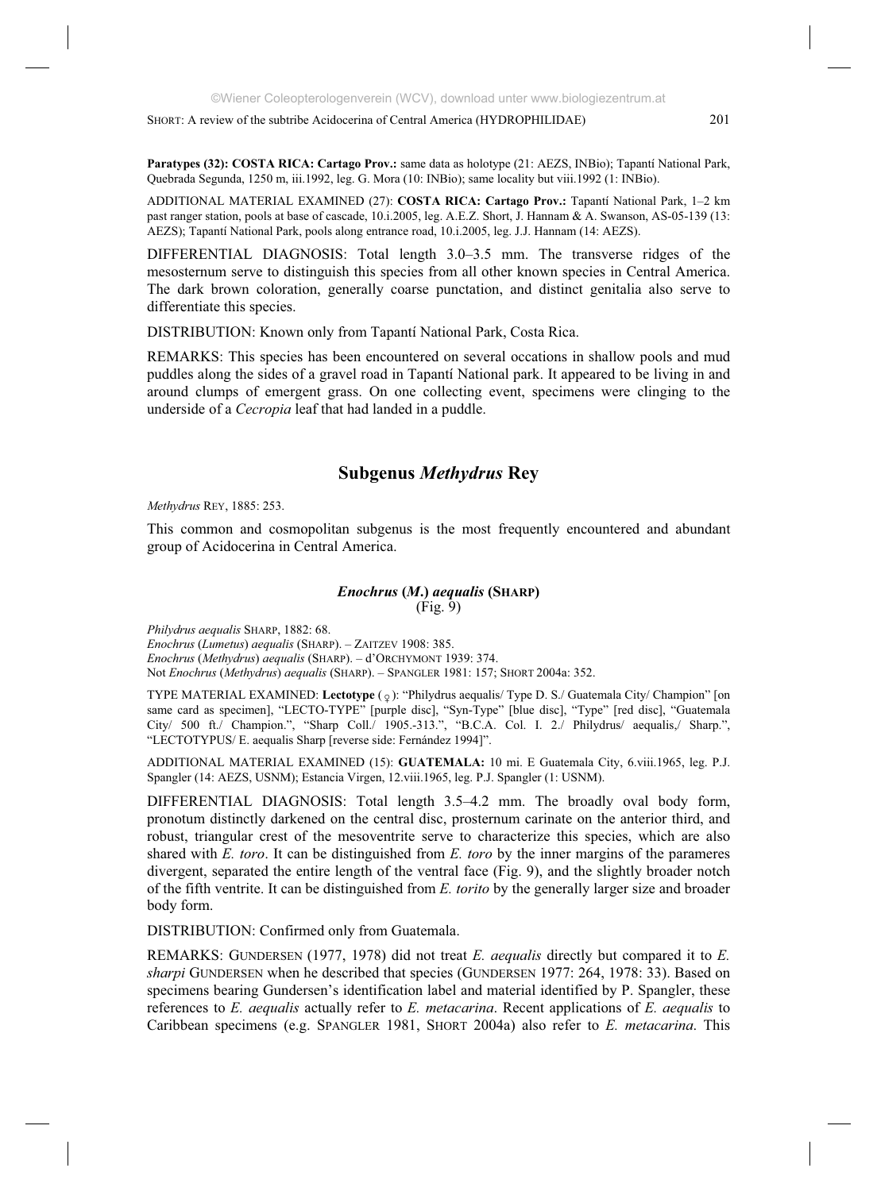**Paratypes (32): COSTA RICA: Cartago Prov.:** same data as holotype (21: AEZS, INBio); Tapantí National Park, Quebrada Segunda, 1250 m, iii.1992, leg. G. Mora (10: INBio); same locality but viii.1992 (1: INBio).

ADDITIONAL MATERIAL EXAMINED (27): **COSTA RICA: Cartago Prov.:** Tapantí National Park, 1–2 km past ranger station, pools at base of cascade, 10.i.2005, leg. A.E.Z. Short, J. Hannam & A. Swanson, AS-05-139 (13: AEZS); Tapantí National Park, pools along entrance road, 10.i.2005, leg. J.J. Hannam (14: AEZS).

DIFFERENTIAL DIAGNOSIS: Total length 3.0–3.5 mm. The transverse ridges of the mesosternum serve to distinguish this species from all other known species in Central America. The dark brown coloration, generally coarse punctation, and distinct genitalia also serve to differentiate this species.

DISTRIBUTION: Known only from Tapantí National Park, Costa Rica.

REMARKS: This species has been encountered on several occasions in shallow pools and mud puddles along the sides of a gravel road in Tapantí National park. It appeared to be living in and around clumps of emergent grass. On one collecting event, specimens were clinging to the underside of a *Cecropia* leaf that had landed in a puddle.

## Subgenus *Methydrus* Rey

*Methydrus* REY, 1885: 253.

This common and cosmopolitan subgenus is the most frequently encountered and abundant group of Acidocerina in Central America.

### *Enochrus* (*M.*) *aequalis* (SHARP)
(Fig. 9)

*Philydrus aequalis* SHARP, 1882: 68.
*Enochrus* (*Lumetus*) *aequalis* (SHARP). – ZAITZEV 1908: 385.
*Enochrus* (*Methydrus*) *aequalis* (SHARP). – d'ORCHYMONT 1939: 374.
Not *Enochrus* (*Methydrus*) *aequalis* (SHARP). – SPANGLER 1981: 157; SHORT 2004a: 352.

TYPE MATERIAL EXAMINED: **Lectotype** (♀): "Philydrus aequalis/ Type D. S./ Guatemala City/ Champion" [on same card as specimen], "LECTO-TYPE" [purple disc], "Syn-Type" [blue disc], "Type" [red disc], "Guatemala City/ 500 ft./ Champion.", "Sharp Coll./ 1905.-313.", "B.C.A. Col. I. 2./ Philydrus/ aequalis,/ Sharp.", "LECTOTYPUS/ E. aequalis Sharp [reverse side: Fernández 1994]".

ADDITIONAL MATERIAL EXAMINED (15): **GUATEMALA:** 10 mi. E Guatemala City, 6.viii.1965, leg. P.J. Spangler (14: AEZS, USNM); Estancia Virgen, 12.viii.1965, leg. P.J. Spangler (1: USNM).

DIFFERENTIAL DIAGNOSIS: Total length 3.5–4.2 mm. The broadly oval body form, pronotum distinctly darkened on the central disc, prosternum carinate on the anterior third, and robust, triangular crest of the mesoventrite serve to characterize this species, which are also shared with *E. toro*. It can be distinguished from *E. toro* by the inner margins of the parameres divergent, separated the entire length of the ventral face (Fig. 9), and the slightly broader notch of the fifth ventrite. It can be distinguished from *E. torito* by the generally larger size and broader body form.

DISTRIBUTION: Confirmed only from Guatemala.

REMARKS: GUNDERSEN (1977, 1978) did not treat *E. aequalis* directly but compared it to *E. sharpi* GUNDERSEN when he described that species (GUNDERSEN 1977: 264, 1978: 33). Based on specimens bearing Gundersen's identification label and material identified by P. Spangler, these references to *E. aequalis* actually refer to *E. metacarina*. Recent applications of *E. aequalis* to Caribbean specimens (e.g. SPANGLER 1981, SHORT 2004a) also refer to *E. metacarina.* This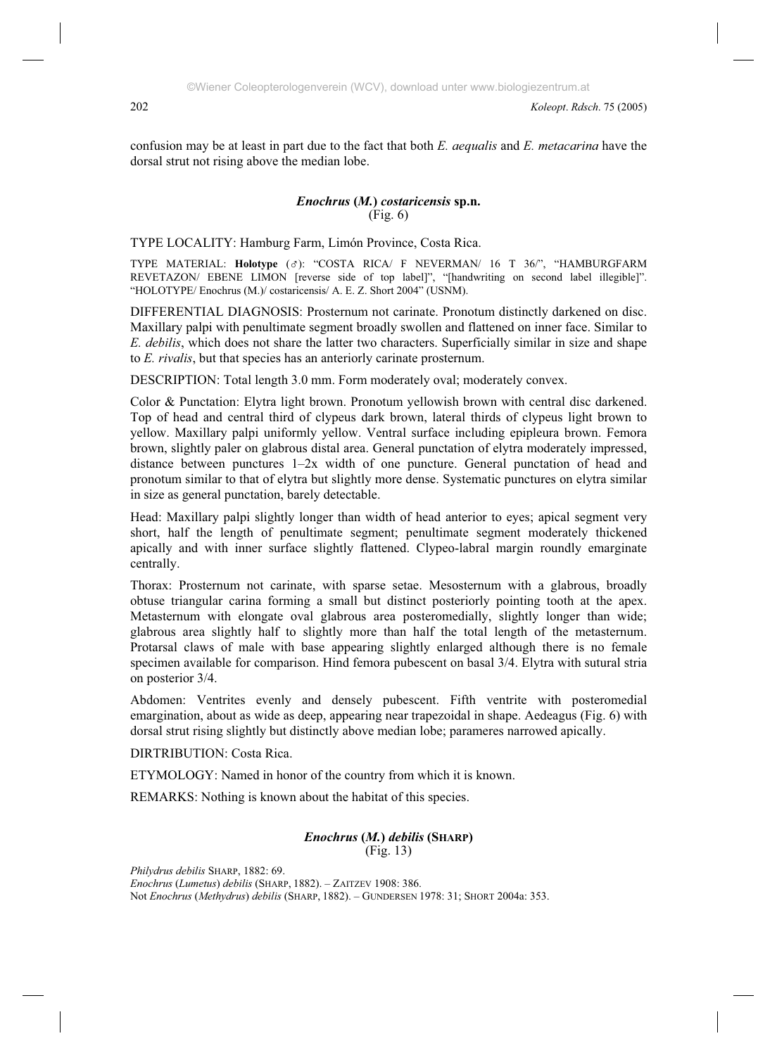confusion may be at least in part due to the fact that both *E. aequalis* and *E. metacarina* have the dorsal strut not rising above the median lobe.

### *Enochrus* (*M.*) *costaricensis* sp.n.
(Fig. 6)

TYPE LOCALITY: Hamburg Farm, Limón Province, Costa Rica.

TYPE MATERIAL: **Holotype** (♂): "COSTA RICA/ F NEVERMAN/ 16 T 36/", "HAMBURGFARM REVETAZON/ EBENE LIMON [reverse side of top label]", "[handwriting on second label illegible]". "HOLOTYPE/ Enochrus (M.)/ costaricensis/ A. E. Z. Short 2004" (USNM).

DIFFERENTIAL DIAGNOSIS: Prosternum not carinate. Pronotum distinctly darkened on disc. Maxillary palpi with penultimate segment broadly swollen and flattened on inner face. Similar to *E. debilis*, which does not share the latter two characters. Superficially similar in size and shape to *E. rivalis*, but that species has an anteriorly carinate prosternum.

DESCRIPTION: Total length 3.0 mm. Form moderately oval; moderately convex.

Color & Punctation: Elytra light brown. Pronotum yellowish brown with central disc darkened. Top of head and central third of clypeus dark brown, lateral thirds of clypeus light brown to yellow. Maxillary palpi uniformly yellow. Ventral surface including epipleura brown. Femora brown, slightly paler on glabrous distal area. General punctation of elytra moderately impressed, distance between punctures 1–2x width of one puncture. General punctation of head and pronotum similar to that of elytra but slightly more dense. Systematic punctures on elytra similar in size as general punctation, barely detectable.

Head: Maxillary palpi slightly longer than width of head anterior to eyes; apical segment very short, half the length of penultimate segment; penultimate segment moderately thickened apically and with inner surface slightly flattened. Clypeo-labral margin roundly emarginate centrally.

Thorax: Prosternum not carinate, with sparse setae. Mesosternum with a glabrous, broadly obtuse triangular carina forming a small but distinct posteriorly pointing tooth at the apex. Metasternum with elongate oval glabrous area posteromedially, slightly longer than wide; glabrous area slightly half to slightly more than half the total length of the metasternum. Protarsal claws of male with base appearing slightly enlarged although there is no female specimen available for comparison. Hind femora pubescent on basal 3/4. Elytra with sutural stria on posterior 3/4.

Abdomen: Ventrites evenly and densely pubescent. Fifth ventrite with posteromedial emargination, about as wide as deep, appearing near trapezoidal in shape. Aedeagus (Fig. 6) with dorsal strut rising slightly but distinctly above median lobe; parameres narrowed apically.

DIRTRIBUTION: Costa Rica.

ETYMOLOGY: Named in honor of the country from which it is known.

REMARKS: Nothing is known about the habitat of this species.

### *Enochrus* (*M.*) *debilis* (SHARP)
(Fig. 13)

*Philydrus debilis* SHARP, 1882: 69.
*Enochrus* (*Lumetus*) *debilis* (SHARP, 1882). – ZAITZEV 1908: 386.
Not *Enochrus* (*Methydrus*) *debilis* (SHARP, 1882). – GUNDERSEN 1978: 31; SHORT 2004a: 353.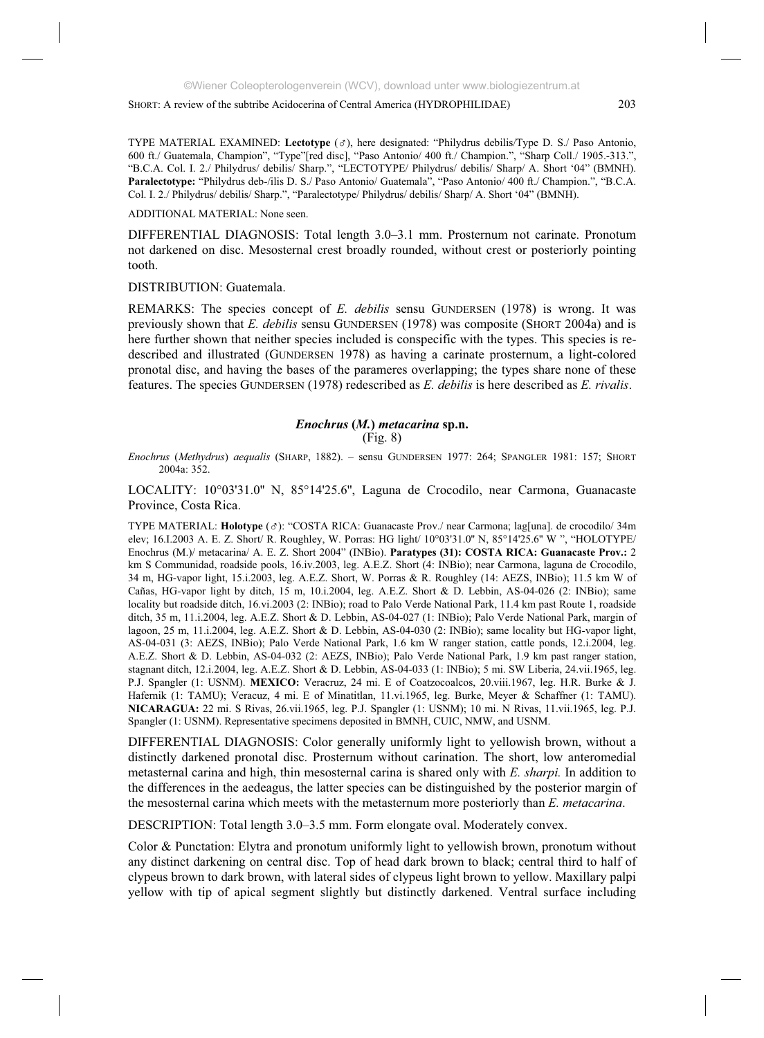TYPE MATERIAL EXAMINED: **Lectotype** (♂), here designated: "Philydrus debilis/Type D. S./ Paso Antonio, 600 ft./ Guatemala, Champion", "Type"[red disc], "Paso Antonio/ 400 ft./ Champion.", "Sharp Coll./ 1905.-313.", "B.C.A. Col. I. 2./ Philydrus/ debilis/ Sharp.", "LECTOTYPE/ Philydrus/ debilis/ Sharp/ A. Short '04" (BMNH). **Paralectotype:** "Philydrus deb-/ilis D. S./ Paso Antonio/ Guatemala", "Paso Antonio/ 400 ft./ Champion.", "B.C.A. Col. I. 2./ Philydrus/ debilis/ Sharp.", "Paralectotype/ Philydrus/ debilis/ Sharp/ A. Short '04" (BMNH).

ADDITIONAL MATERIAL: None seen.

DIFFERENTIAL DIAGNOSIS: Total length 3.0–3.1 mm. Prosternum not carinate. Pronotum not darkened on disc. Mesosternal crest broadly rounded, without crest or posteriorly pointing tooth.

DISTRIBUTION: Guatemala.

REMARKS: The species concept of *E. debilis* sensu GUNDERSEN (1978) is wrong. It was previously shown that *E. debilis* sensu GUNDERSEN (1978) was composite (SHORT 2004a) and is here further shown that neither species included is conspecific with the types. This species is re-described and illustrated (GUNDERSEN 1978) as having a carinate prosternum, a light-colored pronotal disc, and having the bases of the parameres overlapping; the types share none of these features. The species GUNDERSEN (1978) redescribed as *E. debilis* is here described as *E. rivalis*.

### *Enochrus* (*M.*) *metacarina* sp.n.

(Fig. 8)

*Enochrus* (*Methydrus*) *aequalis* (SHARP, 1882). – sensu GUNDERSEN 1977: 264; SPANGLER 1981: 157; SHORT 2004a: 352.

LOCALITY: 10°03'31.0" N, 85°14'25.6", Laguna de Crocodilo, near Carmona, Guanacaste Province, Costa Rica.

TYPE MATERIAL: **Holotype** (♂): "COSTA RICA: Guanacaste Prov./ near Carmona; lag[una]. de crocodilo/ 34m elev; 16.I.2003 A. E. Z. Short/ R. Roughley, W. Porras: HG light/ 10°03'31.0" N, 85°14'25.6" W ", "HOLOTYPE/ Enochrus (M.)/ metacarina/ A. E. Z. Short 2004" (INBio). **Paratypes (31): COSTA RICA: Guanacaste Prov.:** 2 km S Communidad, roadside pools, 16.iv.2003, leg. A.E.Z. Short (4: INBio); near Carmona, laguna de Crocodilo, 34 m, HG-vapor light, 15.i.2003, leg. A.E.Z. Short, W. Porras & R. Roughley (14: AEZS, INBio); 11.5 km W of Cañas, HG-vapor light by ditch, 15 m, 10.i.2004, leg. A.E.Z. Short & D. Lebbin, AS-04-026 (2: INBio); same locality but roadside ditch, 16.vi.2003 (2: INBio); road to Palo Verde National Park, 11.4 km past Route 1, roadside ditch, 35 m, 11.i.2004, leg. A.E.Z. Short & D. Lebbin, AS-04-027 (1: INBio); Palo Verde National Park, margin of lagoon, 25 m, 11.i.2004, leg. A.E.Z. Short & D. Lebbin, AS-04-030 (2: INBio); same locality but HG-vapor light, AS-04-031 (3: AEZS, INBio); Palo Verde National Park, 1.6 km W ranger station, cattle ponds, 12.i.2004, leg. A.E.Z. Short & D. Lebbin, AS-04-032 (2: AEZS, INBio); Palo Verde National Park, 1.9 km past ranger station, stagnant ditch, 12.i.2004, leg. A.E.Z. Short & D. Lebbin, AS-04-033 (1: INBio); 5 mi. SW Liberia, 24.vii.1965, leg. P.J. Spangler (1: USNM). **MEXICO:** Veracruz, 24 mi. E of Coatzocoalcos, 20.viii.1967, leg. H.R. Burke & J. Hafernik (1: TAMU); Veracuz, 4 mi. E of Minatitlan, 11.vi.1965, leg. Burke, Meyer & Schaffner (1: TAMU). **NICARAGUA:** 22 mi. S Rivas, 26.vii.1965, leg. P.J. Spangler (1: USNM); 10 mi. N Rivas, 11.vii.1965, leg. P.J. Spangler (1: USNM). Representative specimens deposited in BMNH, CUIC, NMW, and USNM.

DIFFERENTIAL DIAGNOSIS: Color generally uniformly light to yellowish brown, without a distinctly darkened pronotal disc. Prosternum without carination. The short, low anteromedial metasternal carina and high, thin mesosternal carina is shared only with *E. sharpi.* In addition to the differences in the aedeagus, the latter species can be distinguished by the posterior margin of the mesosternal carina which meets with the metasternum more posteriorly than *E. metacarina*.

DESCRIPTION: Total length 3.0–3.5 mm. Form elongate oval. Moderately convex.

Color & Punctation: Elytra and pronotum uniformly light to yellowish brown, pronotum without any distinct darkening on central disc. Top of head dark brown to black; central third to half of clypeus brown to dark brown, with lateral sides of clypeus light brown to yellow. Maxillary palpi yellow with tip of apical segment slightly but distinctly darkened. Ventral surface including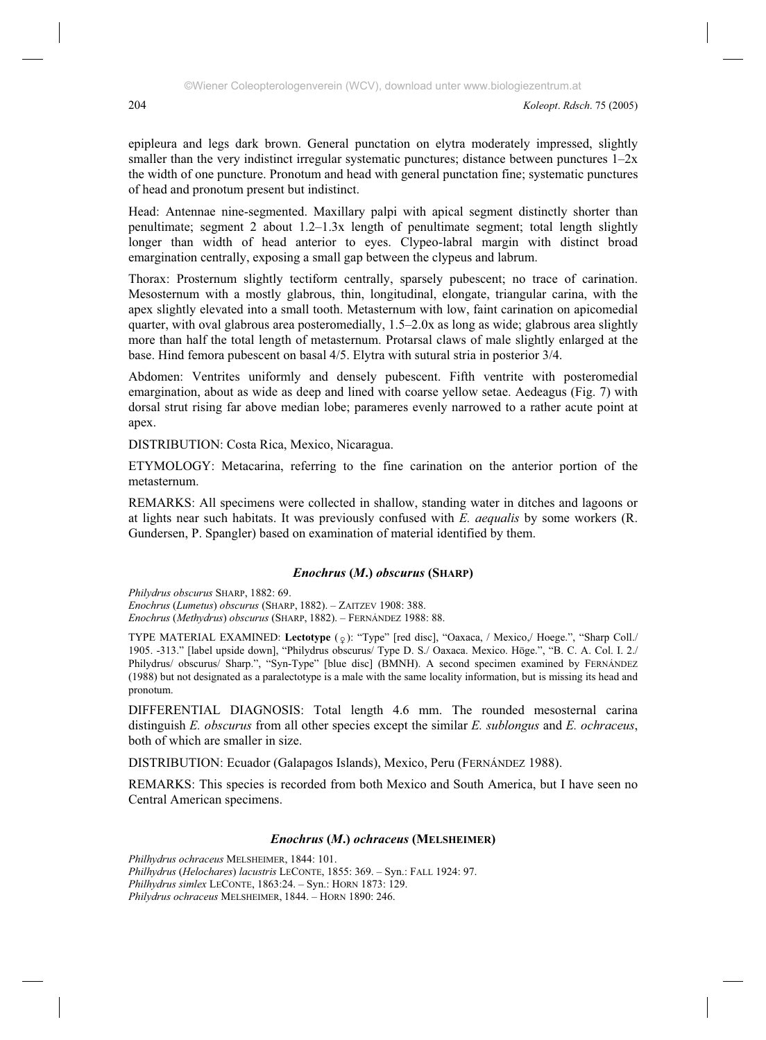epipleura and legs dark brown. General punctation on elytra moderately impressed, slightly smaller than the very indistinct irregular systematic punctures; distance between punctures 1–2x the width of one puncture. Pronotum and head with general punctation fine; systematic punctures of head and pronotum present but indistinct.

Head: Antennae nine-segmented. Maxillary palpi with apical segment distinctly shorter than penultimate; segment 2 about 1.2–1.3x length of penultimate segment; total length slightly longer than width of head anterior to eyes. Clypeo-labral margin with distinct broad emargination centrally, exposing a small gap between the clypeus and labrum.

Thorax: Prosternum slightly tectiform centrally, sparsely pubescent; no trace of carination. Mesosternum with a mostly glabrous, thin, longitudinal, elongate, triangular carina, with the apex slightly elevated into a small tooth. Metasternum with low, faint carination on apicomedial quarter, with oval glabrous area posteromedially, 1.5–2.0x as long as wide; glabrous area slightly more than half the total length of metasternum. Protarsal claws of male slightly enlarged at the base. Hind femora pubescent on basal 4/5. Elytra with sutural stria in posterior 3/4.

Abdomen: Ventrites uniformly and densely pubescent. Fifth ventrite with posteromedial emargination, about as wide as deep and lined with coarse yellow setae. Aedeagus (Fig. 7) with dorsal strut rising far above median lobe; parameres evenly narrowed to a rather acute point at apex.

DISTRIBUTION: Costa Rica, Mexico, Nicaragua.

ETYMOLOGY: Metacarina, referring to the fine carination on the anterior portion of the metasternum.

REMARKS: All specimens were collected in shallow, standing water in ditches and lagoons or at lights near such habitats. It was previously confused with *E. aequalis* by some workers (R. Gundersen, P. Spangler) based on examination of material identified by them.

### *Enochrus* (*M*.) *obscurus* (SHARP)

*Philydrus obscurus* SHARP, 1882: 69.
*Enochrus* (*Lumetus*) *obscurus* (SHARP, 1882). – ZAITZEV 1908: 388.
*Enochrus* (*Methydrus*) *obscurus* (SHARP, 1882). – FERNÁNDEZ 1988: 88.

TYPE MATERIAL EXAMINED: **Lectotype** (♀): "Type" [red disc], "Oaxaca, / Mexico,/ Hoege.", "Sharp Coll./ 1905. -313." [label upside down], "Philydrus obscurus/ Type D. S./ Oaxaca. Mexico. Höge.", "B. C. A. Col. I. 2./ Philydrus/ obscurus/ Sharp.", "Syn-Type" [blue disc] (BMNH). A second specimen examined by FERNÁNDEZ (1988) but not designated as a paralectotype is a male with the same locality information, but is missing its head and pronotum.

DIFFERENTIAL DIAGNOSIS: Total length 4.6 mm. The rounded mesosternal carina distinguish *E. obscurus* from all other species except the similar *E. sublongus* and *E. ochraceus*, both of which are smaller in size.

DISTRIBUTION: Ecuador (Galapagos Islands), Mexico, Peru (FERNÁNDEZ 1988).

REMARKS: This species is recorded from both Mexico and South America, but I have seen no Central American specimens.

### *Enochrus* (*M*.) *ochraceus* (MELSHEIMER)

*Philhydrus ochraceus* MELSHEIMER, 1844: 101.
*Philhydrus* (*Helochares*) *lacustris* LECONTE, 1855: 369. – Syn.: FALL 1924: 97.
*Philhydrus simlex* LECONTE, 1863:24. – Syn.: HORN 1873: 129.
*Philydrus ochraceus* MELSHEIMER, 1844. – HORN 1890: 246.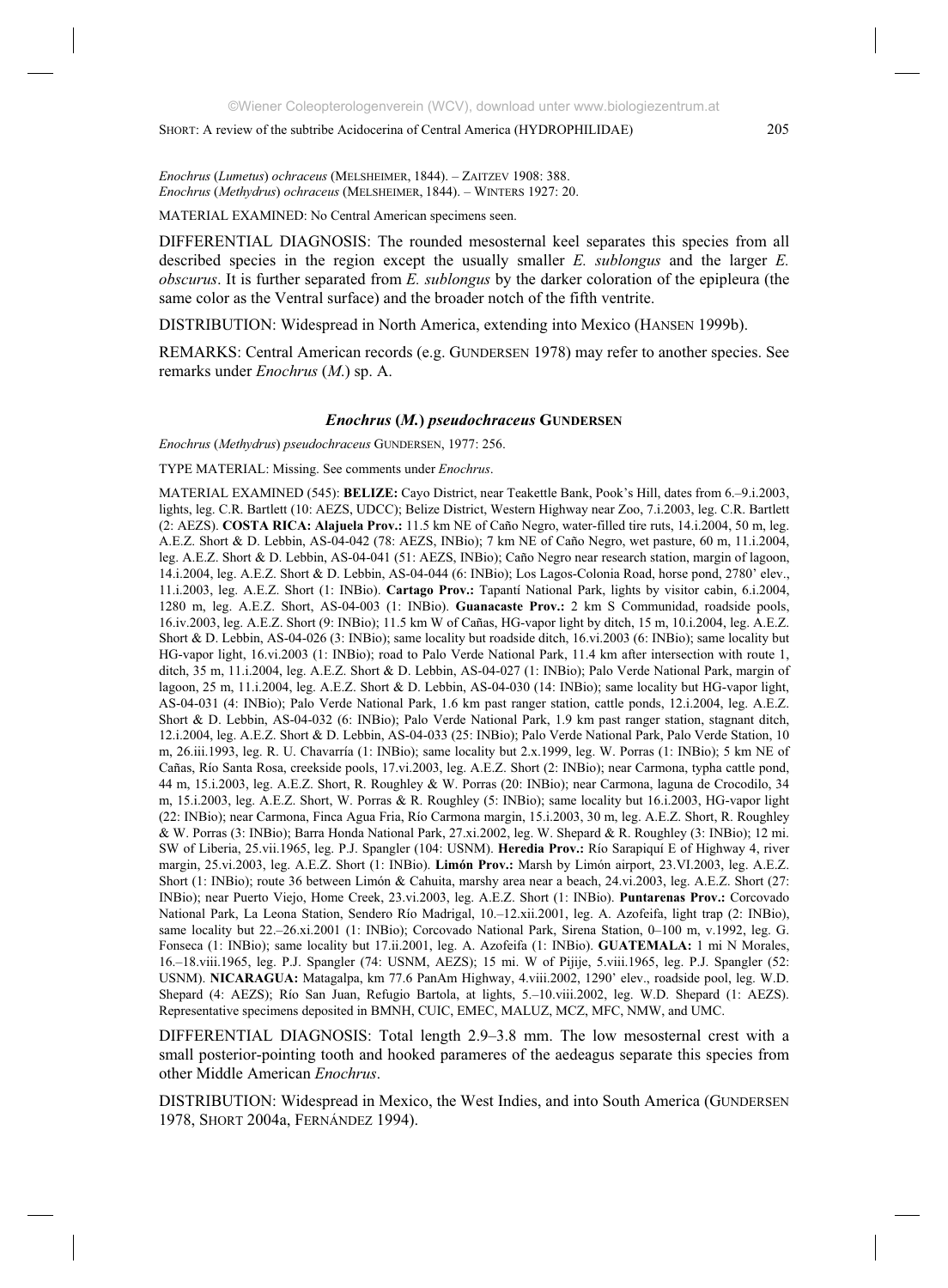*Enochrus* (*Lumetus*) *ochraceus* (MELSHEIMER, 1844). – ZAITZEV 1908: 388.
*Enochrus* (*Methydrus*) *ochraceus* (MELSHEIMER, 1844). – WINTERS 1927: 20.

MATERIAL EXAMINED: No Central American specimens seen.

DIFFERENTIAL DIAGNOSIS: The rounded mesosternal keel separates this species from all described species in the region except the usually smaller *E. sublongus* and the larger *E. obscurus*. It is further separated from *E. sublongus* by the darker coloration of the epipleura (the same color as the Ventral surface) and the broader notch of the fifth ventrite.

DISTRIBUTION: Widespread in North America, extending into Mexico (HANSEN 1999b).

REMARKS: Central American records (e.g. GUNDERSEN 1978) may refer to another species. See remarks under *Enochrus* (*M.*) sp. A.

### *Enochrus* (*M.*) *pseudochraceus* GUNDERSEN

*Enochrus* (*Methydrus*) *pseudochraceus* GUNDERSEN, 1977: 256.

TYPE MATERIAL: Missing. See comments under *Enochrus*.

MATERIAL EXAMINED (545): **BELIZE:** Cayo District, near Teakettle Bank, Pook's Hill, dates from 6.–9.i.2003, lights, leg. C.R. Bartlett (10: AEZS, UDCC); Belize District, Western Highway near Zoo, 7.i.2003, leg. C.R. Bartlett (2: AEZS). **COSTA RICA: Alajuela Prov.:** 11.5 km NE of Caño Negro, water-filled tire ruts, 14.i.2004, 50 m, leg. A.E.Z. Short & D. Lebbin, AS-04-042 (78: AEZS, INBio); 7 km NE of Caño Negro, wet pasture, 60 m, 11.i.2004, leg. A.E.Z. Short & D. Lebbin, AS-04-041 (51: AEZS, INBio); Caño Negro near research station, margin of lagoon, 14.i.2004, leg. A.E.Z. Short & D. Lebbin, AS-04-044 (6: INBio); Los Lagos-Colonia Road, horse pond, 2780' elev., 11.i.2003, leg. A.E.Z. Short (1: INBio). **Cartago Prov.:** Tapantí National Park, lights by visitor cabin, 6.i.2004, 1280 m, leg. A.E.Z. Short, AS-04-003 (1: INBio). **Guanacaste Prov.:** 2 km S Communidad, roadside pools, 16.iv.2003, leg. A.E.Z. Short (9: INBio); 11.5 km W of Cañas, HG-vapor light by ditch, 15 m, 10.i.2004, leg. A.E.Z. Short & D. Lebbin, AS-04-026 (3: INBio); same locality but roadside ditch, 16.vi.2003 (6: INBio); same locality but HG-vapor light, 16.vi.2003 (1: INBio); road to Palo Verde National Park, 11.4 km after intersection with route 1, ditch, 35 m, 11.i.2004, leg. A.E.Z. Short & D. Lebbin, AS-04-027 (1: INBio); Palo Verde National Park, margin of lagoon, 25 m, 11.i.2004, leg. A.E.Z. Short & D. Lebbin, AS-04-030 (14: INBio); same locality but HG-vapor light, AS-04-031 (4: INBio); Palo Verde National Park, 1.6 km past ranger station, cattle ponds, 12.i.2004, leg. A.E.Z. Short & D. Lebbin, AS-04-032 (6: INBio); Palo Verde National Park, 1.9 km past ranger station, stagnant ditch, 12.i.2004, leg. A.E.Z. Short & D. Lebbin, AS-04-033 (25: INBio); Palo Verde National Park, Palo Verde Station, 10 m, 26.iii.1993, leg. R. U. Chavarría (1: INBio); same locality but 2.x.1999, leg. W. Porras (1: INBio); 5 km NE of Cañas, Río Santa Rosa, creekside pools, 17.vi.2003, leg. A.E.Z. Short (2: INBio); near Carmona, typha cattle pond, 44 m, 15.i.2003, leg. A.E.Z. Short, R. Roughley & W. Porras (20: INBio); near Carmona, laguna de Crocodilo, 34 m, 15.i.2003, leg. A.E.Z. Short, W. Porras & R. Roughley (5: INBio); same locality but 16.i.2003, HG-vapor light (22: INBio); near Carmona, Finca Agua Fria, Río Carmona margin, 15.i.2003, 30 m, leg. A.E.Z. Short, R. Roughley & W. Porras (3: INBio); Barra Honda National Park, 27.xi.2002, leg. W. Shepard & R. Roughley (3: INBio); 12 mi. SW of Liberia, 25.vii.1965, leg. P.J. Spangler (104: USNM). **Heredia Prov.:** Río Sarapiquí E of Highway 4, river margin, 25.vi.2003, leg. A.E.Z. Short (1: INBio). **Limón Prov.:** Marsh by Limón airport, 23.VI.2003, leg. A.E.Z. Short (1: INBio); route 36 between Limón & Cahuita, marshy area near a beach, 24.vi.2003, leg. A.E.Z. Short (27: INBio); near Puerto Viejo, Home Creek, 23.vi.2003, leg. A.E.Z. Short (1: INBio). **Puntarenas Prov.:** Corcovado National Park, La Leona Station, Sendero Río Madrigal, 10.–12.xii.2001, leg. A. Azofeifa, light trap (2: INBio), same locality but 22.–26.xi.2001 (1: INBio); Corcovado National Park, Sirena Station, 0–100 m, v.1992, leg. G. Fonseca (1: INBio); same locality but 17.ii.2001, leg. A. Azofeifa (1: INBio). **GUATEMALA:** 1 mi N Morales, 16.–18.viii.1965, leg. P.J. Spangler (74: USNM, AEZS); 15 mi. W of Pijije, 5.viii.1965, leg. P.J. Spangler (52: USNM). **NICARAGUA:** Matagalpa, km 77.6 PanAm Highway, 4.viii.2002, 1290' elev., roadside pool, leg. W.D. Shepard (4: AEZS); Río San Juan, Refugio Bartola, at lights, 5.–10.viii.2002, leg. W.D. Shepard (1: AEZS). Representative specimens deposited in BMNH, CUIC, EMEC, MALUZ, MCZ, MFC, NMW, and UMC.

DIFFERENTIAL DIAGNOSIS: Total length 2.9–3.8 mm. The low mesosternal crest with a small posterior-pointing tooth and hooked parameres of the aedeagus separate this species from other Middle American *Enochrus*.

DISTRIBUTION: Widespread in Mexico, the West Indies, and into South America (GUNDERSEN 1978, SHORT 2004a, FERNÁNDEZ 1994).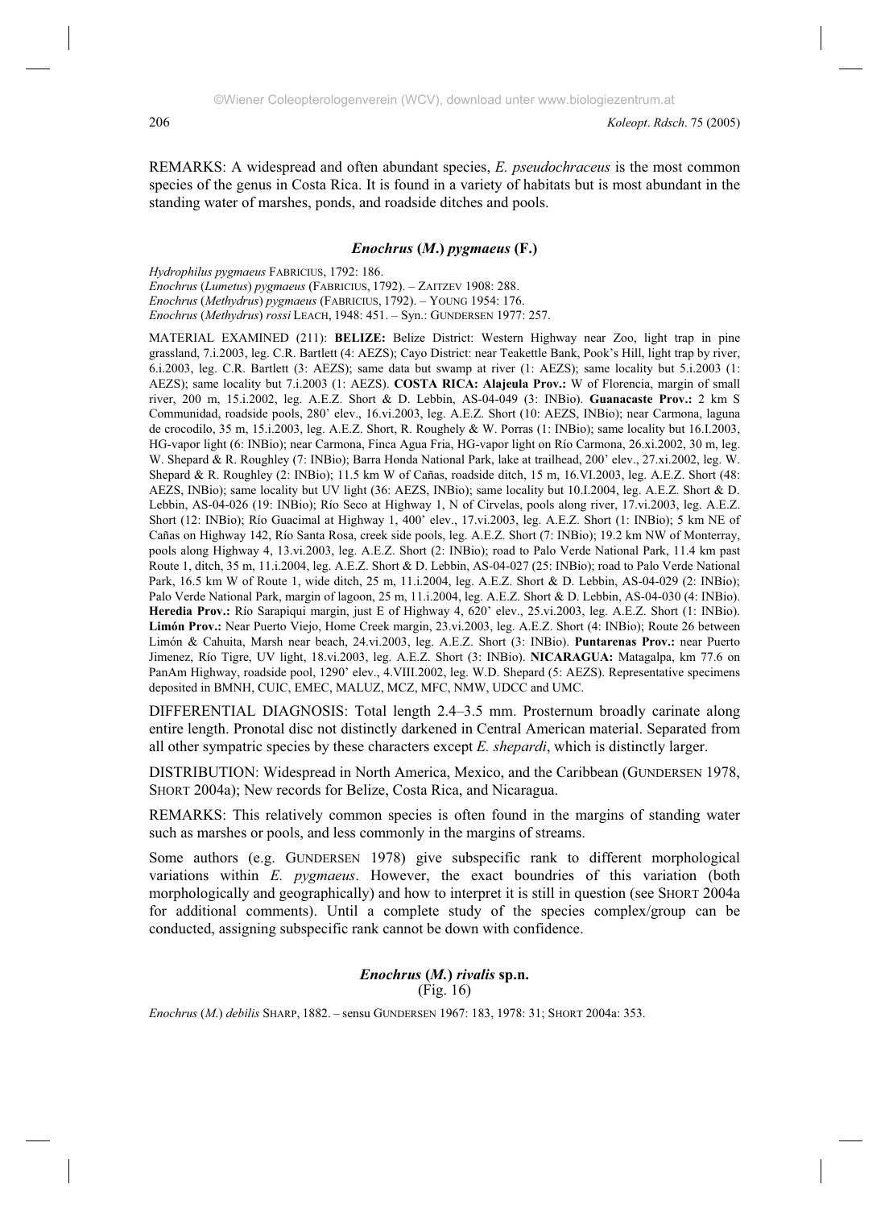REMARKS: A widespread and often abundant species, *E. pseudochraceus* is the most common species of the genus in Costa Rica. It is found in a variety of habitats but is most abundant in the standing water of marshes, ponds, and roadside ditches and pools.

### *Enochrus* (*M.*) *pygmaeus* (F.)

*Hydrophilus pygmaeus* FABRICIUS, 1792: 186.
*Enochrus* (*Lumetus*) *pygmaeus* (FABRICIUS, 1792). – ZAITZEV 1908: 288.
*Enochrus* (*Methydrus*) *pygmaeus* (FABRICIUS, 1792). – YOUNG 1954: 176.
*Enochrus* (*Methydrus*) *rossi* LEACH, 1948: 451. – Syn.: GUNDERSEN 1977: 257.

MATERIAL EXAMINED (211): **BELIZE:** Belize District: Western Highway near Zoo, light trap in pine grassland, 7.i.2003, leg. C.R. Bartlett (4: AEZS); Cayo District: near Teakettle Bank, Pook's Hill, light trap by river, 6.i.2003, leg. C.R. Bartlett (3: AEZS); same data but swamp at river (1: AEZS); same locality but 5.i.2003 (1: AEZS); same locality but 7.i.2003 (1: AEZS). **COSTA RICA: Alajeula Prov.:** W of Florencia, margin of small river, 200 m, 15.i.2002, leg. A.E.Z. Short & D. Lebbin, AS-04-049 (3: INBio). **Guanacaste Prov.:** 2 km S Communidad, roadside pools, 280' elev., 16.vi.2003, leg. A.E.Z. Short (10: AEZS, INBio); near Carmona, laguna de crocodilo, 35 m, 15.i.2003, leg. A.E.Z. Short, R. Roughely & W. Porras (1: INBio); same locality but 16.I.2003, HG-vapor light (6: INBio); near Carmona, Finca Agua Fria, HG-vapor light on Río Carmona, 26.xi.2002, 30 m, leg. W. Shepard & R. Roughley (7: INBio); Barra Honda National Park, lake at trailhead, 200' elev., 27.xi.2002, leg. W. Shepard & R. Roughley (2: INBio); 11.5 km W of Cañas, roadside ditch, 15 m, 16.VI.2003, leg. A.E.Z. Short (48: AEZS, INBio); same locality but UV light (36: AEZS, INBio); same locality but 10.I.2004, leg. A.E.Z. Short & D. Lebbin, AS-04-026 (19: INBio); Río Seco at Highway 1, N of Cirvelas, pools along river, 17.vi.2003, leg. A.E.Z. Short (12: INBio); Río Guacimal at Highway 1, 400' elev., 17.vi.2003, leg. A.E.Z. Short (1: INBio); 5 km NE of Cañas on Highway 142, Río Santa Rosa, creek side pools, leg. A.E.Z. Short (7: INBio); 19.2 km NW of Monterray, pools along Highway 4, 13.vi.2003, leg. A.E.Z. Short (2: INBio); road to Palo Verde National Park, 11.4 km past Route 1, ditch, 35 m, 11.i.2004, leg. A.E.Z. Short & D. Lebbin, AS-04-027 (25: INBio); road to Palo Verde National Park, 16.5 km W of Route 1, wide ditch, 25 m, 11.i.2004, leg. A.E.Z. Short & D. Lebbin, AS-04-029 (2: INBio); Palo Verde National Park, margin of lagoon, 25 m, 11.i.2004, leg. A.E.Z. Short & D. Lebbin, AS-04-030 (4: INBio). **Heredia Prov.:** Río Sarapiqui margin, just E of Highway 4, 620' elev., 25.vi.2003, leg. A.E.Z. Short (1: INBio). **Limón Prov.:** Near Puerto Viejo, Home Creek margin, 23.vi.2003, leg. A.E.Z. Short (4: INBio); Route 26 between Limón & Cahuita, Marsh near beach, 24.vi.2003, leg. A.E.Z. Short (3: INBio). **Puntarenas Prov.:** near Puerto Jimenez, Río Tigre, UV light, 18.vi.2003, leg. A.E.Z. Short (3: INBio). **NICARAGUA:** Matagalpa, km 77.6 on PanAm Highway, roadside pool, 1290' elev., 4.VIII.2002, leg. W.D. Shepard (5: AEZS). Representative specimens deposited in BMNH, CUIC, EMEC, MALUZ, MCZ, MFC, NMW, UDCC and UMC.

DIFFERENTIAL DIAGNOSIS: Total length 2.4–3.5 mm. Prosternum broadly carinate along entire length. Pronotal disc not distinctly darkened in Central American material. Separated from all other sympatric species by these characters except *E. shepardi*, which is distinctly larger.

DISTRIBUTION: Widespread in North America, Mexico, and the Caribbean (GUNDERSEN 1978, SHORT 2004a); New records for Belize, Costa Rica, and Nicaragua.

REMARKS: This relatively common species is often found in the margins of standing water such as marshes or pools, and less commonly in the margins of streams.

Some authors (e.g. GUNDERSEN 1978) give subspecific rank to different morphological variations within *E. pygmaeus*. However, the exact boundries of this variation (both morphologically and geographically) and how to interpret it is still in question (see SHORT 2004a for additional comments). Until a complete study of the species complex/group can be conducted, assigning subspecific rank cannot be down with confidence.

### *Enochrus* (*M.*) *rivalis* sp.n.
(Fig. 16)

*Enochrus* (*M.*) *debilis* SHARP, 1882. – sensu GUNDERSEN 1967: 183, 1978: 31; SHORT 2004a: 353.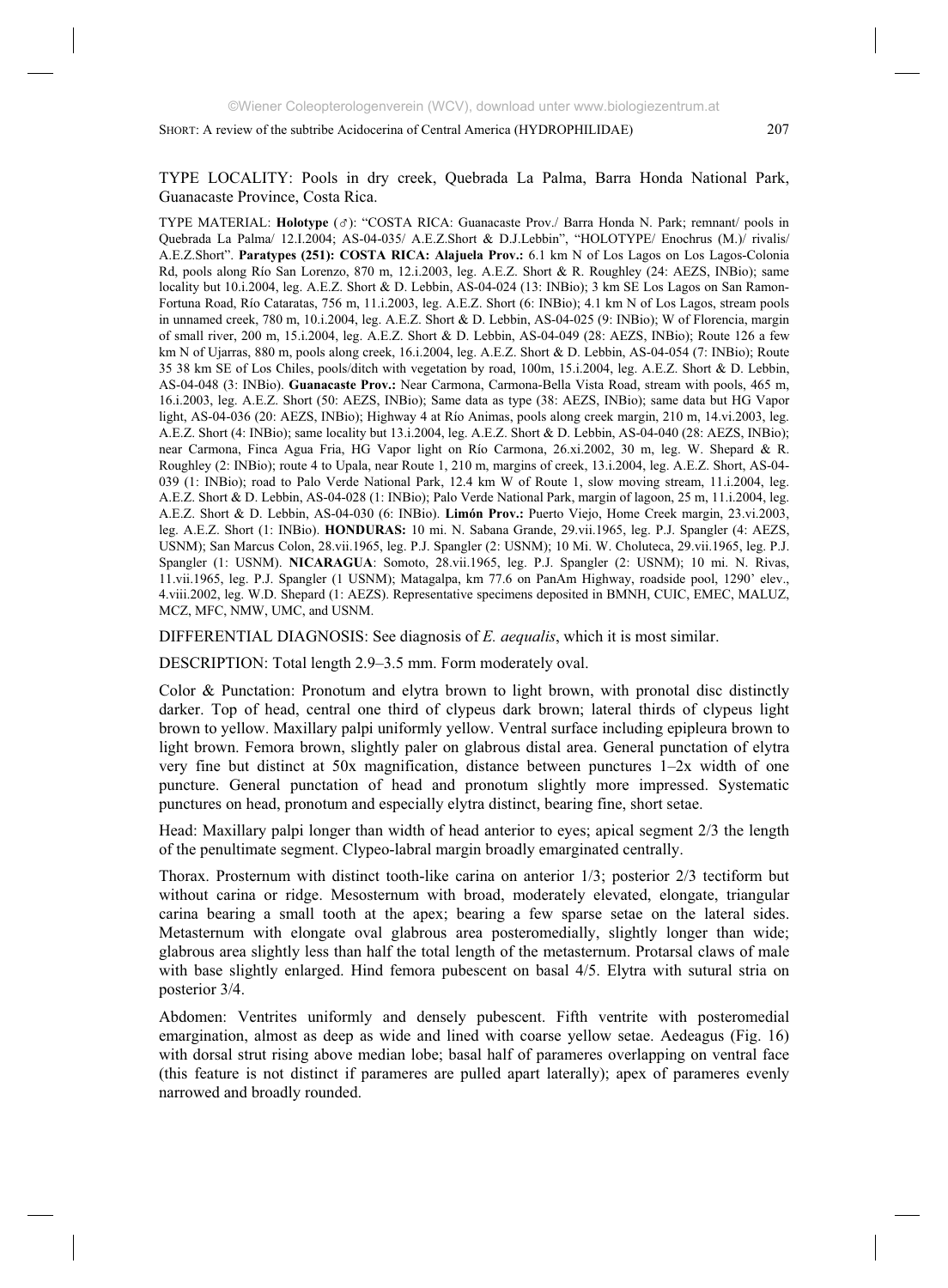TYPE LOCALITY: Pools in dry creek, Quebrada La Palma, Barra Honda National Park, Guanacaste Province, Costa Rica.

TYPE MATERIAL: **Holotype** (♂): "COSTA RICA: Guanacaste Prov./ Barra Honda N. Park; remnant/ pools in Quebrada La Palma/ 12.I.2004; AS-04-035/ A.E.Z.Short & D.J.Lebbin", "HOLOTYPE/ Enochrus (M.)/ rivalis/ A.E.Z.Short". **Paratypes (251): COSTA RICA: Alajuela Prov.:** 6.1 km N of Los Lagos on Los Lagos-Colonia Rd, pools along Río San Lorenzo, 870 m, 12.i.2003, leg. A.E.Z. Short & R. Roughley (24: AEZS, INBio); same locality but 10.i.2004, leg. A.E.Z. Short & D. Lebbin, AS-04-024 (13: INBio); 3 km SE Los Lagos on San Ramon-Fortuna Road, Río Cataratas, 756 m, 11.i.2003, leg. A.E.Z. Short (6: INBio); 4.1 km N of Los Lagos, stream pools in unnamed creek, 780 m, 10.i.2004, leg. A.E.Z. Short & D. Lebbin, AS-04-025 (9: INBio); W of Florencia, margin of small river, 200 m, 15.i.2004, leg. A.E.Z. Short & D. Lebbin, AS-04-049 (28: AEZS, INBio); Route 126 a few km N of Ujarras, 880 m, pools along creek, 16.i.2004, leg. A.E.Z. Short & D. Lebbin, AS-04-054 (7: INBio); Route 35 38 km SE of Los Chiles, pools/ditch with vegetation by road, 100m, 15.i.2004, leg. A.E.Z. Short & D. Lebbin, AS-04-048 (3: INBio). **Guanacaste Prov.:** Near Carmona, Carmona-Bella Vista Road, stream with pools, 465 m, 16.i.2003, leg. A.E.Z. Short (50: AEZS, INBio); Same data as type (38: AEZS, INBio); same data but HG Vapor light, AS-04-036 (20: AEZS, INBio); Highway 4 at Río Animas, pools along creek margin, 210 m, 14.vi.2003, leg. A.E.Z. Short (4: INBio); same locality but 13.i.2004, leg. A.E.Z. Short & D. Lebbin, AS-04-040 (28: AEZS, INBio); near Carmona, Finca Agua Fria, HG Vapor light on Río Carmona, 26.xi.2002, 30 m, leg. W. Shepard & R. Roughley (2: INBio); route 4 to Upala, near Route 1, 210 m, margins of creek, 13.i.2004, leg. A.E.Z. Short, AS-04-039 (1: INBio); road to Palo Verde National Park, 12.4 km W of Route 1, slow moving stream, 11.i.2004, leg. A.E.Z. Short & D. Lebbin, AS-04-028 (1: INBio); Palo Verde National Park, margin of lagoon, 25 m, 11.i.2004, leg. A.E.Z. Short & D. Lebbin, AS-04-030 (6: INBio). **Limón Prov.:** Puerto Viejo, Home Creek margin, 23.vi.2003, leg. A.E.Z. Short (1: INBio). **HONDURAS:** 10 mi. N. Sabana Grande, 29.vii.1965, leg. P.J. Spangler (4: AEZS, USNM); San Marcus Colon, 28.vii.1965, leg. P.J. Spangler (2: USNM); 10 Mi. W. Choluteca, 29.vii.1965, leg. P.J. Spangler (1: USNM). **NICARAGUA**: Somoto, 28.vii.1965, leg. P.J. Spangler (2: USNM); 10 mi. N. Rivas, 11.vii.1965, leg. P.J. Spangler (1 USNM); Matagalpa, km 77.6 on PanAm Highway, roadside pool, 1290' elev., 4.viii.2002, leg. W.D. Shepard (1: AEZS). Representative specimens deposited in BMNH, CUIC, EMEC, MALUZ, MCZ, MFC, NMW, UMC, and USNM.

DIFFERENTIAL DIAGNOSIS: See diagnosis of *E. aequalis*, which it is most similar.

DESCRIPTION: Total length 2.9–3.5 mm. Form moderately oval.

Color & Punctation: Pronotum and elytra brown to light brown, with pronotal disc distinctly darker. Top of head, central one third of clypeus dark brown; lateral thirds of clypeus light brown to yellow. Maxillary palpi uniformly yellow. Ventral surface including epipleura brown to light brown. Femora brown, slightly paler on glabrous distal area. General punctation of elytra very fine but distinct at 50x magnification, distance between punctures 1–2x width of one puncture. General punctation of head and pronotum slightly more impressed. Systematic punctures on head, pronotum and especially elytra distinct, bearing fine, short setae.

Head: Maxillary palpi longer than width of head anterior to eyes; apical segment 2/3 the length of the penultimate segment. Clypeo-labral margin broadly emarginated centrally.

Thorax. Prosternum with distinct tooth-like carina on anterior 1/3; posterior 2/3 tectiform but without carina or ridge. Mesosternum with broad, moderately elevated, elongate, triangular carina bearing a small tooth at the apex; bearing a few sparse setae on the lateral sides. Metasternum with elongate oval glabrous area posteromedially, slightly longer than wide; glabrous area slightly less than half the total length of the metasternum. Protarsal claws of male with base slightly enlarged. Hind femora pubescent on basal 4/5. Elytra with sutural stria on posterior 3/4.

Abdomen: Ventrites uniformly and densely pubescent. Fifth ventrite with posteromedial emargination, almost as deep as wide and lined with coarse yellow setae. Aedeagus (Fig. 16) with dorsal strut rising above median lobe; basal half of parameres overlapping on ventral face (this feature is not distinct if parameres are pulled apart laterally); apex of parameres evenly narrowed and broadly rounded.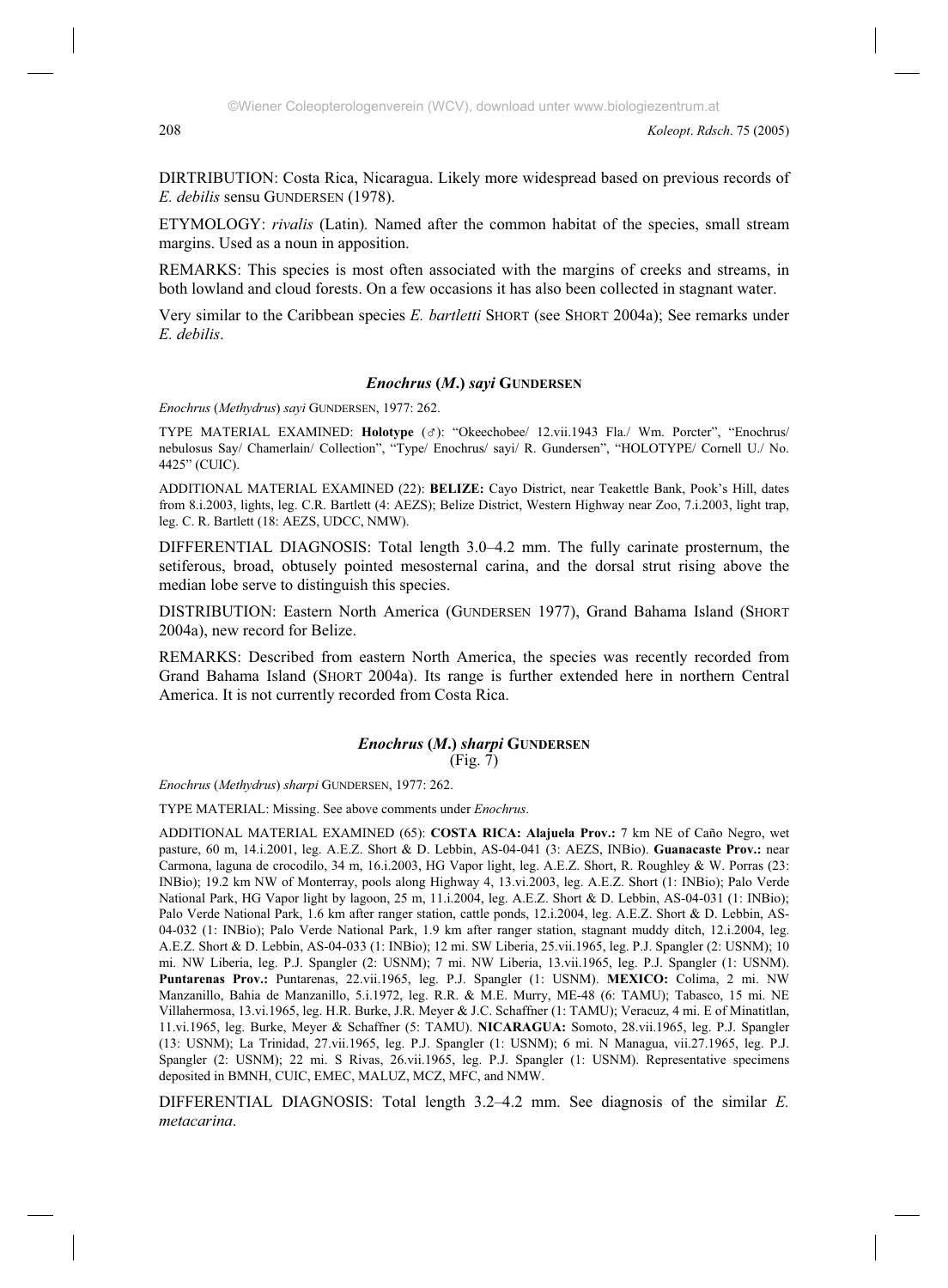DIRTRIBUTION: Costa Rica, Nicaragua. Likely more widespread based on previous records of *E. debilis* sensu GUNDERSEN (1978).

ETYMOLOGY: *rivalis* (Latin)*.* Named after the common habitat of the species, small stream margins. Used as a noun in apposition.

REMARKS: This species is most often associated with the margins of creeks and streams, in both lowland and cloud forests. On a few occasions it has also been collected in stagnant water.

Very similar to the Caribbean species *E. bartletti* SHORT (see SHORT 2004a); See remarks under *E. debilis*.

### *Enochrus* (*M.*) *sayi* GUNDERSEN

*Enochrus* (*Methydrus*) *sayi* GUNDERSEN, 1977: 262.

TYPE MATERIAL EXAMINED: **Holotype** (♂): "Okeechobee/ 12.vii.1943 Fla./ Wm. Porcter", "Enochrus/ nebulosus Say/ Chamerlain/ Collection", "Type/ Enochrus/ sayi/ R. Gundersen", "HOLOTYPE/ Cornell U./ No. 4425" (CUIC).

ADDITIONAL MATERIAL EXAMINED (22): **BELIZE:** Cayo District, near Teakettle Bank, Pook's Hill, dates from 8.i.2003, lights, leg. C.R. Bartlett (4: AEZS); Belize District, Western Highway near Zoo, 7.i.2003, light trap, leg. C. R. Bartlett (18: AEZS, UDCC, NMW).

DIFFERENTIAL DIAGNOSIS: Total length 3.0–4.2 mm. The fully carinate prosternum, the setiferous, broad, obtusely pointed mesosternal carina, and the dorsal strut rising above the median lobe serve to distinguish this species.

DISTRIBUTION: Eastern North America (GUNDERSEN 1977), Grand Bahama Island (SHORT 2004a), new record for Belize.

REMARKS: Described from eastern North America, the species was recently recorded from Grand Bahama Island (SHORT 2004a). Its range is further extended here in northern Central America. It is not currently recorded from Costa Rica.

### *Enochrus* (*M.*) *sharpi* GUNDERSEN
(Fig. 7)

*Enochrus* (*Methydrus*) *sharpi* GUNDERSEN, 1977: 262.

TYPE MATERIAL: Missing. See above comments under *Enochrus*.

ADDITIONAL MATERIAL EXAMINED (65): **COSTA RICA: Alajuela Prov.:** 7 km NE of Caño Negro, wet pasture, 60 m, 14.i.2001, leg. A.E.Z. Short & D. Lebbin, AS-04-041 (3: AEZS, INBio). **Guanacaste Prov.:** near Carmona, laguna de crocodilo, 34 m, 16.i.2003, HG Vapor light, leg. A.E.Z. Short, R. Roughley & W. Porras (23: INBio); 19.2 km NW of Monterray, pools along Highway 4, 13.vi.2003, leg. A.E.Z. Short (1: INBio); Palo Verde National Park, HG Vapor light by lagoon, 25 m, 11.i.2004, leg. A.E.Z. Short & D. Lebbin, AS-04-031 (1: INBio); Palo Verde National Park, 1.6 km after ranger station, cattle ponds, 12.i.2004, leg. A.E.Z. Short & D. Lebbin, AS-04-032 (1: INBio); Palo Verde National Park, 1.9 km after ranger station, stagnant muddy ditch, 12.i.2004, leg. A.E.Z. Short & D. Lebbin, AS-04-033 (1: INBio); 12 mi. SW Liberia, 25.vii.1965, leg. P.J. Spangler (2: USNM); 10 mi. NW Liberia, leg. P.J. Spangler (2: USNM); 7 mi. NW Liberia, 13.vii.1965, leg. P.J. Spangler (1: USNM). **Puntarenas Prov.:** Puntarenas, 22.vii.1965, leg. P.J. Spangler (1: USNM). **MEXICO:** Colima, 2 mi. NW Manzanillo, Bahia de Manzanillo, 5.i.1972, leg. R.R. & M.E. Murry, ME-48 (6: TAMU); Tabasco, 15 mi. NE Villahermosa, 13.vi.1965, leg. H.R. Burke, J.R. Meyer & J.C. Schaffner (1: TAMU); Veracuz, 4 mi. E of Minatitlan, 11.vi.1965, leg. Burke, Meyer & Schaffner (5: TAMU). **NICARAGUA:** Somoto, 28.vii.1965, leg. P.J. Spangler (13: USNM); La Trinidad, 27.vii.1965, leg. P.J. Spangler (1: USNM); 6 mi. N Managua, vii.27.1965, leg. P.J. Spangler (2: USNM); 22 mi. S Rivas, 26.vii.1965, leg. P.J. Spangler (1: USNM). Representative specimens deposited in BMNH, CUIC, EMEC, MALUZ, MCZ, MFC, and NMW.

DIFFERENTIAL DIAGNOSIS: Total length 3.2–4.2 mm. See diagnosis of the similar *E. metacarina*.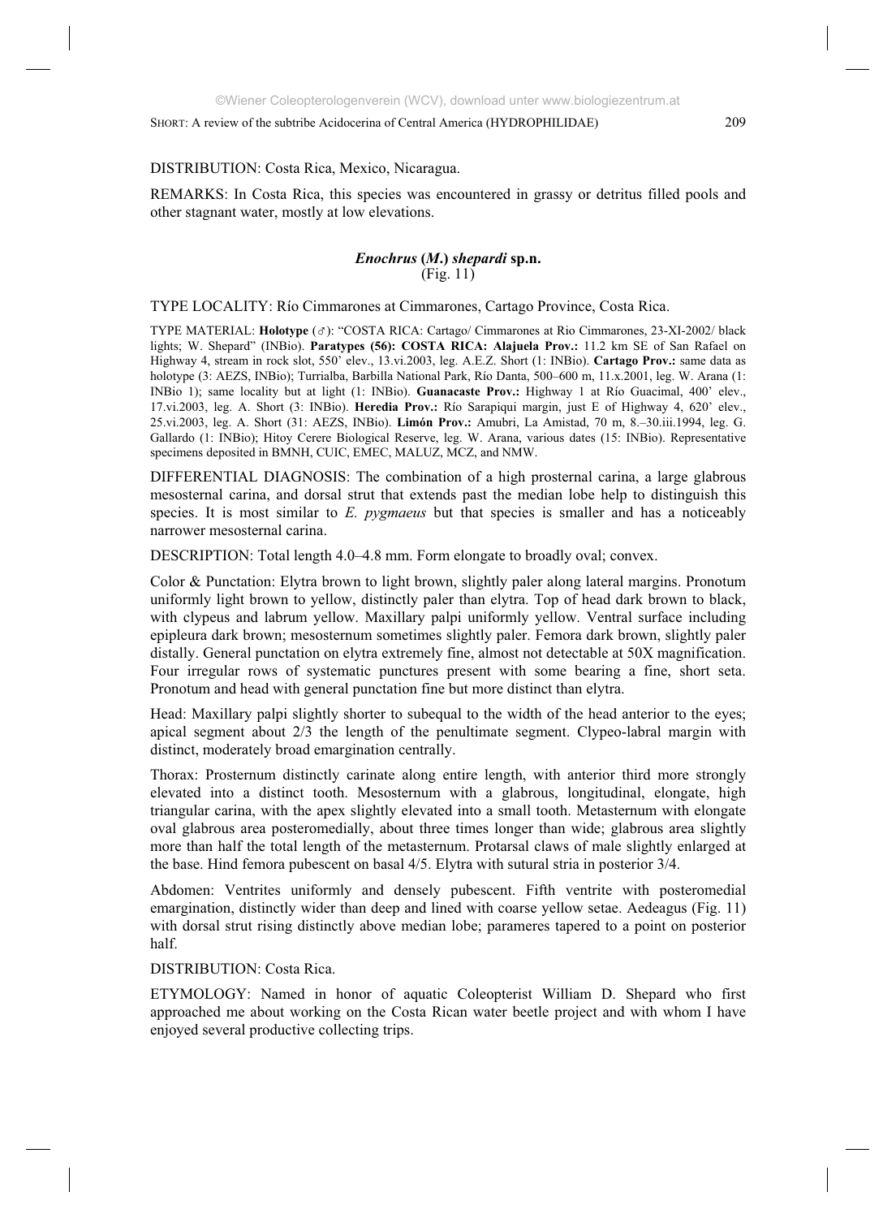DISTRIBUTION: Costa Rica, Mexico, Nicaragua.

REMARKS: In Costa Rica, this species was encountered in grassy or detritus filled pools and other stagnant water, mostly at low elevations.

### *Enochrus* (*M*.) *shepardi* sp.n.

(Fig. 11)

TYPE LOCALITY: Río Cimmarones at Cimmarones, Cartago Province, Costa Rica.

TYPE MATERIAL: **Holotype** (♂): "COSTA RICA: Cartago/ Cimmarones at Rio Cimmarones, 23-XI-2002/ black lights; W. Shepard" (INBio). **Paratypes (56): COSTA RICA: Alajuela Prov.:** 11.2 km SE of San Rafael on Highway 4, stream in rock slot, 550' elev., 13.vi.2003, leg. A.E.Z. Short (1: INBio). **Cartago Prov.:** same data as holotype (3: AEZS, INBio); Turrialba, Barbilla National Park, Río Danta, 500–600 m, 11.x.2001, leg. W. Arana (1: INBio 1); same locality but at light (1: INBio). **Guanacaste Prov.:** Highway 1 at Río Guacimal, 400' elev., 17.vi.2003, leg. A. Short (3: INBio). **Heredia Prov.:** Río Sarapiqui margin, just E of Highway 4, 620' elev., 25.vi.2003, leg. A. Short (31: AEZS, INBio). **Limón Prov.:** Amubri, La Amistad, 70 m, 8.–30.iii.1994, leg. G. Gallardo (1: INBio); Hitoy Cerere Biological Reserve, leg. W. Arana, various dates (15: INBio). Representative specimens deposited in BMNH, CUIC, EMEC, MALUZ, MCZ, and NMW.

DIFFERENTIAL DIAGNOSIS: The combination of a high prosternal carina, a large glabrous mesosternal carina, and dorsal strut that extends past the median lobe help to distinguish this species. It is most similar to *E. pygmaeus* but that species is smaller and has a noticeably narrower mesosternal carina.

DESCRIPTION: Total length 4.0–4.8 mm. Form elongate to broadly oval; convex.

Color & Punctation: Elytra brown to light brown, slightly paler along lateral margins. Pronotum uniformly light brown to yellow, distinctly paler than elytra. Top of head dark brown to black, with clypeus and labrum yellow. Maxillary palpi uniformly yellow. Ventral surface including epipleura dark brown; mesosternum sometimes slightly paler. Femora dark brown, slightly paler distally. General punctation on elytra extremely fine, almost not detectable at 50X magnification. Four irregular rows of systematic punctures present with some bearing a fine, short seta. Pronotum and head with general punctation fine but more distinct than elytra.

Head: Maxillary palpi slightly shorter to subequal to the width of the head anterior to the eyes; apical segment about 2/3 the length of the penultimate segment. Clypeo-labral margin with distinct, moderately broad emargination centrally.

Thorax: Prosternum distinctly carinate along entire length, with anterior third more strongly elevated into a distinct tooth. Mesosternum with a glabrous, longitudinal, elongate, high triangular carina, with the apex slightly elevated into a small tooth. Metasternum with elongate oval glabrous area posteromedially, about three times longer than wide; glabrous area slightly more than half the total length of the metasternum. Protarsal claws of male slightly enlarged at the base. Hind femora pubescent on basal 4/5. Elytra with sutural stria in posterior 3/4.

Abdomen: Ventrites uniformly and densely pubescent. Fifth ventrite with posteromedial emargination, distinctly wider than deep and lined with coarse yellow setae. Aedeagus (Fig. 11) with dorsal strut rising distinctly above median lobe; parameres tapered to a point on posterior half.

DISTRIBUTION: Costa Rica.

ETYMOLOGY: Named in honor of aquatic Coleopterist William D. Shepard who first approached me about working on the Costa Rican water beetle project and with whom I have enjoyed several productive collecting trips.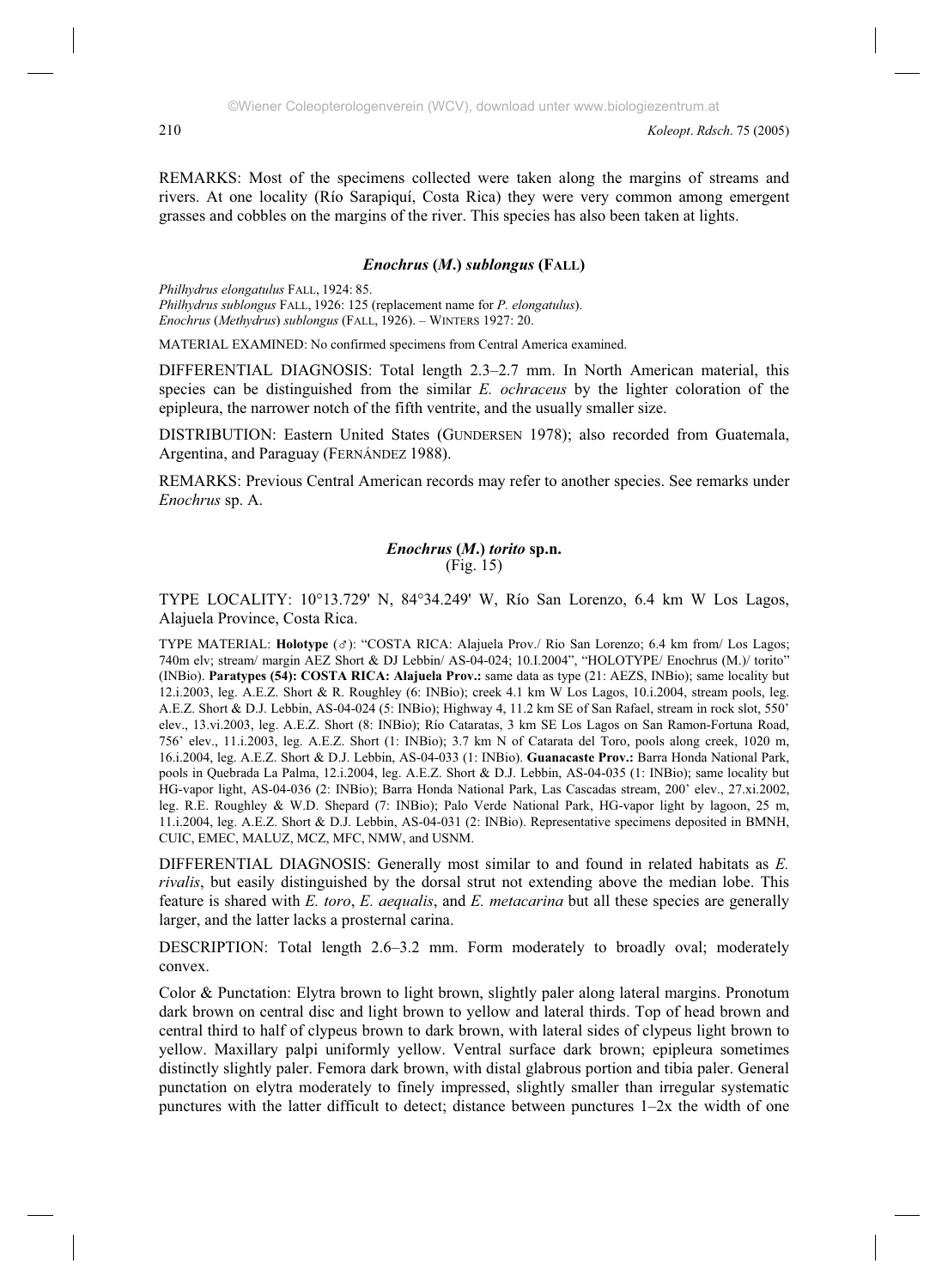REMARKS: Most of the specimens collected were taken along the margins of streams and rivers. At one locality (Río Sarapiquí, Costa Rica) they were very common among emergent grasses and cobbles on the margins of the river. This species has also been taken at lights.

### *Enochrus* (*M.*) *sublongus* (FALL)

*Philhydrus elongatulus* FALL, 1924: 85.
*Philhydrus sublongus* FALL, 1926: 125 (replacement name for *P. elongatulus*).
*Enochrus* (*Methydrus*) *sublongus* (FALL, 1926). – WINTERS 1927: 20.

MATERIAL EXAMINED: No confirmed specimens from Central America examined.

DIFFERENTIAL DIAGNOSIS: Total length 2.3–2.7 mm. In North American material, this species can be distinguished from the similar *E. ochraceus* by the lighter coloration of the epipleura, the narrower notch of the fifth ventrite, and the usually smaller size.

DISTRIBUTION: Eastern United States (GUNDERSEN 1978); also recorded from Guatemala, Argentina, and Paraguay (FERNÁNDEZ 1988).

REMARKS: Previous Central American records may refer to another species. See remarks under *Enochrus* sp. A.

### *Enochrus* (*M.*) *torito* sp.n.
(Fig. 15)

TYPE LOCALITY: 10°13.729' N, 84°34.249' W, Río San Lorenzo, 6.4 km W Los Lagos, Alajuela Province, Costa Rica.

TYPE MATERIAL: **Holotype** (♂): "COSTA RICA: Alajuela Prov./ Rio San Lorenzo; 6.4 km from/ Los Lagos; 740m elv; stream/ margin AEZ Short & DJ Lebbin/ AS-04-024; 10.I.2004", "HOLOTYPE/ Enochrus (M.)/ torito" (INBio). **Paratypes (54): COSTA RICA: Alajuela Prov.:** same data as type (21: AEZS, INBio); same locality but 12.i.2003, leg. A.E.Z. Short & R. Roughley (6: INBio); creek 4.1 km W Los Lagos, 10.i.2004, stream pools, leg. A.E.Z. Short & D.J. Lebbin, AS-04-024 (5: INBio); Highway 4, 11.2 km SE of San Rafael, stream in rock slot, 550' elev., 13.vi.2003, leg. A.E.Z. Short (8: INBio); Río Cataratas, 3 km SE Los Lagos on San Ramon-Fortuna Road, 756' elev., 11.i.2003, leg. A.E.Z. Short (1: INBio); 3.7 km N of Catarata del Toro, pools along creek, 1020 m, 16.i.2004, leg. A.E.Z. Short & D.J. Lebbin, AS-04-033 (1: INBio). **Guanacaste Prov.:** Barra Honda National Park, pools in Quebrada La Palma, 12.i.2004, leg. A.E.Z. Short & D.J. Lebbin, AS-04-035 (1: INBio); same locality but HG-vapor light, AS-04-036 (2: INBio); Barra Honda National Park, Las Cascadas stream, 200' elev., 27.xi.2002, leg. R.E. Roughley & W.D. Shepard (7: INBio); Palo Verde National Park, HG-vapor light by lagoon, 25 m, 11.i.2004, leg. A.E.Z. Short & D.J. Lebbin, AS-04-031 (2: INBio). Representative specimens deposited in BMNH, CUIC, EMEC, MALUZ, MCZ, MFC, NMW, and USNM.

DIFFERENTIAL DIAGNOSIS: Generally most similar to and found in related habitats as *E. rivalis*, but easily distinguished by the dorsal strut not extending above the median lobe. This feature is shared with *E. toro*, *E. aequalis*, and *E. metacarina* but all these species are generally larger, and the latter lacks a prosternal carina.

DESCRIPTION: Total length 2.6–3.2 mm. Form moderately to broadly oval; moderately convex.

Color & Punctation: Elytra brown to light brown, slightly paler along lateral margins. Pronotum dark brown on central disc and light brown to yellow and lateral thirds. Top of head brown and central third to half of clypeus brown to dark brown, with lateral sides of clypeus light brown to yellow. Maxillary palpi uniformly yellow. Ventral surface dark brown; epipleura sometimes distinctly slightly paler. Femora dark brown, with distal glabrous portion and tibia paler. General punctation on elytra moderately to finely impressed, slightly smaller than irregular systematic punctures with the latter difficult to detect; distance between punctures 1–2x the width of one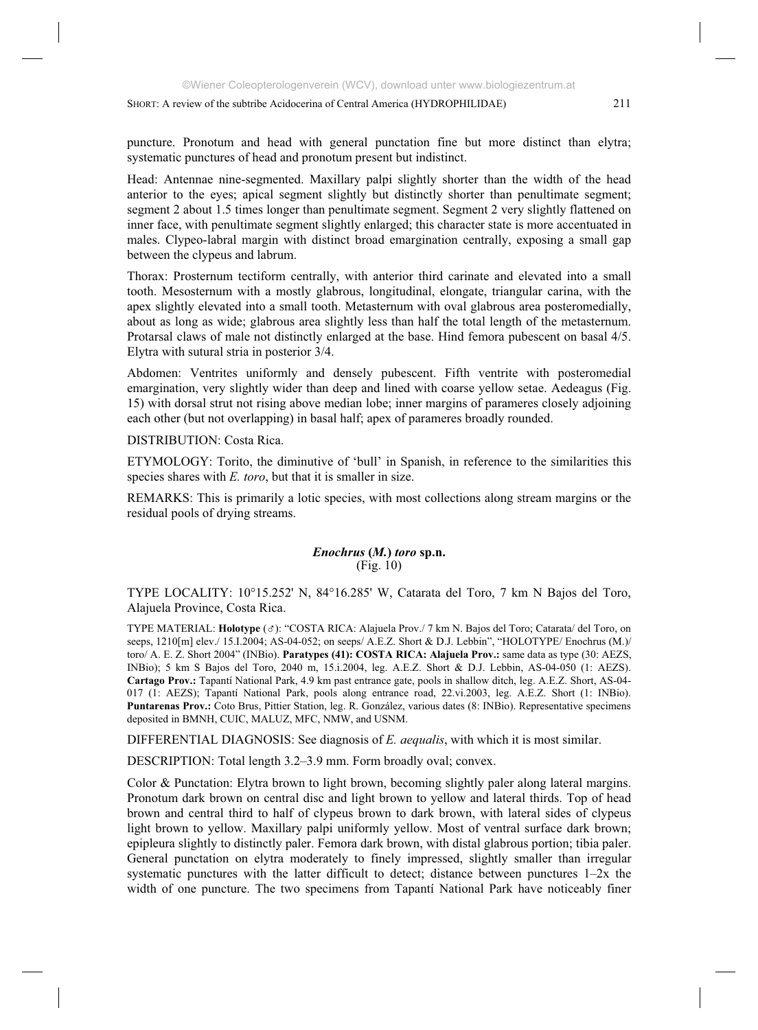puncture. Pronotum and head with general punctation fine but more distinct than elytra; systematic punctures of head and pronotum present but indistinct.

Head: Antennae nine-segmented. Maxillary palpi slightly shorter than the width of the head anterior to the eyes; apical segment slightly but distinctly shorter than penultimate segment; segment 2 about 1.5 times longer than penultimate segment. Segment 2 very slightly flattened on inner face, with penultimate segment slightly enlarged; this character state is more accentuated in males. Clypeo-labral margin with distinct broad emargination centrally, exposing a small gap between the clypeus and labrum.

Thorax: Prosternum tectiform centrally, with anterior third carinate and elevated into a small tooth. Mesosternum with a mostly glabrous, longitudinal, elongate, triangular carina, with the apex slightly elevated into a small tooth. Metasternum with oval glabrous area posteromedially, about as long as wide; glabrous area slightly less than half the total length of the metasternum. Protarsal claws of male not distinctly enlarged at the base. Hind femora pubescent on basal 4/5. Elytra with sutural stria in posterior 3/4.

Abdomen: Ventrites uniformly and densely pubescent. Fifth ventrite with posteromedial emargination, very slightly wider than deep and lined with coarse yellow setae. Aedeagus (Fig. 15) with dorsal strut not rising above median lobe; inner margins of parameres closely adjoining each other (but not overlapping) in basal half; apex of parameres broadly rounded.

DISTRIBUTION: Costa Rica.

ETYMOLOGY: Torito, the diminutive of 'bull' in Spanish, in reference to the similarities this species shares with *E. toro*, but that it is smaller in size.

REMARKS: This is primarily a lotic species, with most collections along stream margins or the residual pools of drying streams.

### *Enochrus* (*M.*) *toro* sp.n.
(Fig. 10)

TYPE LOCALITY: 10°15.252' N, 84°16.285' W, Catarata del Toro, 7 km N Bajos del Toro, Alajuela Province, Costa Rica.

TYPE MATERIAL: **Holotype** (♂): "COSTA RICA: Alajuela Prov./ 7 km N. Bajos del Toro; Catarata/ del Toro, on seeps, 1210[m] elev./ 15.I.2004; AS-04-052; on seeps/ A.E.Z. Short & D.J. Lebbin", "HOLOTYPE/ Enochrus (M.)/ toro/ A. E. Z. Short 2004" (INBio). **Paratypes (41): COSTA RICA: Alajuela Prov.:** same data as type (30: AEZS, INBio); 5 km S Bajos del Toro, 2040 m, 15.i.2004, leg. A.E.Z. Short & D.J. Lebbin, AS-04-050 (1: AEZS). **Cartago Prov.:** Tapantí National Park, 4.9 km past entrance gate, pools in shallow ditch, leg. A.E.Z. Short, AS-04-017 (1: AEZS); Tapantí National Park, pools along entrance road, 22.vi.2003, leg. A.E.Z. Short (1: INBio). **Puntarenas Prov.:** Coto Brus, Pittier Station, leg. R. González, various dates (8: INBio). Representative specimens deposited in BMNH, CUIC, MALUZ, MFC, NMW, and USNM.

DIFFERENTIAL DIAGNOSIS: See diagnosis of *E. aequalis*, with which it is most similar.

DESCRIPTION: Total length 3.2–3.9 mm. Form broadly oval; convex.

Color & Punctation: Elytra brown to light brown, becoming slightly paler along lateral margins. Pronotum dark brown on central disc and light brown to yellow and lateral thirds. Top of head brown and central third to half of clypeus brown to dark brown, with lateral sides of clypeus light brown to yellow. Maxillary palpi uniformly yellow. Most of ventral surface dark brown; epipleura slightly to distinctly paler. Femora dark brown, with distal glabrous portion; tibia paler. General punctation on elytra moderately to finely impressed, slightly smaller than irregular systematic punctures with the latter difficult to detect; distance between punctures 1–2x the width of one puncture. The two specimens from Tapantí National Park have noticeably finer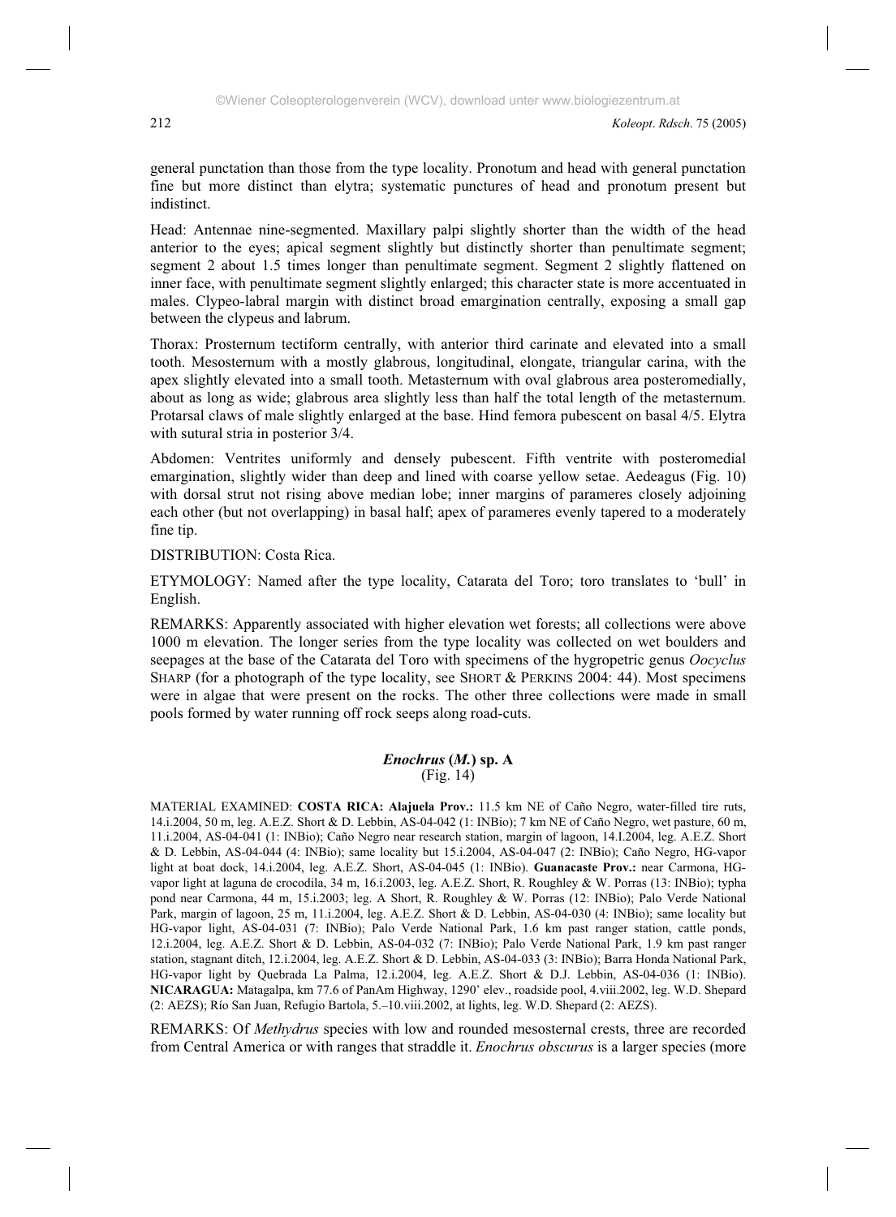general punctation than those from the type locality. Pronotum and head with general punctation fine but more distinct than elytra; systematic punctures of head and pronotum present but indistinct.

Head: Antennae nine-segmented. Maxillary palpi slightly shorter than the width of the head anterior to the eyes; apical segment slightly but distinctly shorter than penultimate segment; segment 2 about 1.5 times longer than penultimate segment. Segment 2 slightly flattened on inner face, with penultimate segment slightly enlarged; this character state is more accentuated in males. Clypeo-labral margin with distinct broad emargination centrally, exposing a small gap between the clypeus and labrum.

Thorax: Prosternum tectiform centrally, with anterior third carinate and elevated into a small tooth. Mesosternum with a mostly glabrous, longitudinal, elongate, triangular carina, with the apex slightly elevated into a small tooth. Metasternum with oval glabrous area posteromedially, about as long as wide; glabrous area slightly less than half the total length of the metasternum. Protarsal claws of male slightly enlarged at the base. Hind femora pubescent on basal 4/5. Elytra with sutural stria in posterior 3/4.

Abdomen: Ventrites uniformly and densely pubescent. Fifth ventrite with posteromedial emargination, slightly wider than deep and lined with coarse yellow setae. Aedeagus (Fig. 10) with dorsal strut not rising above median lobe; inner margins of parameres closely adjoining each other (but not overlapping) in basal half; apex of parameres evenly tapered to a moderately fine tip.

DISTRIBUTION: Costa Rica.

ETYMOLOGY: Named after the type locality, Catarata del Toro; toro translates to 'bull' in English.

REMARKS: Apparently associated with higher elevation wet forests; all collections were above 1000 m elevation. The longer series from the type locality was collected on wet boulders and seepages at the base of the Catarata del Toro with specimens of the hygropetric genus *Oocyclus* SHARP (for a photograph of the type locality, see SHORT & PERKINS 2004: 44). Most specimens were in algae that were present on the rocks. The other three collections were made in small pools formed by water running off rock seeps along road-cuts.

### *Enochrus* (*M.*) sp. A
(Fig. 14)

MATERIAL EXAMINED: **COSTA RICA: Alajuela Prov.:** 11.5 km NE of Caño Negro, water-filled tire ruts, 14.i.2004, 50 m, leg. A.E.Z. Short & D. Lebbin, AS-04-042 (1: INBio); 7 km NE of Caño Negro, wet pasture, 60 m, 11.i.2004, AS-04-041 (1: INBio); Caño Negro near research station, margin of lagoon, 14.I.2004, leg. A.E.Z. Short & D. Lebbin, AS-04-044 (4: INBio); same locality but 15.i.2004, AS-04-047 (2: INBio); Caño Negro, HG-vapor light at boat dock, 14.i.2004, leg. A.E.Z. Short, AS-04-045 (1: INBio). **Guanacaste Prov.:** near Carmona, HG-vapor light at laguna de crocodila, 34 m, 16.i.2003, leg. A.E.Z. Short, R. Roughley & W. Porras (13: INBio); typha pond near Carmona, 44 m, 15.i.2003; leg. A Short, R. Roughley & W. Porras (12: INBio); Palo Verde National Park, margin of lagoon, 25 m, 11.i.2004, leg. A.E.Z. Short & D. Lebbin, AS-04-030 (4: INBio); same locality but HG-vapor light, AS-04-031 (7: INBio); Palo Verde National Park, 1.6 km past ranger station, cattle ponds, 12.i.2004, leg. A.E.Z. Short & D. Lebbin, AS-04-032 (7: INBio); Palo Verde National Park, 1.9 km past ranger station, stagnant ditch, 12.i.2004, leg. A.E.Z. Short & D. Lebbin, AS-04-033 (3: INBio); Barra Honda National Park, HG-vapor light by Quebrada La Palma, 12.i.2004, leg. A.E.Z. Short & D.J. Lebbin, AS-04-036 (1: INBio). **NICARAGUA:** Matagalpa, km 77.6 of PanAm Highway, 1290' elev., roadside pool, 4.viii.2002, leg. W.D. Shepard (2: AEZS); Río San Juan, Refugio Bartola, 5.–10.viii.2002, at lights, leg. W.D. Shepard (2: AEZS).

REMARKS: Of *Methydrus* species with low and rounded mesosternal crests, three are recorded from Central America or with ranges that straddle it. *Enochrus obscurus* is a larger species (more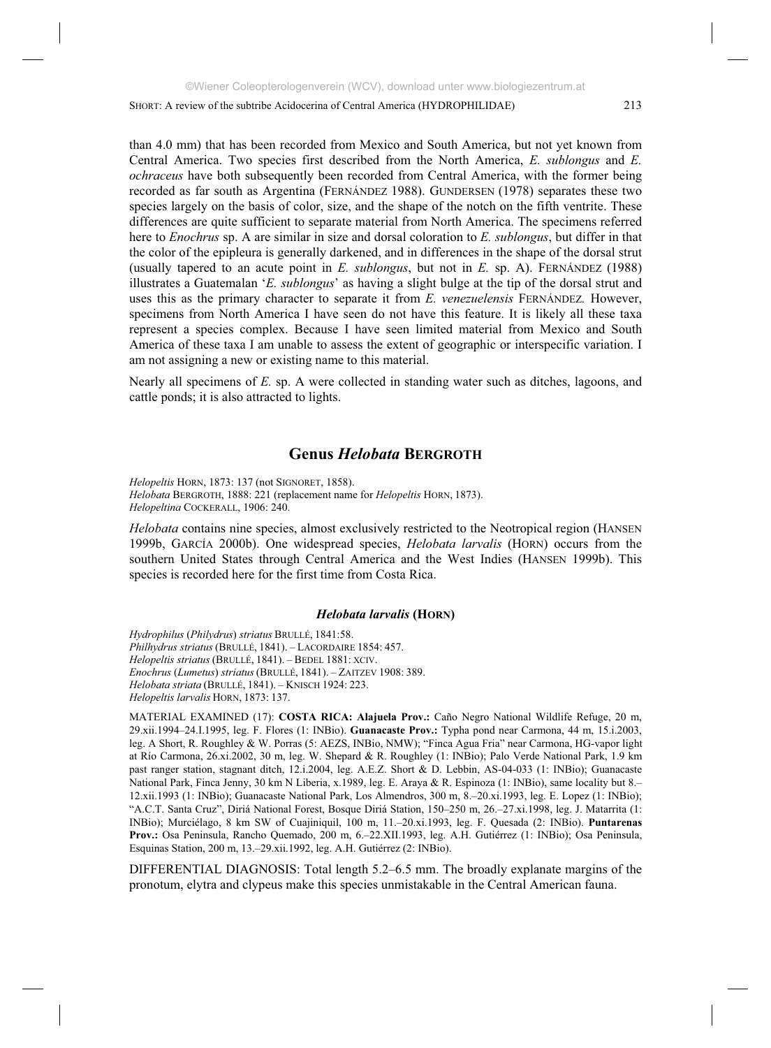than 4.0 mm) that has been recorded from Mexico and South America, but not yet known from Central America. Two species first described from the North America, *E. sublongus* and *E. ochraceus* have both subsequently been recorded from Central America, with the former being recorded as far south as Argentina (FERNÁNDEZ 1988). GUNDERSEN (1978) separates these two species largely on the basis of color, size, and the shape of the notch on the fifth ventrite. These differences are quite sufficient to separate material from North America. The specimens referred here to *Enochrus* sp. A are similar in size and dorsal coloration to *E. sublongus*, but differ in that the color of the epipleura is generally darkened, and in differences in the shape of the dorsal strut (usually tapered to an acute point in *E. sublongus*, but not in *E.* sp. A). FERNÁNDEZ (1988) illustrates a Guatemalan '*E. sublongus*' as having a slight bulge at the tip of the dorsal strut and uses this as the primary character to separate it from *E. venezuelensis* FERNÁNDEZ. However, specimens from North America I have seen do not have this feature. It is likely all these taxa represent a species complex. Because I have seen limited material from Mexico and South America of these taxa I am unable to assess the extent of geographic or interspecific variation. I am not assigning a new or existing name to this material.

Nearly all specimens of *E.* sp. A were collected in standing water such as ditches, lagoons, and cattle ponds; it is also attracted to lights.

## Genus *Helobata* BERGROTH

*Helopeltis* HORN, 1873: 137 (not SIGNORET, 1858).
*Helobata* BERGROTH, 1888: 221 (replacement name for *Helopeltis* HORN, 1873).
*Helopeltina* COCKERALL, 1906: 240.

*Helobata* contains nine species, almost exclusively restricted to the Neotropical region (HANSEN 1999b, GARCÍA 2000b). One widespread species, *Helobata larvalis* (HORN) occurs from the southern United States through Central America and the West Indies (HANSEN 1999b). This species is recorded here for the first time from Costa Rica.

### *Helobata larvalis* (HORN)

*Hydrophilus* (*Philydrus*) *striatus* BRULLÉ, 1841:58.
*Philhydrus striatus* (BRULLÉ, 1841). – LACORDAIRE 1854: 457.
*Helopeltis striatus* (BRULLÉ, 1841). – BEDEL 1881: XCIV.
*Enochrus* (*Lumetus*) *striatus* (BRULLÉ, 1841). – ZAITZEV 1908: 389.
*Helobata striata* (BRULLÉ, 1841). – KNISCH 1924: 223.
*Helopeltis larvalis* HORN, 1873: 137.

MATERIAL EXAMINED (17): **COSTA RICA: Alajuela Prov.:** Caño Negro National Wildlife Refuge, 20 m, 29.xii.1994–24.I.1995, leg. F. Flores (1: INBio). **Guanacaste Prov.:** Typha pond near Carmona, 44 m, 15.i.2003, leg. A Short, R. Roughley & W. Porras (5: AEZS, INBio, NMW); "Finca Agua Fria" near Carmona, HG-vapor light at Río Carmona, 26.xi.2002, 30 m, leg. W. Shepard & R. Roughley (1: INBio); Palo Verde National Park, 1.9 km past ranger station, stagnant ditch, 12.i.2004, leg. A.E.Z. Short & D. Lebbin, AS-04-033 (1: INBio); Guanacaste National Park, Finca Jenny, 30 km N Liberia, x.1989, leg. E. Araya & R. Espinoza (1: INBio), same locality but 8.–12.xii.1993 (1: INBio); Guanacaste National Park, Los Almendros, 300 m, 8.–20.xi.1993, leg. E. Lopez (1: INBio); "A.C.T. Santa Cruz", Diriá National Forest, Bosque Diriá Station, 150–250 m, 26.–27.xi.1998, leg. J. Matarrita (1: INBio); Murciélago, 8 km SW of Cuajiniquil, 100 m, 11.–20.xi.1993, leg. F. Quesada (2: INBio). **Puntarenas Prov.:** Osa Peninsula, Rancho Quemado, 200 m, 6.–22.XII.1993, leg. A.H. Gutiérrez (1: INBio); Osa Peninsula, Esquinas Station, 200 m, 13.–29.xii.1992, leg. A.H. Gutiérrez (2: INBio).

DIFFERENTIAL DIAGNOSIS: Total length 5.2–6.5 mm. The broadly explanate margins of the pronotum, elytra and clypeus make this species unmistakable in the Central American fauna.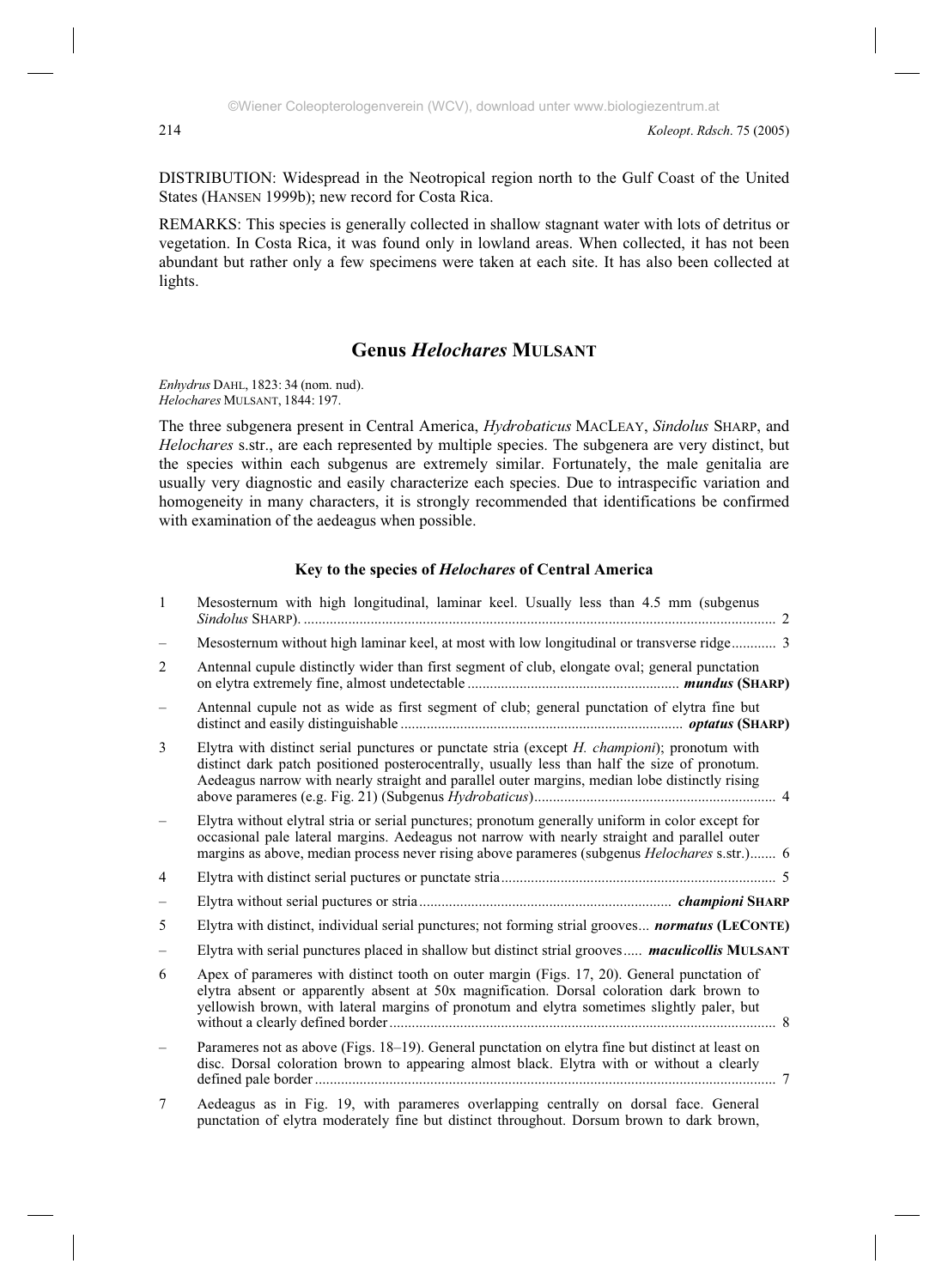DISTRIBUTION: Widespread in the Neotropical region north to the Gulf Coast of the United States (HANSEN 1999b); new record for Costa Rica.

REMARKS: This species is generally collected in shallow stagnant water with lots of detritus or vegetation. In Costa Rica, it was found only in lowland areas. When collected, it has not been abundant but rather only a few specimens were taken at each site. It has also been collected at lights.

## Genus *Helochares* MULSANT

*Enhydrus* DAHL, 1823: 34 (nom. nud).
*Helochares* MULSANT, 1844: 197.

The three subgenera present in Central America, *Hydrobaticus* MACLEAY, *Sindolus* SHARP, and *Helochares* s.str., are each represented by multiple species. The subgenera are very distinct, but the species within each subgenus are extremely similar. Fortunately, the male genitalia are usually very diagnostic and easily characterize each species. Due to intraspecific variation and homogeneity in many characters, it is strongly recommended that identifications be confirmed with examination of the aedeagus when possible.

### Key to the species of *Helochares* of Central America

1 Mesosternum with high longitudinal, laminar keel. Usually less than 4.5 mm (subgenus *Sindolus* SHARP). .......... 2

– Mesosternum without high laminar keel, at most with low longitudinal or transverse ridge .......... 3

2 Antennal cupule distinctly wider than first segment of club, elongate oval; general punctation on elytra extremely fine, almost undetectable .......... ***mundus* (SHARP)**

– Antennal cupule not as wide as first segment of club; general punctation of elytra fine but distinct and easily distinguishable .......... ***optatus* (SHARP)**

3 Elytra with distinct serial punctures or punctate stria (except *H. championi*); pronotum with distinct dark patch positioned posterocentrally, usually less than half the size of pronotum. Aedeagus narrow with nearly straight and parallel outer margins, median lobe distinctly rising above parameres (e.g. Fig. 21) (Subgenus *Hydrobaticus*) .......... 4

– Elytra without elytral stria or serial punctures; pronotum generally uniform in color except for occasional pale lateral margins. Aedeagus not narrow with nearly straight and parallel outer margins as above, median process never rising above parameres (subgenus *Helochares* s.str.) .......... 6

4 Elytra with distinct serial puctures or punctate stria .......... 5

– Elytra without serial puctures or stria .......... ***championi* SHARP**

5 Elytra with distinct, individual serial punctures; not forming strial grooves... ***normatus* (LECONTE)**

– Elytra with serial punctures placed in shallow but distinct strial grooves .......... ***maculicollis* MULSANT**

6 Apex of parameres with distinct tooth on outer margin (Figs. 17, 20). General punctation of elytra absent or apparently absent at 50x magnification. Dorsal coloration dark brown to yellowish brown, with lateral margins of pronotum and elytra sometimes slightly paler, but without a clearly defined border .......... 8

– Parameres not as above (Figs. 18–19). General punctation on elytra fine but distinct at least on disc. Dorsal coloration brown to appearing almost black. Elytra with or without a clearly defined pale border .......... 7

7 Aedeagus as in Fig. 19, with parameres overlapping centrally on dorsal face. General punctation of elytra moderately fine but distinct throughout. Dorsum brown to dark brown,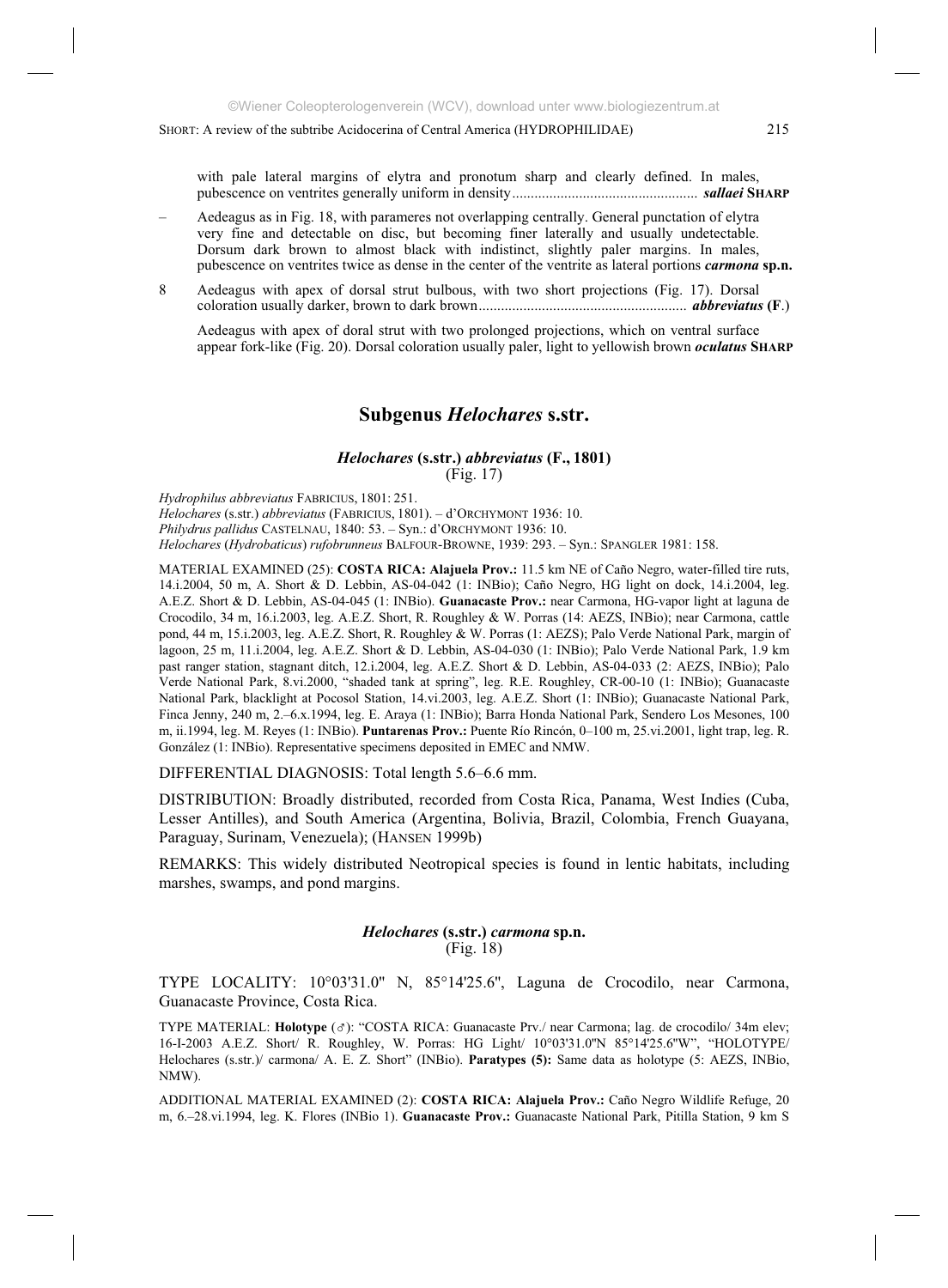with pale lateral margins of elytra and pronotum sharp and clearly defined. In males, pubescence on ventrites generally uniform in density.................................................. ***sallaei* SHARP**

– Aedeagus as in Fig. 18, with parameres not overlapping centrally. General punctation of elytra very fine and detectable on disc, but becoming finer laterally and usually undetectable. Dorsum dark brown to almost black with indistinct, slightly paler margins. In males, pubescence on ventrites twice as dense in the center of the ventrite as lateral portions ***carmona* sp.n.**

8 Aedeagus with apex of dorsal strut bulbous, with two short projections (Fig. 17). Dorsal coloration usually darker, brown to dark brown........................................................ ***abbreviatus* (F.)**

Aedeagus with apex of doral strut with two prolonged projections, which on ventral surface appear fork-like (Fig. 20). Dorsal coloration usually paler, light to yellowish brown ***oculatus* SHARP**

## Subgenus *Helochares* s.str.

### *Helochares* (s.str.) *abbreviatus* (F., 1801)
(Fig. 17)

*Hydrophilus abbreviatus* FABRICIUS, 1801: 251.
*Helochares* (s.str.) *abbreviatus* (FABRICIUS, 1801). – d'ORCHYMONT 1936: 10.
*Philydrus pallidus* CASTELNAU, 1840: 53. – Syn.: d'ORCHYMONT 1936: 10.
*Helochares* (*Hydrobaticus*) *rufobrunneus* BALFOUR-BROWNE, 1939: 293. – Syn.: SPANGLER 1981: 158.

MATERIAL EXAMINED (25): **COSTA RICA: Alajuela Prov.:** 11.5 km NE of Caño Negro, water-filled tire ruts, 14.i.2004, 50 m, A. Short & D. Lebbin, AS-04-042 (1: INBio); Caño Negro, HG light on dock, 14.i.2004, leg. A.E.Z. Short & D. Lebbin, AS-04-045 (1: INBio). **Guanacaste Prov.:** near Carmona, HG-vapor light at laguna de Crocodilo, 34 m, 16.i.2003, leg. A.E.Z. Short, R. Roughley & W. Porras (14: AEZS, INBio); near Carmona, cattle pond, 44 m, 15.i.2003, leg. A.E.Z. Short, R. Roughley & W. Porras (1: AEZS); Palo Verde National Park, margin of lagoon, 25 m, 11.i.2004, leg. A.E.Z. Short & D. Lebbin, AS-04-030 (1: INBio); Palo Verde National Park, 1.9 km past ranger station, stagnant ditch, 12.i.2004, leg. A.E.Z. Short & D. Lebbin, AS-04-033 (2: AEZS, INBio); Palo Verde National Park, 8.vi.2000, "shaded tank at spring", leg. R.E. Roughley, CR-00-10 (1: INBio); Guanacaste National Park, blacklight at Pocosol Station, 14.vi.2003, leg. A.E.Z. Short (1: INBio); Guanacaste National Park, Finca Jenny, 240 m, 2.–6.x.1994, leg. E. Araya (1: INBio); Barra Honda National Park, Sendero Los Mesones, 100 m, ii.1994, leg. M. Reyes (1: INBio). **Puntarenas Prov.:** Puente Río Rincón, 0–100 m, 25.vi.2001, light trap, leg. R. González (1: INBio). Representative specimens deposited in EMEC and NMW.

DIFFERENTIAL DIAGNOSIS: Total length 5.6–6.6 mm.

DISTRIBUTION: Broadly distributed, recorded from Costa Rica, Panama, West Indies (Cuba, Lesser Antilles), and South America (Argentina, Bolivia, Brazil, Colombia, French Guayana, Paraguay, Surinam, Venezuela); (HANSEN 1999b)

REMARKS: This widely distributed Neotropical species is found in lentic habitats, including marshes, swamps, and pond margins.

### *Helochares* (s.str.) *carmona* sp.n.
(Fig. 18)

TYPE LOCALITY: 10°03'31.0'' N, 85°14'25.6'', Laguna de Crocodilo, near Carmona, Guanacaste Province, Costa Rica.

TYPE MATERIAL: **Holotype** (♂): "COSTA RICA: Guanacaste Prv./ near Carmona; lag. de crocodilo/ 34m elev; 16-I-2003 A.E.Z. Short/ R. Roughley, W. Porras: HG Light/ 10°03'31.0''N 85°14'25.6''W", "HOLOTYPE/ Helochares (s.str.)/ carmona/ A. E. Z. Short" (INBio). **Paratypes (5):** Same data as holotype (5: AEZS, INBio, NMW).

ADDITIONAL MATERIAL EXAMINED (2): **COSTA RICA: Alajuela Prov.:** Caño Negro Wildlife Refuge, 20 m, 6.–28.vi.1994, leg. K. Flores (INBio 1). **Guanacaste Prov.:** Guanacaste National Park, Pitilla Station, 9 km S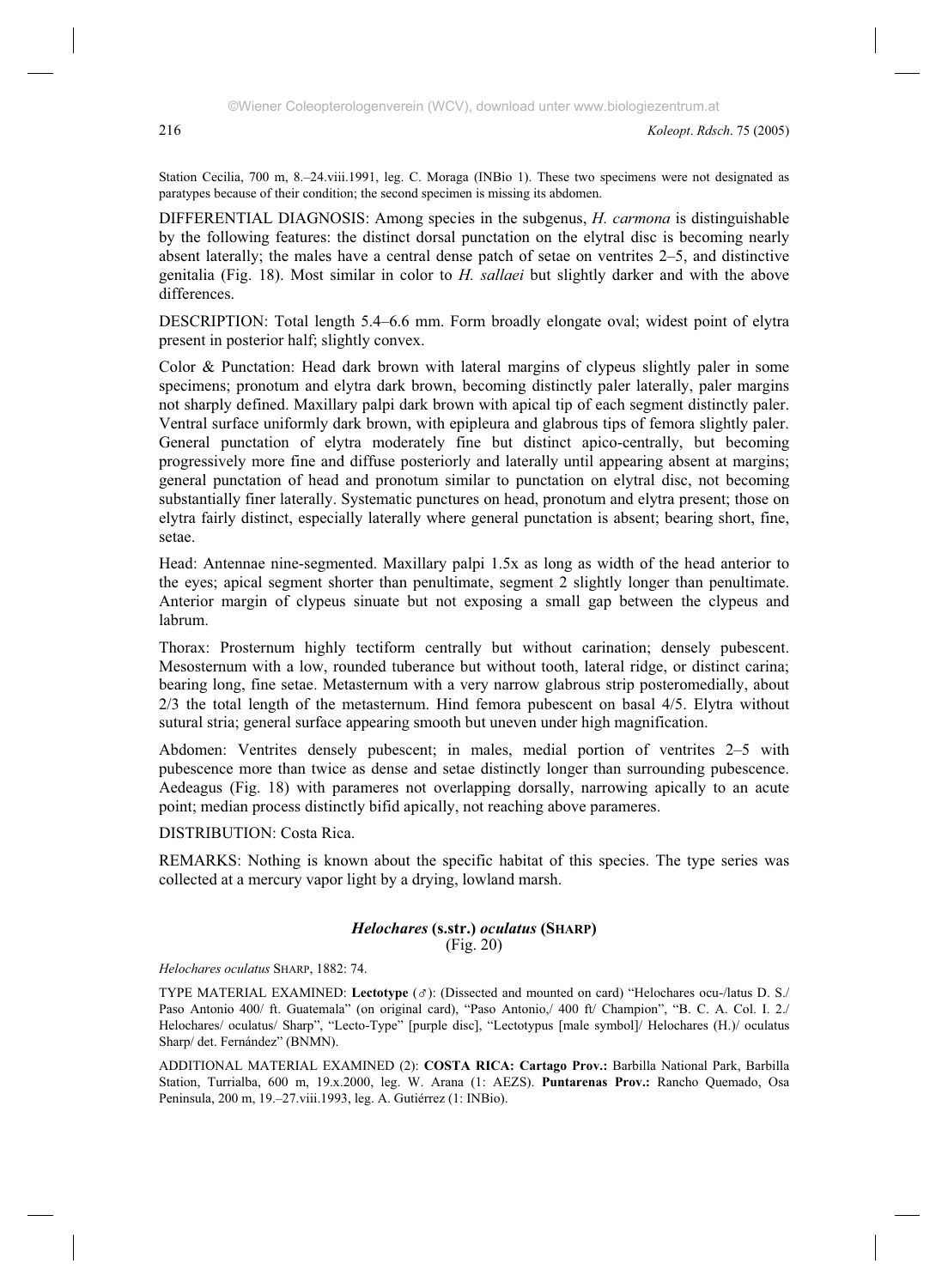Station Cecilia, 700 m, 8.–24.viii.1991, leg. C. Moraga (INBio 1). These two specimens were not designated as paratypes because of their condition; the second specimen is missing its abdomen.

DIFFERENTIAL DIAGNOSIS: Among species in the subgenus, *H. carmona* is distinguishable by the following features: the distinct dorsal punctation on the elytral disc is becoming nearly absent laterally; the males have a central dense patch of setae on ventrites 2–5, and distinctive genitalia (Fig. 18). Most similar in color to *H. sallaei* but slightly darker and with the above differences.

DESCRIPTION: Total length 5.4–6.6 mm. Form broadly elongate oval; widest point of elytra present in posterior half; slightly convex.

Color & Punctation: Head dark brown with lateral margins of clypeus slightly paler in some specimens; pronotum and elytra dark brown, becoming distinctly paler laterally, paler margins not sharply defined. Maxillary palpi dark brown with apical tip of each segment distinctly paler. Ventral surface uniformly dark brown, with epipleura and glabrous tips of femora slightly paler. General punctation of elytra moderately fine but distinct apico-centrally, but becoming progressively more fine and diffuse posteriorly and laterally until appearing absent at margins; general punctation of head and pronotum similar to punctation on elytral disc, not becoming substantially finer laterally. Systematic punctures on head, pronotum and elytra present; those on elytra fairly distinct, especially laterally where general punctation is absent; bearing short, fine, setae.

Head: Antennae nine-segmented. Maxillary palpi 1.5x as long as width of the head anterior to the eyes; apical segment shorter than penultimate, segment 2 slightly longer than penultimate. Anterior margin of clypeus sinuate but not exposing a small gap between the clypeus and labrum.

Thorax: Prosternum highly tectiform centrally but without carination; densely pubescent. Mesosternum with a low, rounded tuberance but without tooth, lateral ridge, or distinct carina; bearing long, fine setae. Metasternum with a very narrow glabrous strip posteromedially, about 2/3 the total length of the metasternum. Hind femora pubescent on basal 4/5. Elytra without sutural stria; general surface appearing smooth but uneven under high magnification.

Abdomen: Ventrites densely pubescent; in males, medial portion of ventrites 2–5 with pubescence more than twice as dense and setae distinctly longer than surrounding pubescence. Aedeagus (Fig. 18) with parameres not overlapping dorsally, narrowing apically to an acute point; median process distinctly bifid apically, not reaching above parameres.

DISTRIBUTION: Costa Rica.

REMARKS: Nothing is known about the specific habitat of this species. The type series was collected at a mercury vapor light by a drying, lowland marsh.

### *Helochares* (s.str.) *oculatus* (SHARP)

(Fig. 20)

*Helochares oculatus* SHARP, 1882: 74.

TYPE MATERIAL EXAMINED: **Lectotype** (♂): (Dissected and mounted on card) "Helochares ocu-/latus D. S./ Paso Antonio 400/ ft. Guatemala" (on original card), "Paso Antonio,/ 400 ft/ Champion", "B. C. A. Col. I. 2./ Helochares/ oculatus/ Sharp", "Lecto-Type" [purple disc], "Lectotypus [male symbol]/ Helochares (H.)/ oculatus Sharp/ det. Fernández" (BNMN).

ADDITIONAL MATERIAL EXAMINED (2): **COSTA RICA: Cartago Prov.:** Barbilla National Park, Barbilla Station, Turrialba, 600 m, 19.x.2000, leg. W. Arana (1: AEZS). **Puntarenas Prov.:** Rancho Quemado, Osa Peninsula, 200 m, 19.–27.viii.1993, leg. A. Gutiérrez (1: INBio).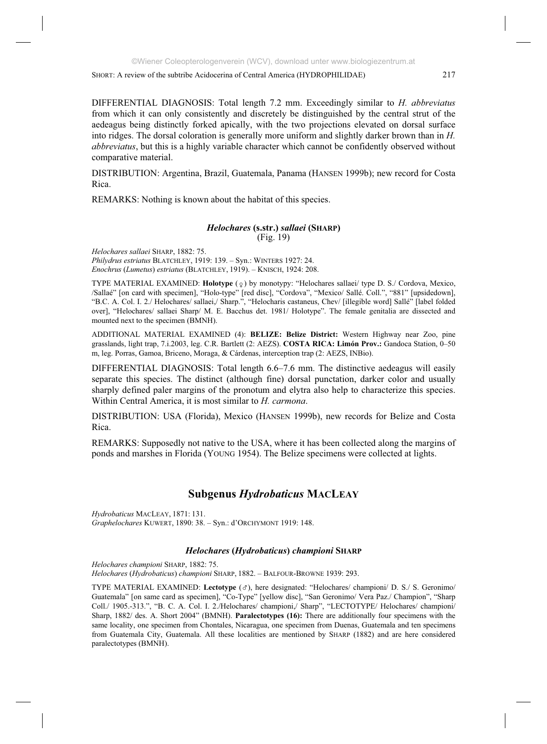DIFFERENTIAL DIAGNOSIS: Total length 7.2 mm. Exceedingly similar to *H. abbreviatus* from which it can only consistently and discretely be distinguished by the central strut of the aedeagus being distinctly forked apically, with the two projections elevated on dorsal surface into ridges. The dorsal coloration is generally more uniform and slightly darker brown than in *H. abbreviatus*, but this is a highly variable character which cannot be confidently observed without comparative material.

DISTRIBUTION: Argentina, Brazil, Guatemala, Panama (HANSEN 1999b); new record for Costa Rica.

REMARKS: Nothing is known about the habitat of this species.

### *Helochares* (s.str.) *sallaei* (SHARP)

(Fig. 19)

*Helochares sallaei* SHARP, 1882: 75.
*Philydrus estriatus* BLATCHLEY, 1919: 139. – Syn.: WINTERS 1927: 24.
*Enochrus* (*Lumetus*) *estriatus* (BLATCHLEY, 1919). – KNISCH, 1924: 208.

TYPE MATERIAL EXAMINED: **Holotype** (♀) by monotypy: "Helochares sallaei/ type D. S./ Cordova, Mexico, /Sallaé" [on card with specimen], "Holo-type" [red disc], "Cordova", "Mexico/ Sallé. Coll.", "881" [upsidedown], "B.C. A. Col. I. 2./ Helochares/ sallaei,/ Sharp.", "Helocharis castaneus, Chev/ [illegible word] Sallé" [label folded over], "Helochares/ sallaei Sharp/ M. E. Bacchus det. 1981/ Holotype". The female genitalia are dissected and mounted next to the specimen (BMNH).

ADDITIONAL MATERIAL EXAMINED (4): **BELIZE: Belize District:** Western Highway near Zoo, pine grasslands, light trap, 7.i.2003, leg. C.R. Bartlett (2: AEZS). **COSTA RICA: Limón Prov.:** Gandoca Station, 0–50 m, leg. Porras, Gamoa, Briceno, Moraga, & Cárdenas, interception trap (2: AEZS, INBio).

DIFFERENTIAL DIAGNOSIS: Total length 6.6–7.6 mm. The distinctive aedeagus will easily separate this species. The distinct (although fine) dorsal punctation, darker color and usually sharply defined paler margins of the pronotum and elytra also help to characterize this species. Within Central America, it is most similar to *H. carmona*.

DISTRIBUTION: USA (Florida), Mexico (HANSEN 1999b), new records for Belize and Costa Rica.

REMARKS: Supposedly not native to the USA, where it has been collected along the margins of ponds and marshes in Florida (YOUNG 1954). The Belize specimens were collected at lights.

## Subgenus *Hydrobaticus* MACLEAY

*Hydrobaticus* MACLEAY, 1871: 131.
*Graphelochares* KUWERT, 1890: 38. – Syn.: d'ORCHYMONT 1919: 148.

### *Helochares* (*Hydrobaticus*) *championi* SHARP

*Helochares championi* SHARP, 1882: 75.
*Helochares* (*Hydrobaticus*) *championi* SHARP, 1882. – BALFOUR-BROWNE 1939: 293.

TYPE MATERIAL EXAMINED: **Lectotype** (♂), here designated: "Helochares/ championi/ D. S./ S. Geronimo/ Guatemala" [on same card as specimen], "Co-Type" [yellow disc], "San Geronimo/ Vera Paz./ Champion", "Sharp Coll./ 1905.-313.", "B. C. A. Col. I. 2./Helochares/ championi,/ Sharp", "LECTOTYPE/ Helochares/ championi/ Sharp, 1882/ des. A. Short 2004" (BMNH). **Paralectotypes (16):** There are additionally four specimens with the same locality, one specimen from Chontales, Nicaragua, one specimen from Duenas, Guatemala and ten specimens from Guatemala City, Guatemala. All these localities are mentioned by SHARP (1882) and are here considered paralectotypes (BMNH).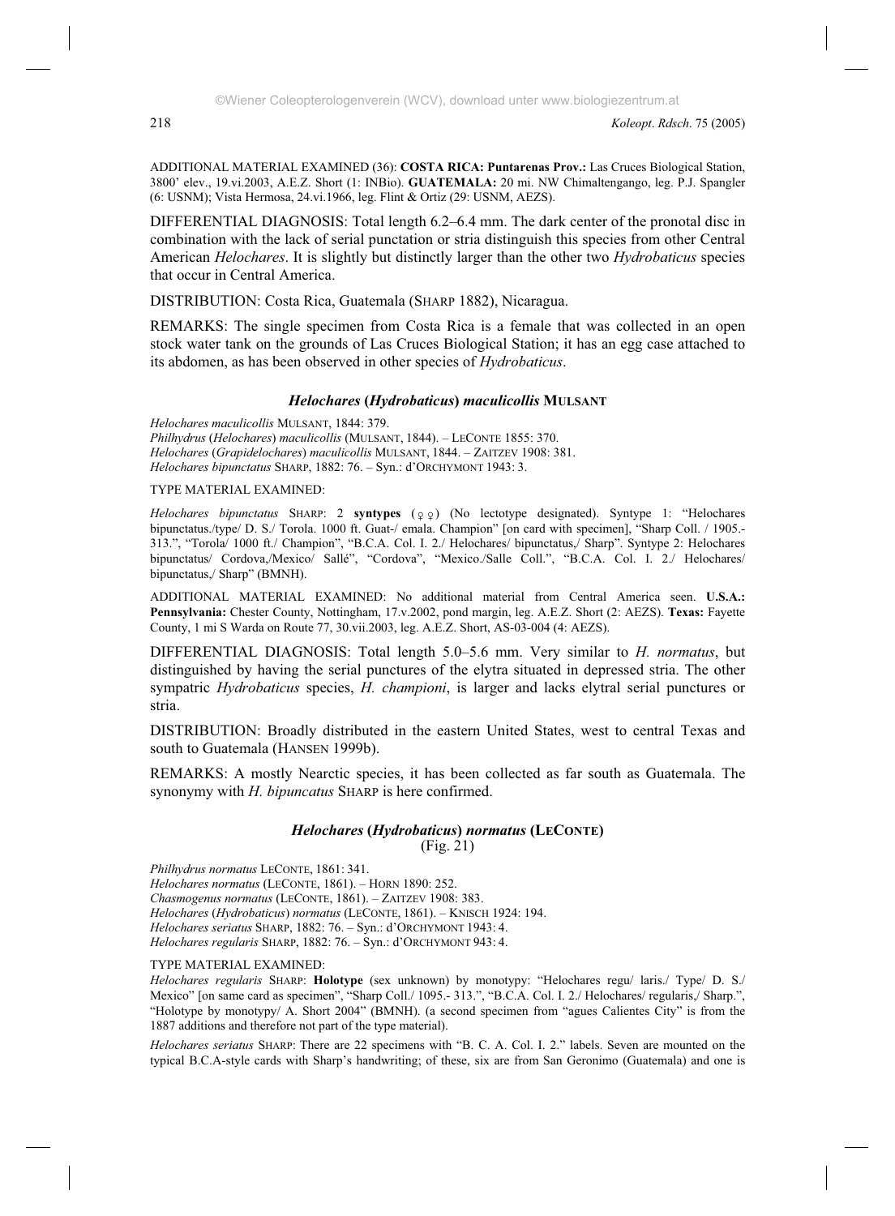ADDITIONAL MATERIAL EXAMINED (36): **COSTA RICA: Puntarenas Prov.:** Las Cruces Biological Station, 3800' elev., 19.vi.2003, A.E.Z. Short (1: INBio). **GUATEMALA:** 20 mi. NW Chimaltengango, leg. P.J. Spangler (6: USNM); Vista Hermosa, 24.vi.1966, leg. Flint & Ortiz (29: USNM, AEZS).

DIFFERENTIAL DIAGNOSIS: Total length 6.2–6.4 mm. The dark center of the pronotal disc in combination with the lack of serial punctation or stria distinguish this species from other Central American *Helochares*. It is slightly but distinctly larger than the other two *Hydrobaticus* species that occur in Central America.

DISTRIBUTION: Costa Rica, Guatemala (SHARP 1882), Nicaragua.

REMARKS: The single specimen from Costa Rica is a female that was collected in an open stock water tank on the grounds of Las Cruces Biological Station; it has an egg case attached to its abdomen, as has been observed in other species of *Hydrobaticus*.

### *Helochares* (*Hydrobaticus*) *maculicollis* MULSANT

*Helochares maculicollis* MULSANT, 1844: 379.
*Philhydrus* (*Helochares*) *maculicollis* (MULSANT, 1844). – LECONTE 1855: 370.
*Helochares* (*Grapidelochares*) *maculicollis* MULSANT, 1844. – ZAITZEV 1908: 381.
*Helochares bipunctatus* SHARP, 1882: 76. – Syn.: d'ORCHYMONT 1943: 3.

TYPE MATERIAL EXAMINED:

*Helochares bipunctatus* SHARP: 2 **syntypes** (♀♀) (No lectotype designated). Syntype 1: "Helochares bipunctatus./type/ D. S./ Torola. 1000 ft. Guat-/ emala. Champion" [on card with specimen], "Sharp Coll. / 1905.- 313.", "Torola/ 1000 ft./ Champion", "B.C.A. Col. I. 2./ Helochares/ bipunctatus,/ Sharp". Syntype 2: Helochares bipunctatus/ Cordova,/Mexico/ Sallé", "Cordova", "Mexico./Salle Coll.", "B.C.A. Col. I. 2./ Helochares/ bipunctatus,/ Sharp" (BMNH).

ADDITIONAL MATERIAL EXAMINED: No additional material from Central America seen. **U.S.A.: Pennsylvania:** Chester County, Nottingham, 17.v.2002, pond margin, leg. A.E.Z. Short (2: AEZS). **Texas:** Fayette County, 1 mi S Warda on Route 77, 30.vii.2003, leg. A.E.Z. Short, AS-03-004 (4: AEZS).

DIFFERENTIAL DIAGNOSIS: Total length 5.0–5.6 mm. Very similar to *H. normatus*, but distinguished by having the serial punctures of the elytra situated in depressed stria. The other sympatric *Hydrobaticus* species, *H. championi*, is larger and lacks elytral serial punctures or stria.

DISTRIBUTION: Broadly distributed in the eastern United States, west to central Texas and south to Guatemala (HANSEN 1999b).

REMARKS: A mostly Nearctic species, it has been collected as far south as Guatemala. The synonymy with *H. bipuncatus* SHARP is here confirmed.

### *Helochares* (*Hydrobaticus*) *normatus* (LECONTE)
(Fig. 21)

*Philhydrus normatus* LECONTE, 1861: 341.
*Helochares normatus* (LECONTE, 1861). – HORN 1890: 252.
*Chasmogenus normatus* (LECONTE, 1861). – ZAITZEV 1908: 383.
*Helochares* (*Hydrobaticus*) *normatus* (LECONTE, 1861). – KNISCH 1924: 194.
*Helochares seriatus* SHARP, 1882: 76. – Syn.: d'ORCHYMONT 1943: 4.
*Helochares regularis* SHARP, 1882: 76. – Syn.: d'ORCHYMONT 943: 4.

TYPE MATERIAL EXAMINED:

*Helochares regularis* SHARP: **Holotype** (sex unknown) by monotypy: "Helochares regu/ laris./ Type/ D. S./ Mexico" [on same card as specimen", "Sharp Coll./ 1095.- 313.", "B.C.A. Col. I. 2./ Helochares/ regularis,/ Sharp.", "Holotype by monotypy/ A. Short 2004" (BMNH). (a second specimen from "agues Calientes City" is from the 1887 additions and therefore not part of the type material).

*Helochares seriatus* SHARP: There are 22 specimens with "B. C. A. Col. I. 2." labels. Seven are mounted on the typical B.C.A-style cards with Sharp's handwriting; of these, six are from San Geronimo (Guatemala) and one is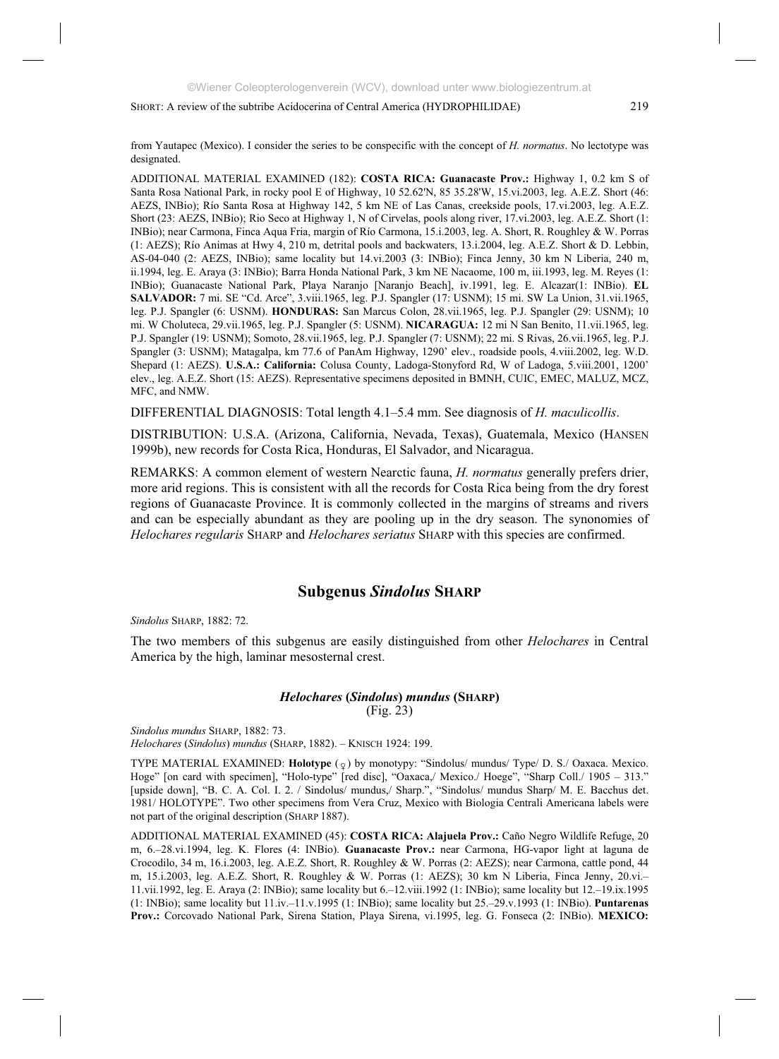from Yautapec (Mexico). I consider the series to be conspecific with the concept of *H. normatus*. No lectotype was designated.

ADDITIONAL MATERIAL EXAMINED (182): **COSTA RICA: Guanacaste Prov.:** Highway 1, 0.2 km S of Santa Rosa National Park, in rocky pool E of Highway, 10 52.62'N, 85 35.28'W, 15.vi.2003, leg. A.E.Z. Short (46: AEZS, INBio); Río Santa Rosa at Highway 142, 5 km NE of Las Canas, creekside pools, 17.vi.2003, leg. A.E.Z. Short (23: AEZS, INBio); Rio Seco at Highway 1, N of Cirvelas, pools along river, 17.vi.2003, leg. A.E.Z. Short (1: INBio); near Carmona, Finca Aqua Fria, margin of Río Carmona, 15.i.2003, leg. A. Short, R. Roughley & W. Porras (1: AEZS); Río Animas at Hwy 4, 210 m, detrital pools and backwaters, 13.i.2004, leg. A.E.Z. Short & D. Lebbin, AS-04-040 (2: AEZS, INBio); same locality but 14.vi.2003 (3: INBio); Finca Jenny, 30 km N Liberia, 240 m, ii.1994, leg. E. Araya (3: INBio); Barra Honda National Park, 3 km NE Nacaome, 100 m, iii.1993, leg. M. Reyes (1: INBio); Guanacaste National Park, Playa Naranjo [Naranjo Beach], iv.1991, leg. E. Alcazar(1: INBio). **EL SALVADOR:** 7 mi. SE "Cd. Arce", 3.viii.1965, leg. P.J. Spangler (17: USNM); 15 mi. SW La Union, 31.vii.1965, leg. P.J. Spangler (6: USNM). **HONDURAS:** San Marcus Colon, 28.vii.1965, leg. P.J. Spangler (29: USNM); 10 mi. W Choluteca, 29.vii.1965, leg. P.J. Spangler (5: USNM). **NICARAGUA:** 12 mi N San Benito, 11.vii.1965, leg. P.J. Spangler (19: USNM); Somoto, 28.vii.1965, leg. P.J. Spangler (7: USNM); 22 mi. S Rivas, 26.vii.1965, leg. P.J. Spangler (3: USNM); Matagalpa, km 77.6 of PanAm Highway, 1290' elev., roadside pools, 4.viii.2002, leg. W.D. Shepard (1: AEZS). **U.S.A.: California:** Colusa County, Ladoga-Stonyford Rd, W of Ladoga, 5.viii.2001, 1200' elev., leg. A.E.Z. Short (15: AEZS). Representative specimens deposited in BMNH, CUIC, EMEC, MALUZ, MCZ, MFC, and NMW.

DIFFERENTIAL DIAGNOSIS: Total length 4.1–5.4 mm. See diagnosis of *H. maculicollis*.

DISTRIBUTION: U.S.A. (Arizona, California, Nevada, Texas), Guatemala, Mexico (HANSEN 1999b), new records for Costa Rica, Honduras, El Salvador, and Nicaragua.

REMARKS: A common element of western Nearctic fauna, *H. normatus* generally prefers drier, more arid regions. This is consistent with all the records for Costa Rica being from the dry forest regions of Guanacaste Province. It is commonly collected in the margins of streams and rivers and can be especially abundant as they are pooling up in the dry season. The synonomies of *Helochares regularis* SHARP and *Helochares seriatus* SHARP with this species are confirmed.

## Subgenus *Sindolus* SHARP

*Sindolus* SHARP, 1882: 72.

The two members of this subgenus are easily distinguished from other *Helochares* in Central America by the high, laminar mesosternal crest.

### *Helochares* (*Sindolus*) *mundus* (SHARP)
(Fig. 23)

*Sindolus mundus* SHARP, 1882: 73.
*Helochares* (*Sindolus*) *mundus* (SHARP, 1882). – KNISCH 1924: 199.

TYPE MATERIAL EXAMINED: **Holotype** (♀) by monotypy: "Sindolus/ mundus/ Type/ D. S./ Oaxaca. Mexico. Hoge" [on card with specimen], "Holo-type" [red disc], "Oaxaca,/ Mexico./ Hoege", "Sharp Coll./ 1905 – 313." [upside down], "B. C. A. Col. I. 2. / Sindolus/ mundus,/ Sharp.", "Sindolus/ mundus Sharp/ M. E. Bacchus det. 1981/ HOLOTYPE". Two other specimens from Vera Cruz, Mexico with Biologia Centrali Americana labels were not part of the original description (SHARP 1887).

ADDITIONAL MATERIAL EXAMINED (45): **COSTA RICA: Alajuela Prov.:** Caño Negro Wildlife Refuge, 20 m, 6.–28.vi.1994, leg. K. Flores (4: INBio). **Guanacaste Prov.:** near Carmona, HG-vapor light at laguna de Crocodilo, 34 m, 16.i.2003, leg. A.E.Z. Short, R. Roughley & W. Porras (2: AEZS); near Carmona, cattle pond, 44 m, 15.i.2003, leg. A.E.Z. Short, R. Roughley & W. Porras (1: AEZS); 30 km N Liberia, Finca Jenny, 20.vi.–11.vii.1992, leg. E. Araya (2: INBio); same locality but 6.–12.viii.1992 (1: INBio); same locality but 12.–19.ix.1995 (1: INBio); same locality but 11.iv.–11.v.1995 (1: INBio); same locality but 25.–29.v.1993 (1: INBio). **Puntarenas Prov.:** Corcovado National Park, Sirena Station, Playa Sirena, vi.1995, leg. G. Fonseca (2: INBio). **MEXICO:**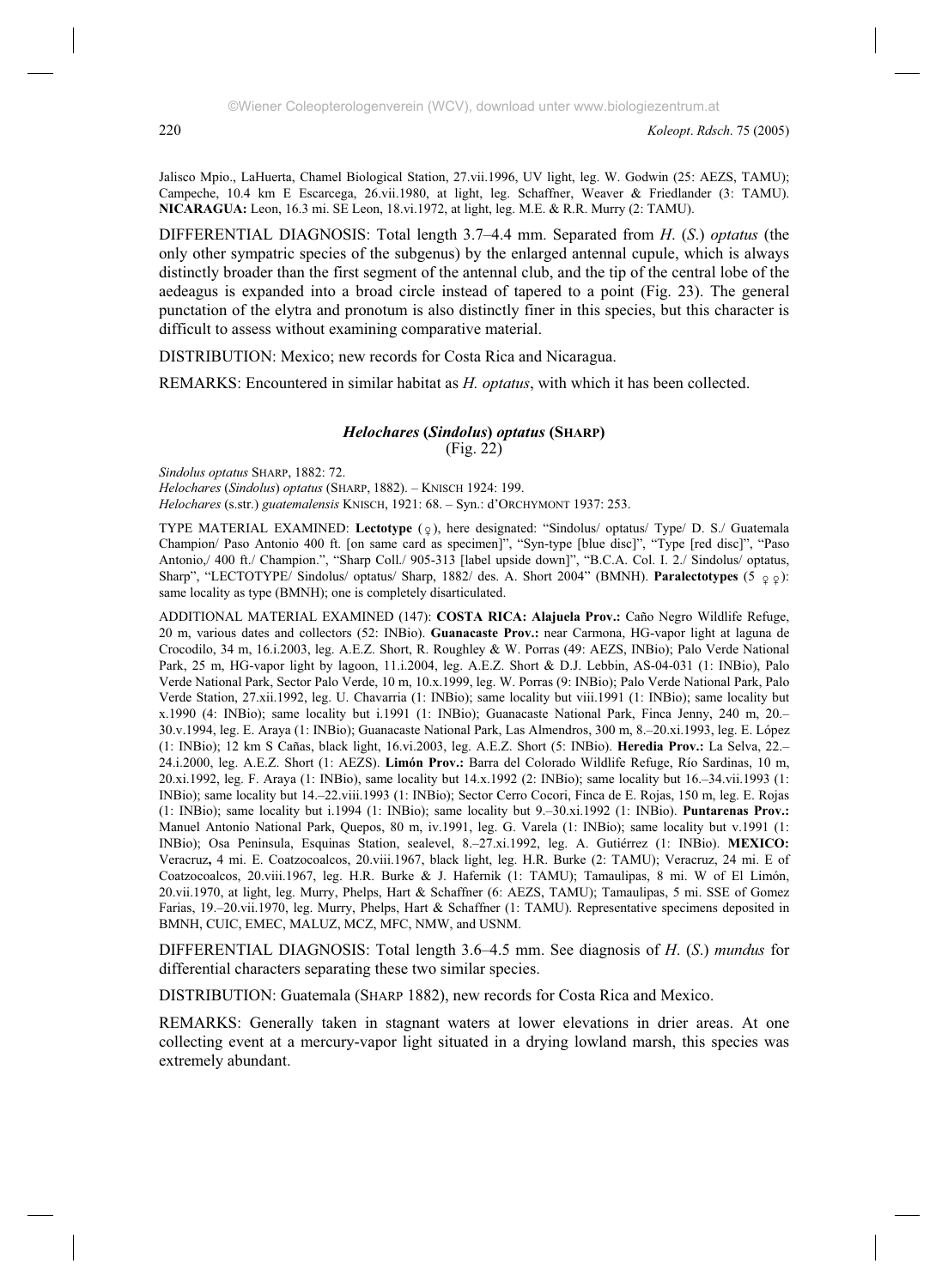Jalisco Mpio., LaHuerta, Chamel Biological Station, 27.vii.1996, UV light, leg. W. Godwin (25: AEZS, TAMU); Campeche, 10.4 km E Escarcega, 26.vii.1980, at light, leg. Schaffner, Weaver & Friedlander (3: TAMU). **NICARAGUA:** Leon, 16.3 mi. SE Leon, 18.vi.1972, at light, leg. M.E. & R.R. Murry (2: TAMU).

DIFFERENTIAL DIAGNOSIS: Total length 3.7–4.4 mm. Separated from *H*. (*S*.) *optatus* (the only other sympatric species of the subgenus) by the enlarged antennal cupule, which is always distinctly broader than the first segment of the antennal club, and the tip of the central lobe of the aedeagus is expanded into a broad circle instead of tapered to a point (Fig. 23). The general punctation of the elytra and pronotum is also distinctly finer in this species, but this character is difficult to assess without examining comparative material.

DISTRIBUTION: Mexico; new records for Costa Rica and Nicaragua.

REMARKS: Encountered in similar habitat as *H. optatus*, with which it has been collected.

### *Helochares* (*Sindolus*) *optatus* (SHARP)
(Fig. 22)

*Sindolus optatus* SHARP, 1882: 72.
*Helochares* (*Sindolus*) *optatus* (SHARP, 1882). – KNISCH 1924: 199.
*Helochares* (s.str.) *guatemalensis* KNISCH, 1921: 68. – Syn.: d'ORCHYMONT 1937: 253.

TYPE MATERIAL EXAMINED: **Lectotype** (♀), here designated: "Sindolus/ optatus/ Type/ D. S./ Guatemala Champion/ Paso Antonio 400 ft. [on same card as specimen]", "Syn-type [blue disc]", "Type [red disc]", "Paso Antonio,/ 400 ft./ Champion.", "Sharp Coll./ 905-313 [label upside down]", "B.C.A. Col. I. 2./ Sindolus/ optatus, Sharp", "LECTOTYPE/ Sindolus/ optatus/ Sharp, 1882/ des. A. Short 2004" (BMNH). **Paralectotypes** (5 ♀♀): same locality as type (BMNH); one is completely disarticulated.

ADDITIONAL MATERIAL EXAMINED (147): **COSTA RICA: Alajuela Prov.:** Caño Negro Wildlife Refuge, 20 m, various dates and collectors (52: INBio). **Guanacaste Prov.:** near Carmona, HG-vapor light at laguna de Crocodilo, 34 m, 16.i.2003, leg. A.E.Z. Short, R. Roughley & W. Porras (49: AEZS, INBio); Palo Verde National Park, 25 m, HG-vapor light by lagoon, 11.i.2004, leg. A.E.Z. Short & D.J. Lebbin, AS-04-031 (1: INBio), Palo Verde National Park, Sector Palo Verde, 10 m, 10.x.1999, leg. W. Porras (9: INBio); Palo Verde National Park, Palo Verde Station, 27.xii.1992, leg. U. Chavarria (1: INBio); same locality but viii.1991 (1: INBio); same locality but x.1990 (4: INBio); same locality but i.1991 (1: INBio); Guanacaste National Park, Finca Jenny, 240 m, 20.–30.v.1994, leg. E. Araya (1: INBio); Guanacaste National Park, Las Almendros, 300 m, 8.–20.xi.1993, leg. E. López (1: INBio); 12 km S Cañas, black light, 16.vi.2003, leg. A.E.Z. Short (5: INBio). **Heredia Prov.:** La Selva, 22.–24.i.2000, leg. A.E.Z. Short (1: AEZS). **Limón Prov.:** Barra del Colorado Wildlife Refuge, Río Sardinas, 10 m, 20.xi.1992, leg. F. Araya (1: INBio), same locality but 14.x.1992 (2: INBio); same locality but 16.–34.vii.1993 (1: INBio); same locality but 14.–22.viii.1993 (1: INBio); Sector Cerro Cocori, Finca de E. Rojas, 150 m, leg. E. Rojas (1: INBio); same locality but i.1994 (1: INBio); same locality but 9.–30.xi.1992 (1: INBio). **Puntarenas Prov.:** Manuel Antonio National Park, Quepos, 80 m, iv.1991, leg. G. Varela (1: INBio); same locality but v.1991 (1: INBio); Osa Peninsula, Esquinas Station, sealevel, 8.–27.xi.1992, leg. A. Gutiérrez (1: INBio). **MEXICO:** Veracruz**,** 4 mi. E. Coatzocoalcos, 20.viii.1967, black light, leg. H.R. Burke (2: TAMU); Veracruz, 24 mi. E of Coatzocoalcos, 20.viii.1967, leg. H.R. Burke & J. Hafernik (1: TAMU); Tamaulipas, 8 mi. W of El Limón, 20.vii.1970, at light, leg. Murry, Phelps, Hart & Schaffner (6: AEZS, TAMU); Tamaulipas, 5 mi. SSE of Gomez Farias, 19.–20.vii.1970, leg. Murry, Phelps, Hart & Schaffner (1: TAMU). Representative specimens deposited in BMNH, CUIC, EMEC, MALUZ, MCZ, MFC, NMW, and USNM.

DIFFERENTIAL DIAGNOSIS: Total length 3.6–4.5 mm. See diagnosis of *H*. (*S*.) *mundus* for differential characters separating these two similar species.

DISTRIBUTION: Guatemala (SHARP 1882), new records for Costa Rica and Mexico.

REMARKS: Generally taken in stagnant waters at lower elevations in drier areas. At one collecting event at a mercury-vapor light situated in a drying lowland marsh, this species was extremely abundant.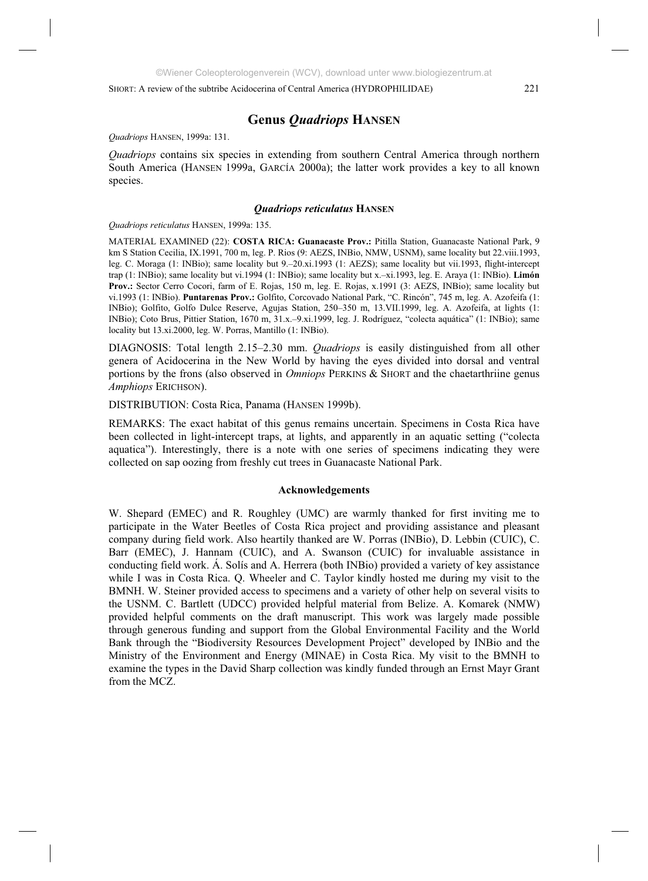## Genus *Quadriops* HANSEN

*Quadriops* HANSEN, 1999a: 131.

*Quadriops* contains six species in extending from southern Central America through northern South America (HANSEN 1999a, GARCÍA 2000a); the latter work provides a key to all known species.

### *Quadriops reticulatus* HANSEN

*Quadriops reticulatus* HANSEN, 1999a: 135.

MATERIAL EXAMINED (22): **COSTA RICA: Guanacaste Prov.:** Pitilla Station, Guanacaste National Park, 9 km S Station Cecilia, IX.1991, 700 m, leg. P. Rios (9: AEZS, INBio, NMW, USNM), same locality but 22.viii.1993, leg. C. Moraga (1: INBio); same locality but 9.–20.xi.1993 (1: AEZS); same locality but vii.1993, flight-intercept trap (1: INBio); same locality but vi.1994 (1: INBio); same locality but x.–xi.1993, leg. E. Araya (1: INBio). **Limón Prov.:** Sector Cerro Cocori, farm of E. Rojas, 150 m, leg. E. Rojas, x.1991 (3: AEZS, INBio); same locality but vi.1993 (1: INBio). **Puntarenas Prov.:** Golfito, Corcovado National Park, "C. Rincón", 745 m, leg. A. Azofeifa (1: INBio); Golfito, Golfo Dulce Reserve, Agujas Station, 250–350 m, 13.VII.1999, leg. A. Azofeifa, at lights (1: INBio); Coto Brus, Pittier Station, 1670 m, 31.x.–9.xi.1999, leg. J. Rodríguez, "colecta aquática" (1: INBio); same locality but 13.xi.2000, leg. W. Porras, Mantillo (1: INBio).

DIAGNOSIS: Total length 2.15–2.30 mm. *Quadriops* is easily distinguished from all other genera of Acidocerina in the New World by having the eyes divided into dorsal and ventral portions by the frons (also observed in *Omniops* PERKINS & SHORT and the chaetarthriine genus *Amphiops* ERICHSON).

DISTRIBUTION: Costa Rica, Panama (HANSEN 1999b).

REMARKS: The exact habitat of this genus remains uncertain. Specimens in Costa Rica have been collected in light-intercept traps, at lights, and apparently in an aquatic setting ("colecta aquatica"). Interestingly, there is a note with one series of specimens indicating they were collected on sap oozing from freshly cut trees in Guanacaste National Park.

#### Acknowledgements

W. Shepard (EMEC) and R. Roughley (UMC) are warmly thanked for first inviting me to participate in the Water Beetles of Costa Rica project and providing assistance and pleasant company during field work. Also heartily thanked are W. Porras (INBio), D. Lebbin (CUIC), C. Barr (EMEC), J. Hannam (CUIC), and A. Swanson (CUIC) for invaluable assistance in conducting field work. Á. Solís and A. Herrera (both INBio) provided a variety of key assistance while I was in Costa Rica. Q. Wheeler and C. Taylor kindly hosted me during my visit to the BMNH. W. Steiner provided access to specimens and a variety of other help on several visits to the USNM. C. Bartlett (UDCC) provided helpful material from Belize. A. Komarek (NMW) provided helpful comments on the draft manuscript. This work was largely made possible through generous funding and support from the Global Environmental Facility and the World Bank through the "Biodiversity Resources Development Project" developed by INBio and the Ministry of the Environment and Energy (MINAE) in Costa Rica. My visit to the BMNH to examine the types in the David Sharp collection was kindly funded through an Ernst Mayr Grant from the MCZ.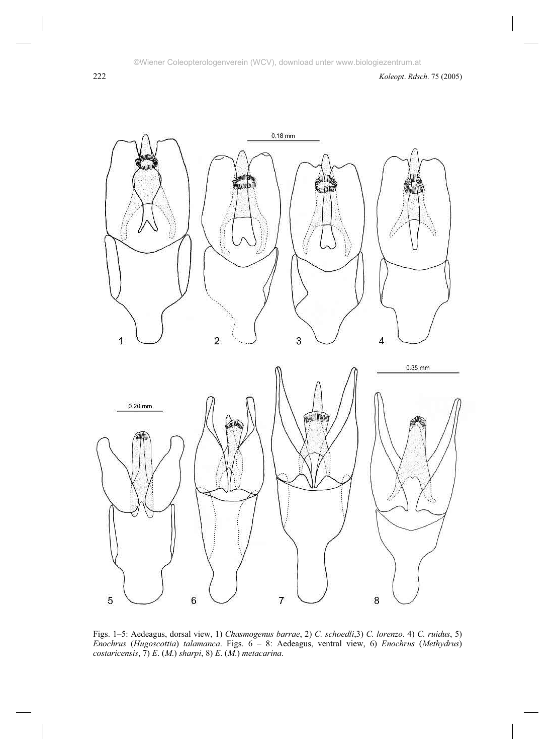Figs. 1–5: Aedeagus, dorsal view, 1) *Chasmogenus barrae*, 2) *C. schoedli*,3) *C. lorenzo*. 4) *C. ruidus*, 5) *Enochrus* (*Hugoscottia*) *talamanca*. Figs. 6 – 8: Aedeagus, ventral view, 6) *Enochrus* (*Methydrus*) *costaricensis*, 7) *E.* (*M.*) *sharpi*, 8) *E.* (*M.*) *metacarina*.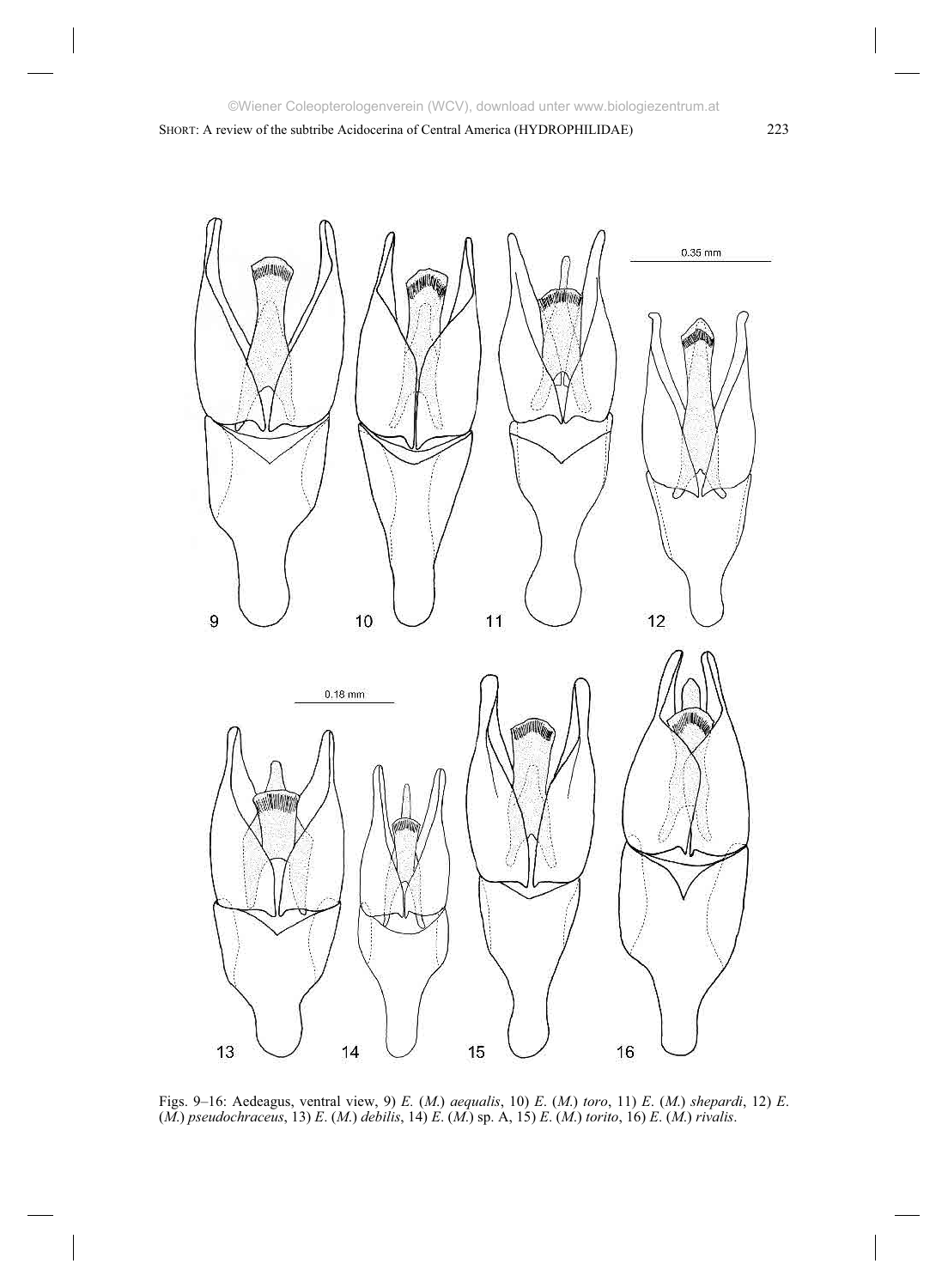Figs. 9–16: Aedeagus, ventral view, 9) *E.* (*M.*) *aequalis*, 10) *E.* (*M.*) *toro*, 11) *E.* (*M.*) *shepardi*, 12) *E.* (*M.*) *pseudochraceus*, 13) *E.* (*M.*) *debilis*, 14) *E.* (*M.*) sp. A, 15) *E.* (*M.*) *torito*, 16) *E.* (*M.*) *rivalis*.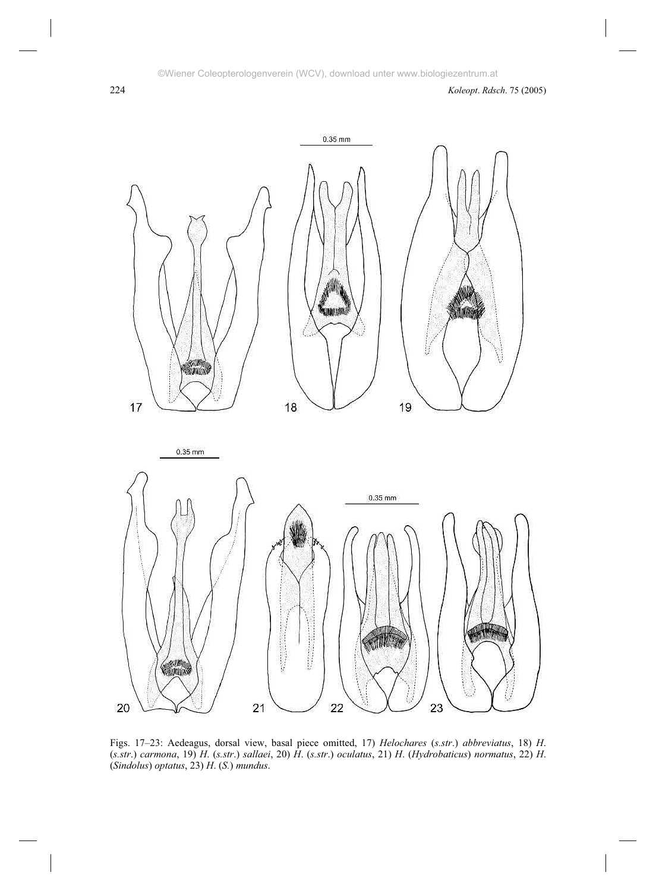Figs. 17–23: Aedeagus, dorsal view, basal piece omitted, 17) *Helochares* (*s.str.*) *abbreviatus*, 18) *H.* (*s.str.*) *carmona*, 19) *H.* (*s.str.*) *sallaei*, 20) *H.* (*s.str.*) *oculatus*, 21) *H.* (*Hydrobaticus*) *normatus*, 22) *H.* (*Sindolus*) *optatus*, 23) *H.* (*S.*) *mundus*.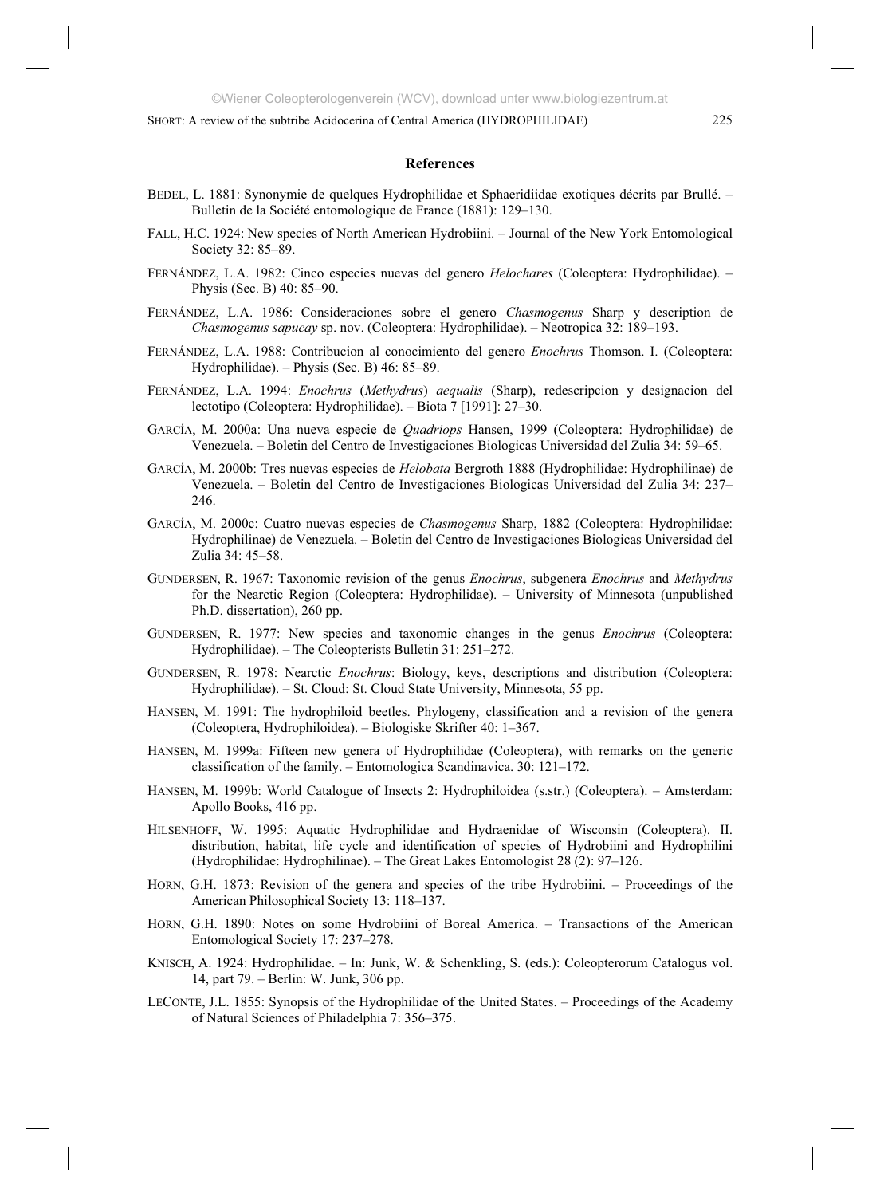## References

BEDEL, L. 1881: Synonymie de quelques Hydrophilidae et Sphaeridiidae exotiques décrits par Brullé. – Bulletin de la Société entomologique de France (1881): 129–130.

FALL, H.C. 1924: New species of North American Hydrobiini. – Journal of the New York Entomological Society 32: 85–89.

FERNÁNDEZ, L.A. 1982: Cinco especies nuevas del genero *Helochares* (Coleoptera: Hydrophilidae). – Physis (Sec. B) 40: 85–90.

FERNÁNDEZ, L.A. 1986: Consideraciones sobre el genero *Chasmogenus* Sharp y description de *Chasmogenus sapucay* sp. nov. (Coleoptera: Hydrophilidae). – Neotropica 32: 189–193.

FERNÁNDEZ, L.A. 1988: Contribucion al conocimiento del genero *Enochrus* Thomson. I. (Coleoptera: Hydrophilidae). – Physis (Sec. B) 46: 85–89.

FERNÁNDEZ, L.A. 1994: *Enochrus* (*Methydrus*) *aequalis* (Sharp), redescripcion y designacion del lectotipo (Coleoptera: Hydrophilidae). – Biota 7 [1991]: 27–30.

GARCÍA, M. 2000a: Una nueva especie de *Quadriops* Hansen, 1999 (Coleoptera: Hydrophilidae) de Venezuela. – Boletin del Centro de Investigaciones Biologicas Universidad del Zulia 34: 59–65.

GARCÍA, M. 2000b: Tres nuevas especies de *Helobata* Bergroth 1888 (Hydrophilidae: Hydrophilinae) de Venezuela. – Boletin del Centro de Investigaciones Biologicas Universidad del Zulia 34: 237–246.

GARCÍA, M. 2000c: Cuatro nuevas especies de *Chasmogenus* Sharp, 1882 (Coleoptera: Hydrophilidae: Hydrophilinae) de Venezuela. – Boletin del Centro de Investigaciones Biologicas Universidad del Zulia 34: 45–58.

GUNDERSEN, R. 1967: Taxonomic revision of the genus *Enochrus*, subgenera *Enochrus* and *Methydrus* for the Nearctic Region (Coleoptera: Hydrophilidae). – University of Minnesota (unpublished Ph.D. dissertation), 260 pp.

GUNDERSEN, R. 1977: New species and taxonomic changes in the genus *Enochrus* (Coleoptera: Hydrophilidae). – The Coleopterists Bulletin 31: 251–272.

GUNDERSEN, R. 1978: Nearctic *Enochrus*: Biology, keys, descriptions and distribution (Coleoptera: Hydrophilidae). – St. Cloud: St. Cloud State University, Minnesota, 55 pp.

HANSEN, M. 1991: The hydrophiloid beetles. Phylogeny, classification and a revision of the genera (Coleoptera, Hydrophiloidea). – Biologiske Skrifter 40: 1–367.

HANSEN, M. 1999a: Fifteen new genera of Hydrophilidae (Coleoptera), with remarks on the generic classification of the family. – Entomologica Scandinavica. 30: 121–172.

HANSEN, M. 1999b: World Catalogue of Insects 2: Hydrophiloidea (s.str.) (Coleoptera). – Amsterdam: Apollo Books, 416 pp.

HILSENHOFF, W. 1995: Aquatic Hydrophilidae and Hydraenidae of Wisconsin (Coleoptera). II. distribution, habitat, life cycle and identification of species of Hydrobiini and Hydrophilini (Hydrophilidae: Hydrophilinae). – The Great Lakes Entomologist 28 (2): 97–126.

HORN, G.H. 1873: Revision of the genera and species of the tribe Hydrobiini. – Proceedings of the American Philosophical Society 13: 118–137.

HORN, G.H. 1890: Notes on some Hydrobiini of Boreal America. – Transactions of the American Entomological Society 17: 237–278.

KNISCH, A. 1924: Hydrophilidae. – In: Junk, W. & Schenkling, S. (eds.): Coleopterorum Catalogus vol. 14, part 79. – Berlin: W. Junk, 306 pp.

LECONTE, J.L. 1855: Synopsis of the Hydrophilidae of the United States. – Proceedings of the Academy of Natural Sciences of Philadelphia 7: 356–375.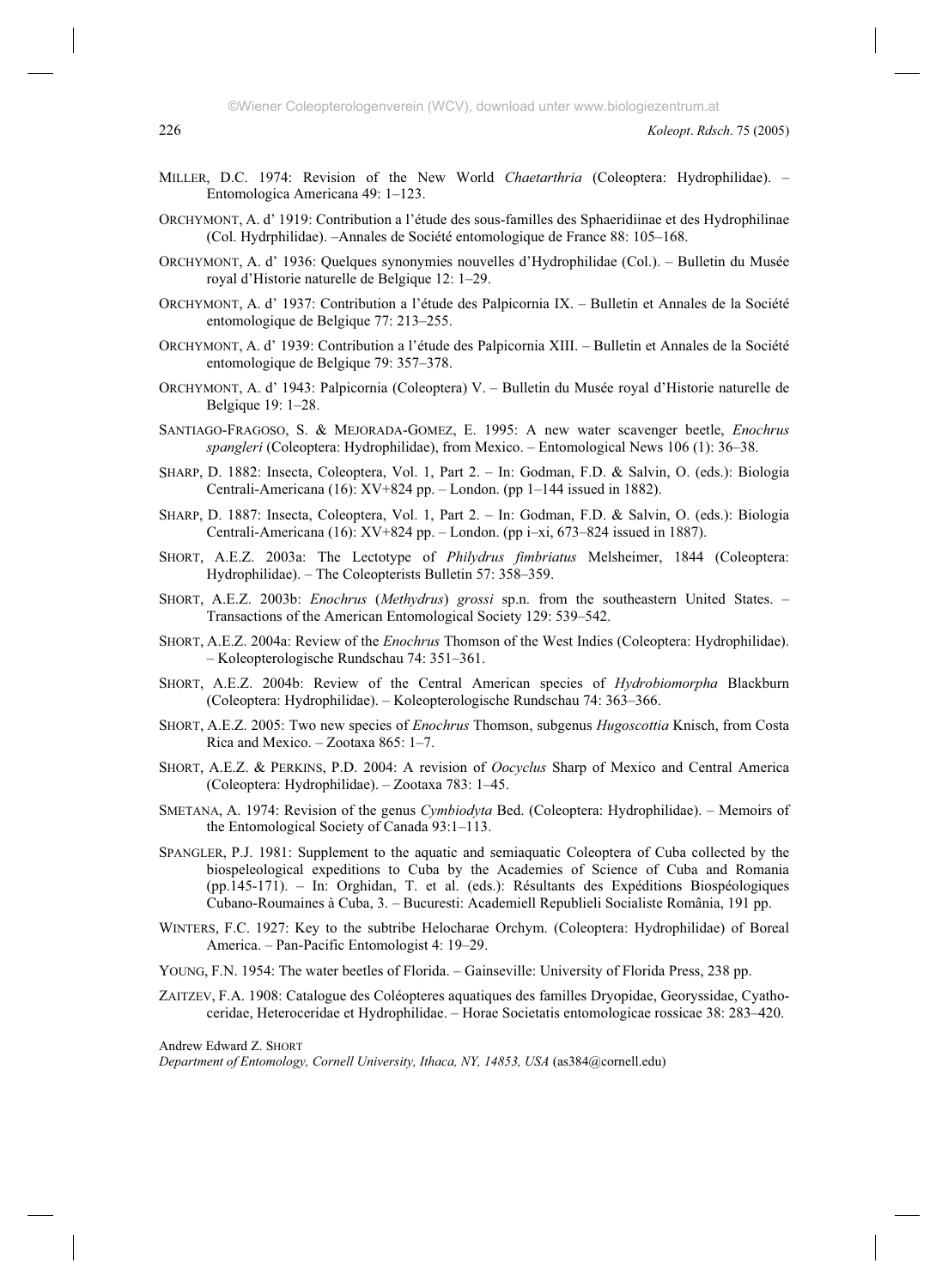MILLER, D.C. 1974: Revision of the New World *Chaetarthria* (Coleoptera: Hydrophilidae). – Entomologica Americana 49: 1–123.

ORCHYMONT, A. d' 1919: Contribution a l'étude des sous-familles des Sphaeridiinae et des Hydrophilinae (Col. Hydrphilidae). –Annales de Société entomologique de France 88: 105–168.

ORCHYMONT, A. d' 1936: Quelques synonymies nouvelles d'Hydrophilidae (Col.). – Bulletin du Musée royal d'Historie naturelle de Belgique 12: 1–29.

ORCHYMONT, A. d' 1937: Contribution a l'étude des Palpicornia IX. – Bulletin et Annales de la Société entomologique de Belgique 77: 213–255.

ORCHYMONT, A. d' 1939: Contribution a l'étude des Palpicornia XIII. – Bulletin et Annales de la Société entomologique de Belgique 79: 357–378.

ORCHYMONT, A. d' 1943: Palpicornia (Coleoptera) V. – Bulletin du Musée royal d'Historie naturelle de Belgique 19: 1–28.

SANTIAGO-FRAGOSO, S. & MEJORADA-GOMEZ, E. 1995: A new water scavenger beetle, *Enochrus spangleri* (Coleoptera: Hydrophilidae), from Mexico. – Entomological News 106 (1): 36–38.

SHARP, D. 1882: Insecta, Coleoptera, Vol. 1, Part 2. – In: Godman, F.D. & Salvin, O. (eds.): Biologia Centrali-Americana (16): XV+824 pp. – London. (pp 1–144 issued in 1882).

SHARP, D. 1887: Insecta, Coleoptera, Vol. 1, Part 2. – In: Godman, F.D. & Salvin, O. (eds.): Biologia Centrali-Americana (16): XV+824 pp. – London. (pp i–xi, 673–824 issued in 1887).

SHORT, A.E.Z. 2003a: The Lectotype of *Philydrus fimbriatus* Melsheimer, 1844 (Coleoptera: Hydrophilidae). – The Coleopterists Bulletin 57: 358–359.

SHORT, A.E.Z. 2003b: *Enochrus* (*Methydrus*) *grossi* sp.n. from the southeastern United States. – Transactions of the American Entomological Society 129: 539–542.

SHORT, A.E.Z. 2004a: Review of the *Enochrus* Thomson of the West Indies (Coleoptera: Hydrophilidae). – Koleopterologische Rundschau 74: 351–361.

SHORT, A.E.Z. 2004b: Review of the Central American species of *Hydrobiomorpha* Blackburn (Coleoptera: Hydrophilidae). – Koleopterologische Rundschau 74: 363–366.

SHORT, A.E.Z. 2005: Two new species of *Enochrus* Thomson, subgenus *Hugoscottia* Knisch, from Costa Rica and Mexico. – Zootaxa 865: 1–7.

SHORT, A.E.Z. & PERKINS, P.D. 2004: A revision of *Oocyclus* Sharp of Mexico and Central America (Coleoptera: Hydrophilidae). – Zootaxa 783: 1–45.

SMETANA, A. 1974: Revision of the genus *Cymbiodyta* Bed. (Coleoptera: Hydrophilidae). – Memoirs of the Entomological Society of Canada 93:1–113.

SPANGLER, P.J. 1981: Supplement to the aquatic and semiaquatic Coleoptera of Cuba collected by the biospeleological expeditions to Cuba by the Academies of Science of Cuba and Romania (pp.145-171). – In: Orghidan, T. et al. (eds.): Résultants des Expéditions Biospéologiques Cubano-Roumaines à Cuba, 3. – Bucuresti: Academiell Republieli Socialiste România, 191 pp.

WINTERS, F.C. 1927: Key to the subtribe Helocharae Orchym. (Coleoptera: Hydrophilidae) of Boreal America. – Pan-Pacific Entomologist 4: 19–29.

YOUNG, F.N. 1954: The water beetles of Florida. – Gainseville: University of Florida Press, 238 pp.

ZAITZEV, F.A. 1908: Catalogue des Coléopteres aquatiques des familles Dryopidae, Georyssidae, Cyathoceridae, Heteroceridae et Hydrophilidae. – Horae Societatis entomologicae rossicae 38: 283–420.

Andrew Edward Z. SHORT
*Department of Entomology, Cornell University, Ithaca, NY, 14853, USA* (as384@cornell.edu)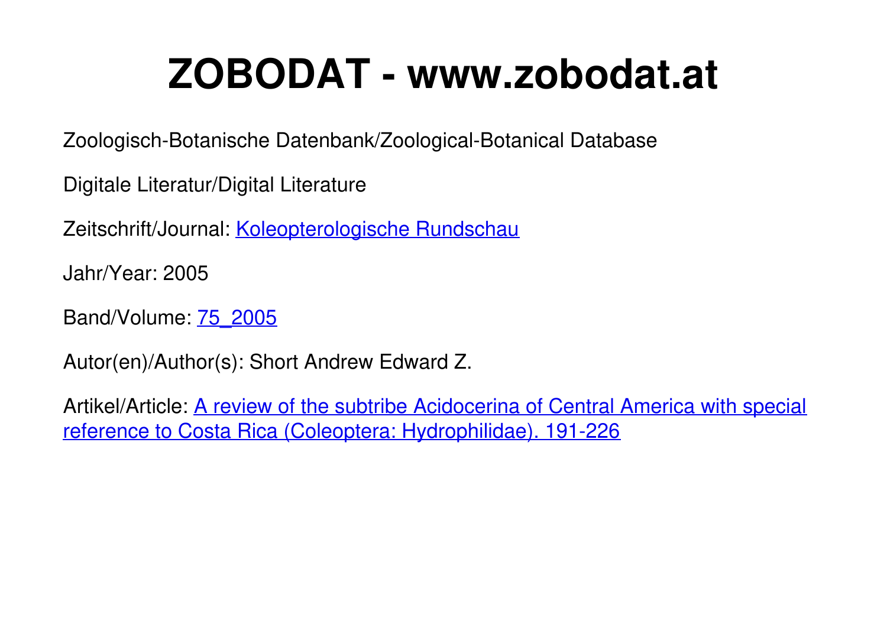# ZOBODAT - www.zobodat.at

Zoologisch-Botanische Datenbank/Zoological-Botanical Database

Digitale Literatur/Digital Literature

Zeitschrift/Journal: Koleopterologische Rundschau

Jahr/Year: 2005

Band/Volume: 75_2005

Autor(en)/Author(s): Short Andrew Edward Z.

Artikel/Article: A review of the subtribe Acidocerina of Central America with special reference to Costa Rica (Coleoptera: Hydrophilidae). 191-226